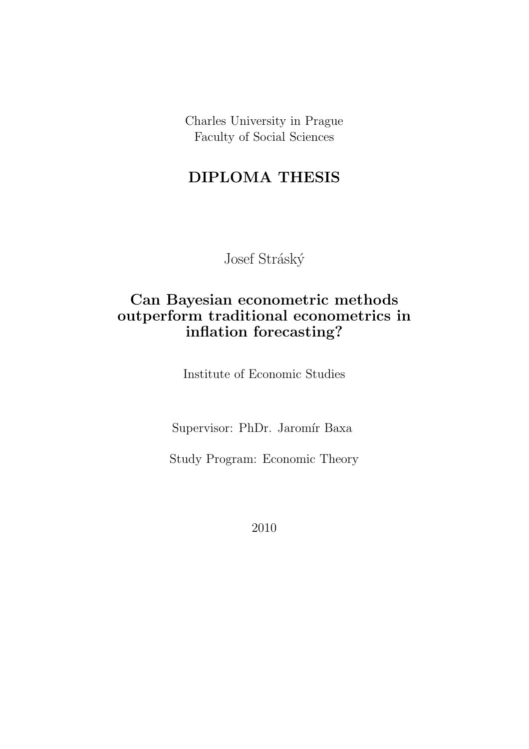Charles University in Prague
Faculty of Social Sciences

# DIPLOMA THESIS

Josef Stráský

## Can Bayesian econometric methods outperform traditional econometrics in inflation forecasting?

Institute of Economic Studies

Supervisor: PhDr. Jaromír Baxa

Study Program: Economic Theory

2010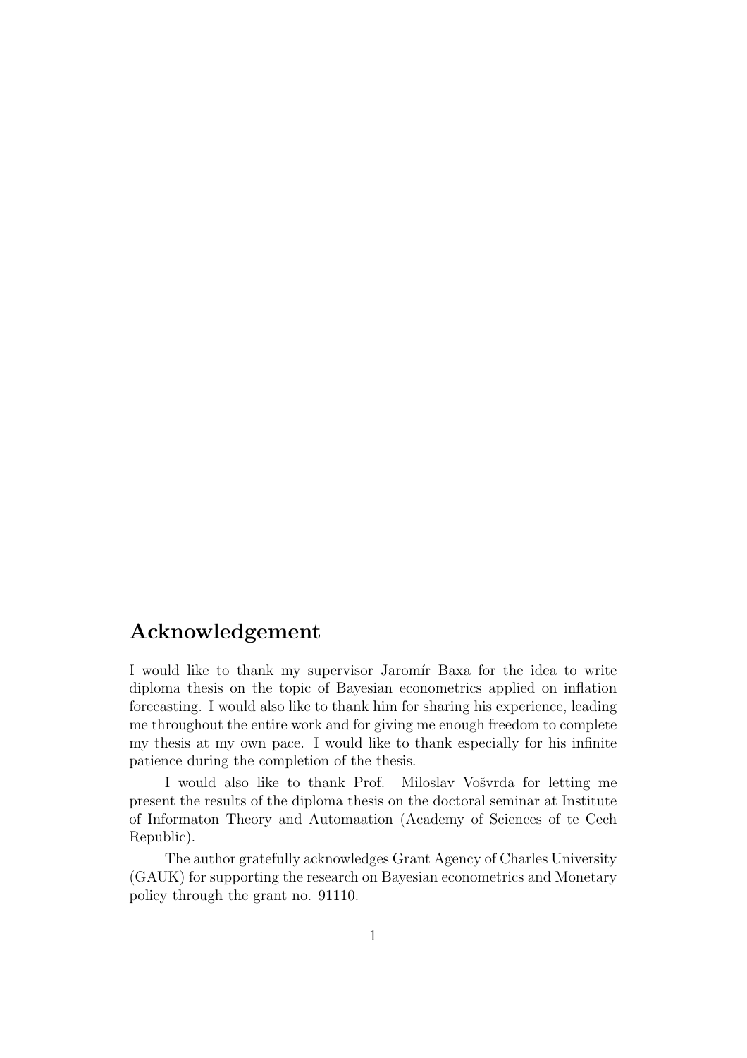## Acknowledgement

I would like to thank my supervisor Jaromír Baxa for the idea to write diploma thesis on the topic of Bayesian econometrics applied on inflation forecasting. I would also like to thank him for sharing his experience, leading me throughout the entire work and for giving me enough freedom to complete my thesis at my own pace. I would like to thank especially for his infinite patience during the completion of the thesis.

I would also like to thank Prof. Miloslav Vošvrda for letting me present the results of the diploma thesis on the doctoral seminar at Institute of Informaton Theory and Automaation (Academy of Sciences of te Cech Republic).

The author gratefully acknowledges Grant Agency of Charles University (GAUK) for supporting the research on Bayesian econometrics and Monetary policy through the grant no. 91110.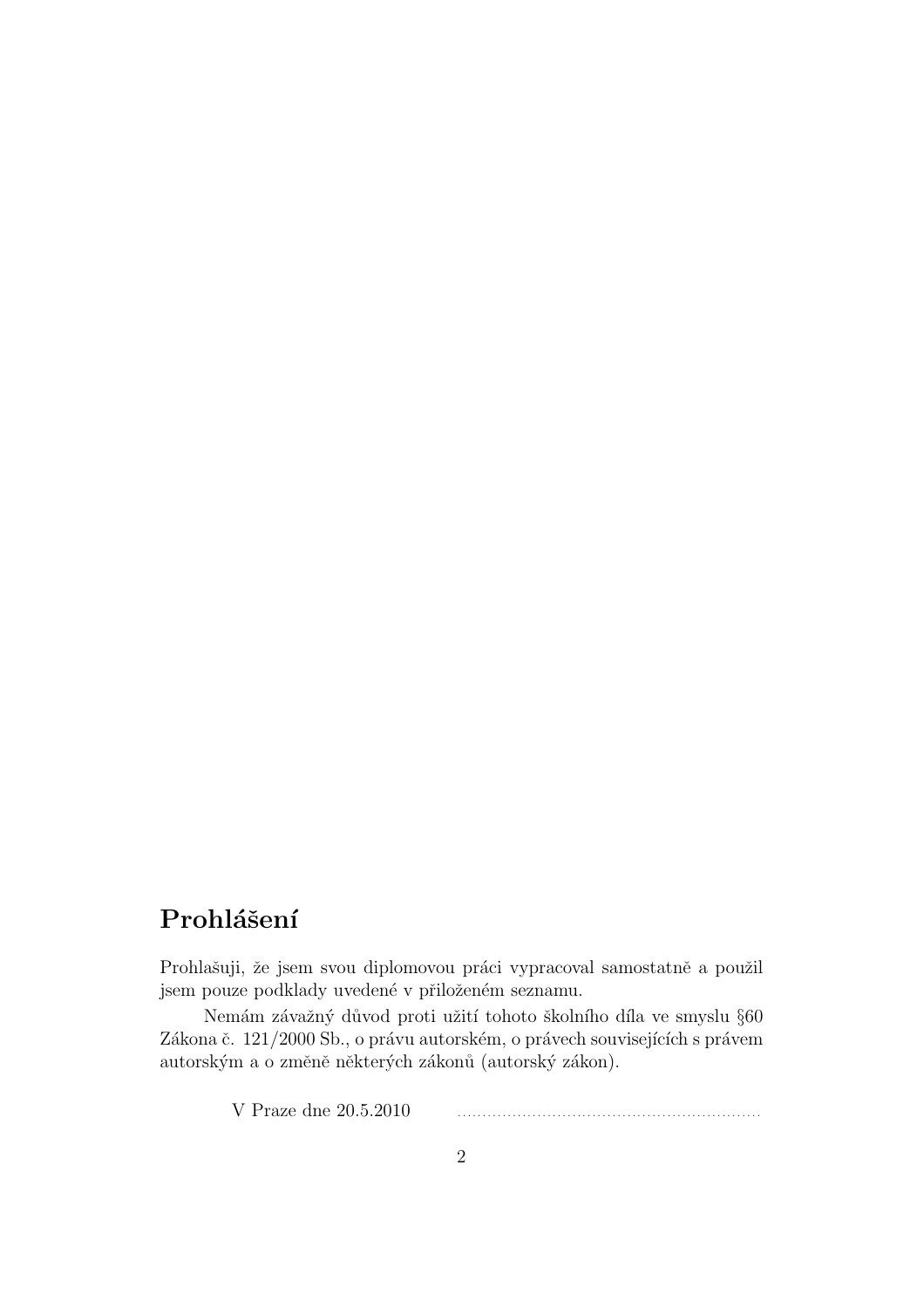## Prohlášení

Prohlašuji, že jsem svou diplomovou práci vypracoval samostatně a použil jsem pouze podklady uvedené v přiloženém seznamu.

Nemám závažný důvod proti užití tohoto školního díla ve smyslu §60 Zákona č. 121/2000 Sb., o právu autorském, o právech souvisejících s právem autorským a o změně některých zákonů (autorský zákon).

V Praze dne 20.5.2010 ..............................................................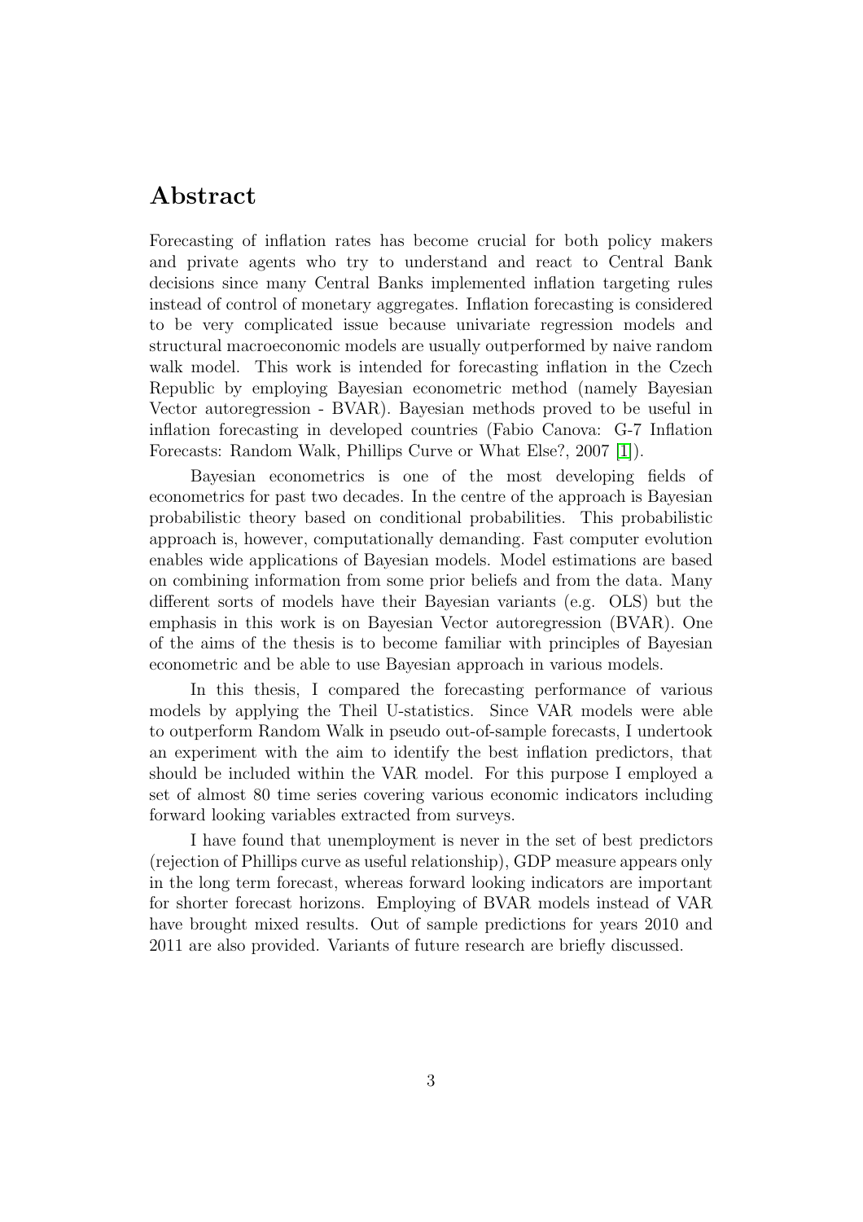## Abstract

Forecasting of inflation rates has become crucial for both policy makers and private agents who try to understand and react to Central Bank decisions since many Central Banks implemented inflation targeting rules instead of control of monetary aggregates. Inflation forecasting is considered to be very complicated issue because univariate regression models and structural macroeconomic models are usually outperformed by naive random walk model. This work is intended for forecasting inflation in the Czech Republic by employing Bayesian econometric method (namely Bayesian Vector autoregression - BVAR). Bayesian methods proved to be useful in inflation forecasting in developed countries (Fabio Canova: G-7 Inflation Forecasts: Random Walk, Phillips Curve or What Else?, 2007 [1]).

Bayesian econometrics is one of the most developing fields of econometrics for past two decades. In the centre of the approach is Bayesian probabilistic theory based on conditional probabilities. This probabilistic approach is, however, computationally demanding. Fast computer evolution enables wide applications of Bayesian models. Model estimations are based on combining information from some prior beliefs and from the data. Many different sorts of models have their Bayesian variants (e.g. OLS) but the emphasis in this work is on Bayesian Vector autoregression (BVAR). One of the aims of the thesis is to become familiar with principles of Bayesian econometric and be able to use Bayesian approach in various models.

In this thesis, I compared the forecasting performance of various models by applying the Theil U-statistics. Since VAR models were able to outperform Random Walk in pseudo out-of-sample forecasts, I undertook an experiment with the aim to identify the best inflation predictors, that should be included within the VAR model. For this purpose I employed a set of almost 80 time series covering various economic indicators including forward looking variables extracted from surveys.

I have found that unemployment is never in the set of best predictors (rejection of Phillips curve as useful relationship), GDP measure appears only in the long term forecast, whereas forward looking indicators are important for shorter forecast horizons. Employing of BVAR models instead of VAR have brought mixed results. Out of sample predictions for years 2010 and 2011 are also provided. Variants of future research are briefly discussed.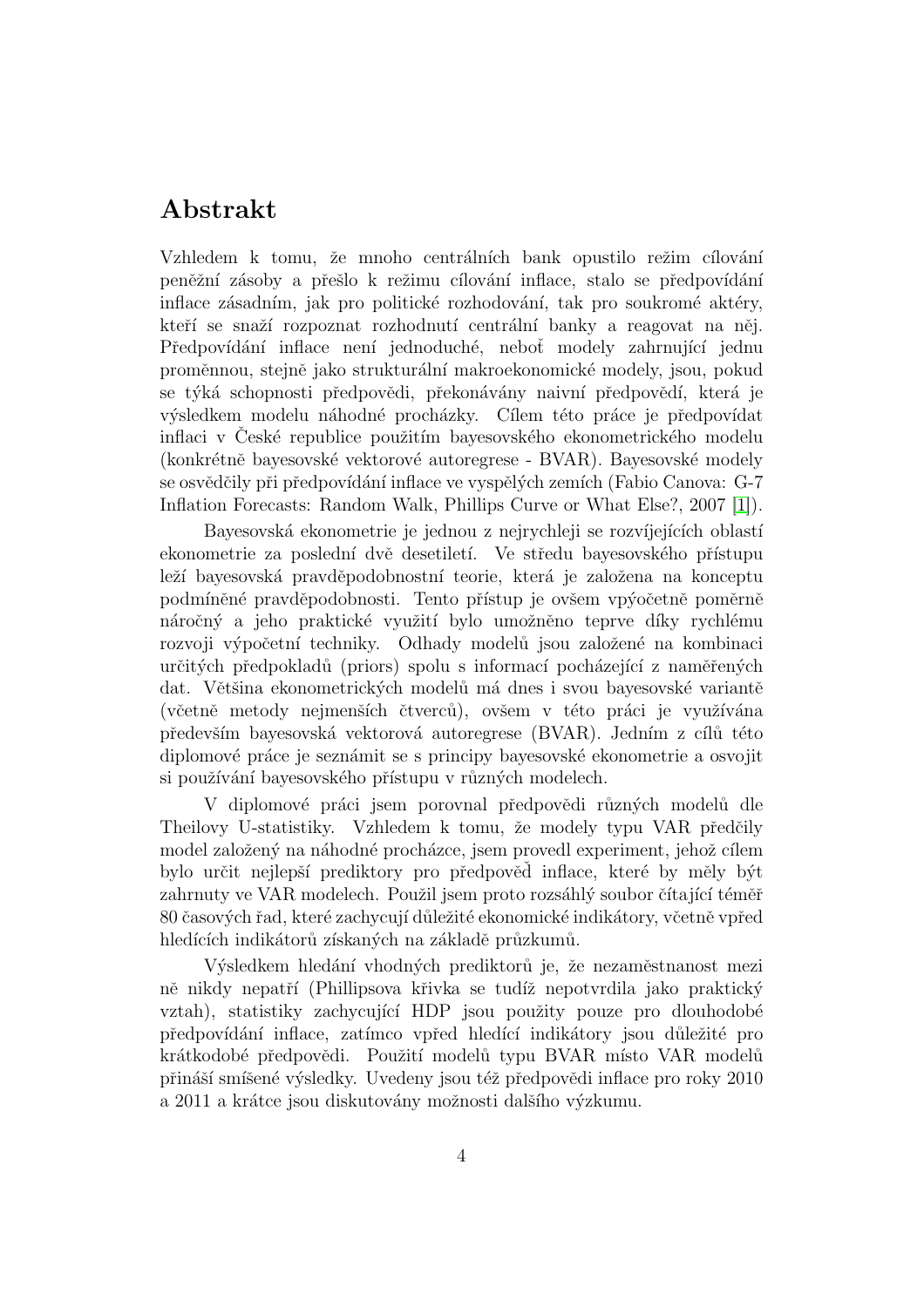# Abstrakt

Vzhledem k tomu, že mnoho centrálních bank opustilo režim cílování peněžní zásoby a přešlo k režimu cílování inflace, stalo se předpovídání inflace zásadním, jak pro politické rozhodování, tak pro soukromé aktéry, kteří se snaží rozpoznat rozhodnutí centrální banky a reagovat na něj. Předpovídání inflace není jednoduché, neboť modely zahrnující jednu proměnnou, stejně jako strukturální makroekonomické modely, jsou, pokud se týká schopnosti předpovědi, překonávány naivní předpovědí, která je výsledkem modelu náhodné procházky. Cílem této práce je předpovídat inflaci v České republice použitím bayesovského ekonometrického modelu (konkrétně bayesovské vektorové autoregrese - BVAR). Bayesovské modely se osvědčily při předpovídání inflace ve vyspělých zemích (Fabio Canova: G-7 Inflation Forecasts: Random Walk, Phillips Curve or What Else?, 2007 [1]).

Bayesovská ekonometrie je jednou z nejrychleji se rozvíjejících oblastí ekonometrie za poslední dvě desetiletí. Ve středu bayesovského přístupu leží bayesovská pravděpodobnostní teorie, která je založena na konceptu podmíněné pravděpodobnosti. Tento přístup je ovšem vpýočetně poměrně náročný a jeho praktické využití bylo umožněno teprve díky rychlému rozvoji výpočetní techniky. Odhady modelů jsou založené na kombinaci určitých předpokladů (priors) spolu s informací pocházející z naměřených dat. Většina ekonometrických modelů má dnes i svou bayesovské variantě (včetně metody nejmenších čtverců), ovšem v této práci je využívána především bayesovská vektorová autoregrese (BVAR). Jedním z cílů této diplomové práce je seznámit se s principy bayesovské ekonometrie a osvojit si používání bayesovského přístupu v různých modelech.

V diplomové práci jsem porovnal předpovědi různých modelů dle Theilovy U-statistiky. Vzhledem k tomu, že modely typu VAR předčily model založený na náhodné procházce, jsem provedl experiment, jehož cílem bylo určit nejlepší prediktory pro předpověď inflace, které by měly být zahrnuty ve VAR modelech. Použil jsem proto rozsáhlý soubor čítající téměř 80 časových řad, které zachycují důležité ekonomické indikátory, včetně vpřed hledících indikátorů získaných na základě průzkumů.

Výsledkem hledání vhodných prediktorů je, že nezaměstnanost mezi ně nikdy nepatří (Phillipsova křivka se tudíž nepotvrdila jako praktický vztah), statistiky zachycující HDP jsou použity pouze pro dlouhodobé předpovídání inflace, zatímco vpřed hledící indikátory jsou důležité pro krátkodobé předpovědi. Použití modelů typu BVAR místo VAR modelů přináší smíšené výsledky. Uvedeny jsou též předpovědi inflace pro roky 2010 a 2011 a krátce jsou diskutovány možnosti dalšího výzkumu.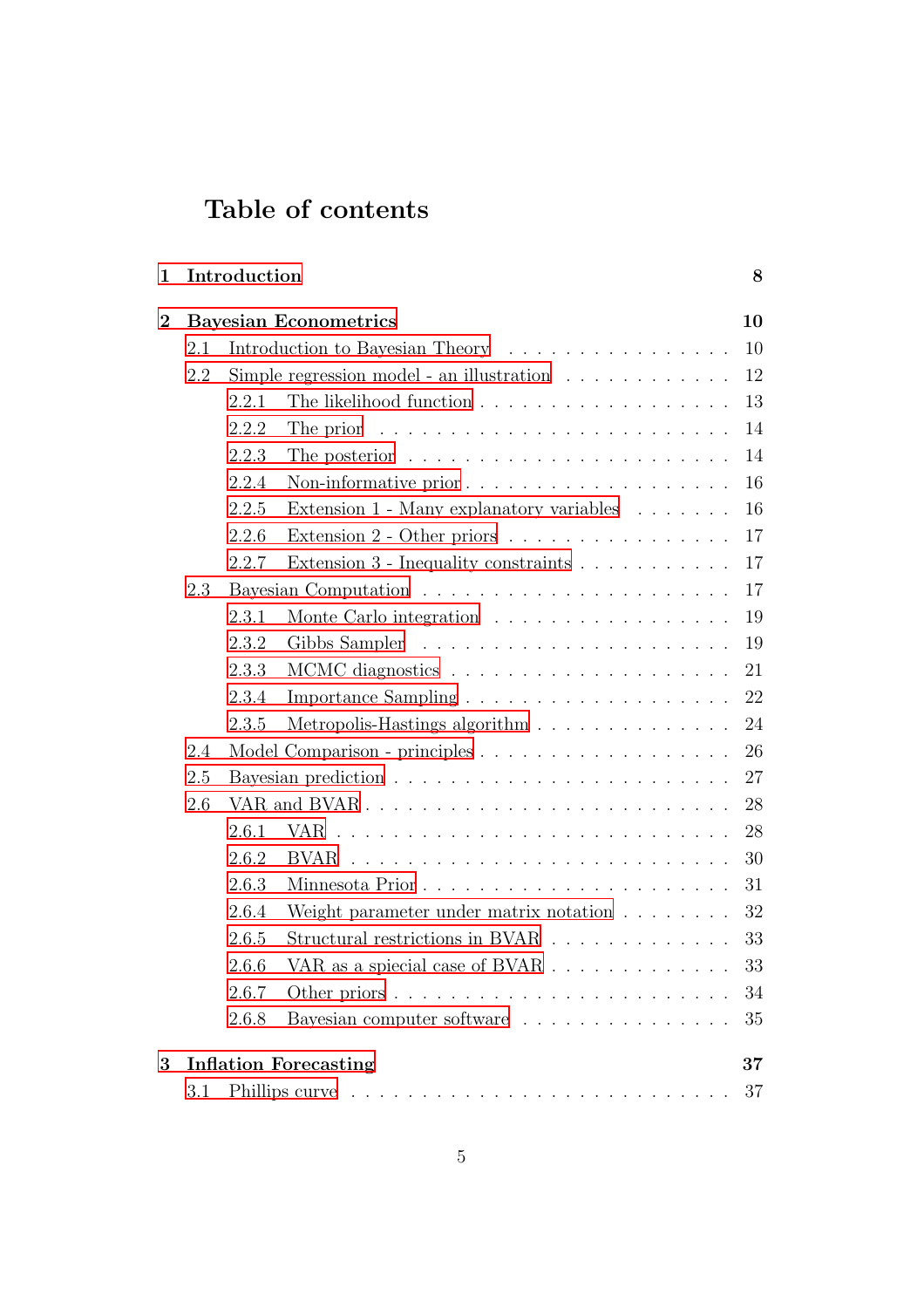# Table of contents

**1 Introduction** **8**

**2 Bayesian Econometrics** **10**

- 2.1 Introduction to Bayesian Theory . . . . . . . . . . . . . . . . 10
- 2.2 Simple regression model - an illustration . . . . . . . . . . . . 12
  - 2.2.1 The likelihood function . . . . . . . . . . . . . . . . . . 13
  - 2.2.2 The prior . . . . . . . . . . . . . . . . . . . . . . . . . 14
  - 2.2.3 The posterior . . . . . . . . . . . . . . . . . . . . . . . 14
  - 2.2.4 Non-informative prior . . . . . . . . . . . . . . . . . . . 16
  - 2.2.5 Extension 1 - Many explanatory variables . . . . . . . 16
  - 2.2.6 Extension 2 - Other priors . . . . . . . . . . . . . . . . 17
  - 2.2.7 Extension 3 - Inequality constraints . . . . . . . . . . . 17
- 2.3 Bayesian Computation . . . . . . . . . . . . . . . . . . . . . . 17
  - 2.3.1 Monte Carlo integration . . . . . . . . . . . . . . . . . 19
  - 2.3.2 Gibbs Sampler . . . . . . . . . . . . . . . . . . . . . . 19
  - 2.3.3 MCMC diagnostics . . . . . . . . . . . . . . . . . . . . 21
  - 2.3.4 Importance Sampling . . . . . . . . . . . . . . . . . . . 22
  - 2.3.5 Metropolis-Hastings algorithm . . . . . . . . . . . . . . 24
- 2.4 Model Comparison - principles . . . . . . . . . . . . . . . . . 26
- 2.5 Bayesian prediction . . . . . . . . . . . . . . . . . . . . . . . 27
- 2.6 VAR and BVAR . . . . . . . . . . . . . . . . . . . . . . . . . 28
  - 2.6.1 VAR . . . . . . . . . . . . . . . . . . . . . . . . . . . 28
  - 2.6.2 BVAR . . . . . . . . . . . . . . . . . . . . . . . . . . 30
  - 2.6.3 Minnesota Prior . . . . . . . . . . . . . . . . . . . . . 31
  - 2.6.4 Weight parameter under matrix notation . . . . . . . . 32
  - 2.6.5 Structural restrictions in BVAR . . . . . . . . . . . . . 33
  - 2.6.6 VAR as a spiecial case of BVAR . . . . . . . . . . . . . 33
  - 2.6.7 Other priors . . . . . . . . . . . . . . . . . . . . . . . 34
  - 2.6.8 Bayesian computer software . . . . . . . . . . . . . . . 35

**3 Inflation Forecasting** **37**

- 3.1 Phillips curve . . . . . . . . . . . . . . . . . . . . . . . . . . 37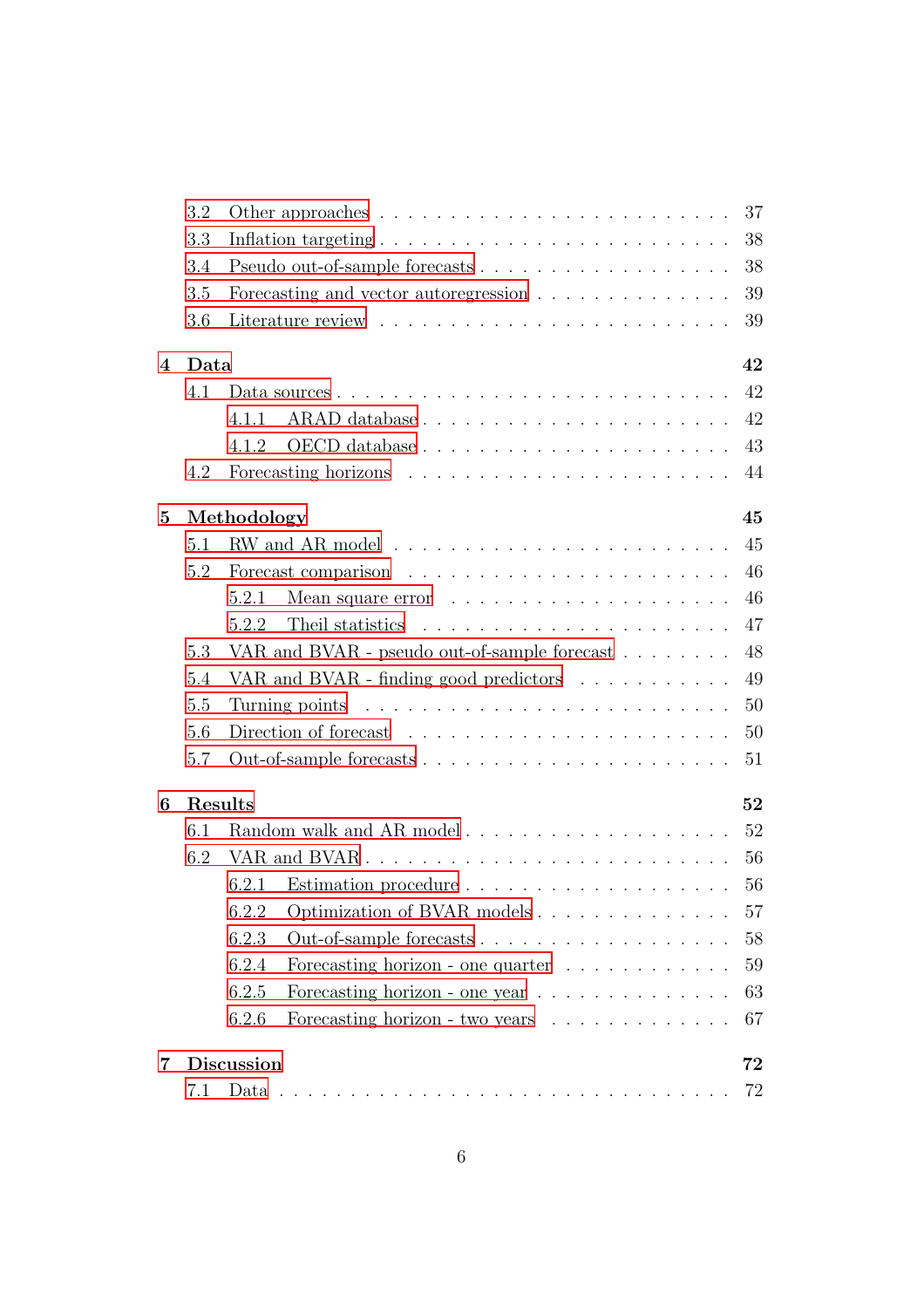- 3.2 Other approaches . . . . . . . . . . . . . . . . . . . . . . . 37
- 3.3 Inflation targeting . . . . . . . . . . . . . . . . . . . . . . . 38
- 3.4 Pseudo out-of-sample forecasts . . . . . . . . . . . . . . . . . 38
- 3.5 Forecasting and vector autoregression . . . . . . . . . . . . . 39
- 3.6 Literature review . . . . . . . . . . . . . . . . . . . . . . . . 39

**4 Data** **42**

- 4.1 Data sources . . . . . . . . . . . . . . . . . . . . . . . . . . 42
  - 4.1.1 ARAD database . . . . . . . . . . . . . . . . . . . . . 42
  - 4.1.2 OECD database . . . . . . . . . . . . . . . . . . . . . 43
- 4.2 Forecasting horizons . . . . . . . . . . . . . . . . . . . . . . 44

**5 Methodology** **45**

- 5.1 RW and AR model . . . . . . . . . . . . . . . . . . . . . . . . 45
- 5.2 Forecast comparison . . . . . . . . . . . . . . . . . . . . . . 46
  - 5.2.1 Mean square error . . . . . . . . . . . . . . . . . . . . 46
  - 5.2.2 Theil statistics . . . . . . . . . . . . . . . . . . . . . 47
- 5.3 VAR and BVAR - pseudo out-of-sample forecast . . . . . . . . 48
- 5.4 VAR and BVAR - finding good predictors . . . . . . . . . . . 49
- 5.5 Turning points . . . . . . . . . . . . . . . . . . . . . . . . . 50
- 5.6 Direction of forecast . . . . . . . . . . . . . . . . . . . . . . 50
- 5.7 Out-of-sample forecasts . . . . . . . . . . . . . . . . . . . . . 51

**6 Results** **52**

- 6.1 Random walk and AR model . . . . . . . . . . . . . . . . . . 52
- 6.2 VAR and BVAR . . . . . . . . . . . . . . . . . . . . . . . . . 56
  - 6.2.1 Estimation procedure . . . . . . . . . . . . . . . . . . 56
  - 6.2.2 Optimization of BVAR models . . . . . . . . . . . . . 57
  - 6.2.3 Out-of-sample forecasts . . . . . . . . . . . . . . . . . 58
  - 6.2.4 Forecasting horizon - one quarter . . . . . . . . . . . 59
  - 6.2.5 Forecasting horizon - one year . . . . . . . . . . . . . 63
  - 6.2.6 Forecasting horizon - two years . . . . . . . . . . . . 67

**7 Discussion** **72**

- 7.1 Data . . . . . . . . . . . . . . . . . . . . . . . . . . . . . . . 72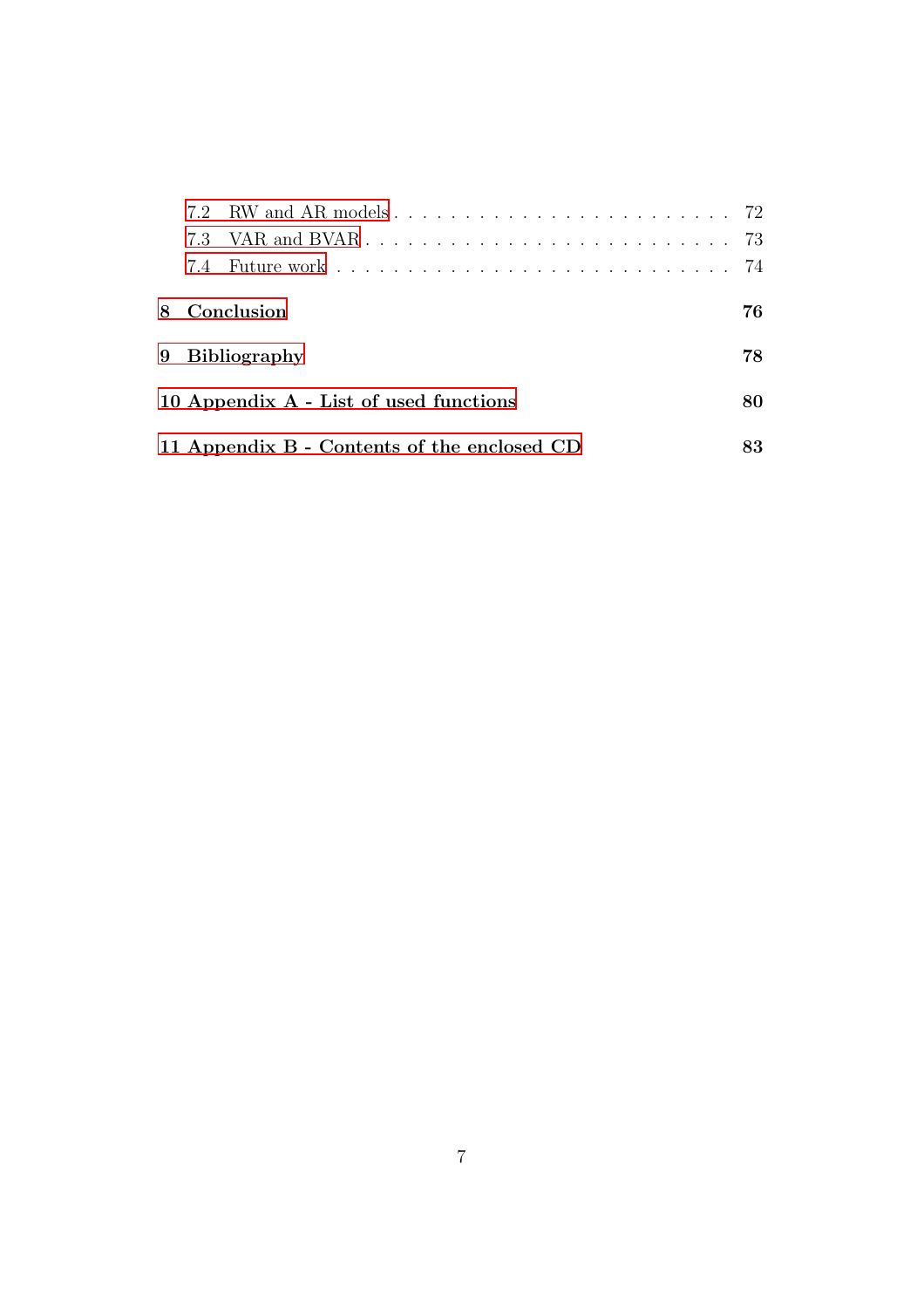- 7.2 RW and AR models . . . . . . . . . . . . . . . . . . . . . . . . 72
- 7.3 VAR and BVAR . . . . . . . . . . . . . . . . . . . . . . . . . . 73
- 7.4 Future work . . . . . . . . . . . . . . . . . . . . . . . . . . . . 74

**8 Conclusion** **76**

**9 Bibliography** **78**

**10 Appendix A - List of used functions** **80**

**11 Appendix B - Contents of the enclosed CD** **83**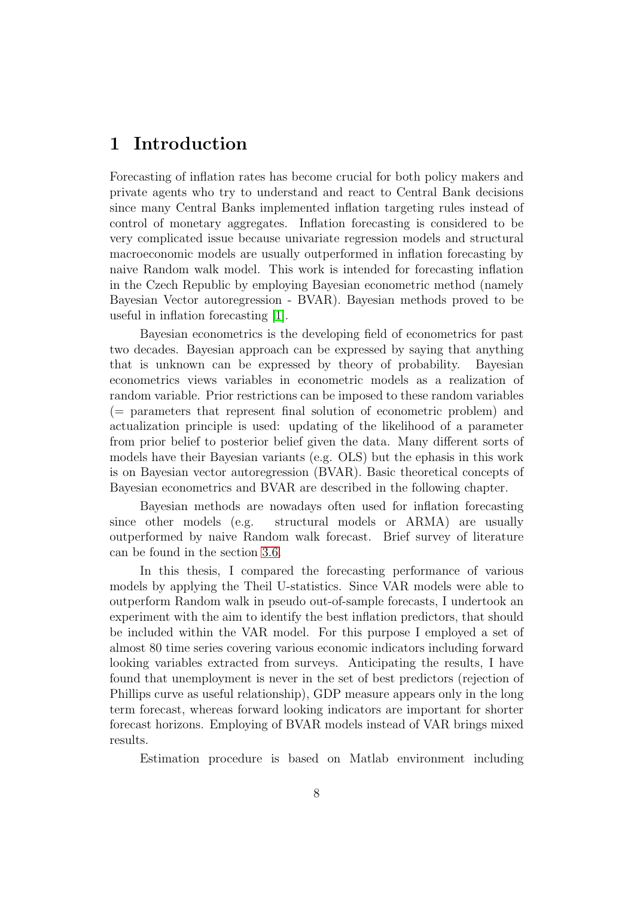# 1 Introduction

Forecasting of inflation rates has become crucial for both policy makers and private agents who try to understand and react to Central Bank decisions since many Central Banks implemented inflation targeting rules instead of control of monetary aggregates. Inflation forecasting is considered to be very complicated issue because univariate regression models and structural macroeconomic models are usually outperformed in inflation forecasting by naive Random walk model. This work is intended for forecasting inflation in the Czech Republic by employing Bayesian econometric method (namely Bayesian Vector autoregression - BVAR). Bayesian methods proved to be useful in inflation forecasting [1].

Bayesian econometrics is the developing field of econometrics for past two decades. Bayesian approach can be expressed by saying that anything that is unknown can be expressed by theory of probability. Bayesian econometrics views variables in econometric models as a realization of random variable. Prior restrictions can be imposed to these random variables (= parameters that represent final solution of econometric problem) and actualization principle is used: updating of the likelihood of a parameter from prior belief to posterior belief given the data. Many different sorts of models have their Bayesian variants (e.g. OLS) but the ephasis in this work is on Bayesian vector autoregression (BVAR). Basic theoretical concepts of Bayesian econometrics and BVAR are described in the following chapter.

Bayesian methods are nowadays often used for inflation forecasting since other models (e.g. structural models or ARMA) are usually outperformed by naive Random walk forecast. Brief survey of literature can be found in the section 3.6.

In this thesis, I compared the forecasting performance of various models by applying the Theil U-statistics. Since VAR models were able to outperform Random walk in pseudo out-of-sample forecasts, I undertook an experiment with the aim to identify the best inflation predictors, that should be included within the VAR model. For this purpose I employed a set of almost 80 time series covering various economic indicators including forward looking variables extracted from surveys. Anticipating the results, I have found that unemployment is never in the set of best predictors (rejection of Phillips curve as useful relationship), GDP measure appears only in the long term forecast, whereas forward looking indicators are important for shorter forecast horizons. Employing of BVAR models instead of VAR brings mixed results.

Estimation procedure is based on Matlab environment including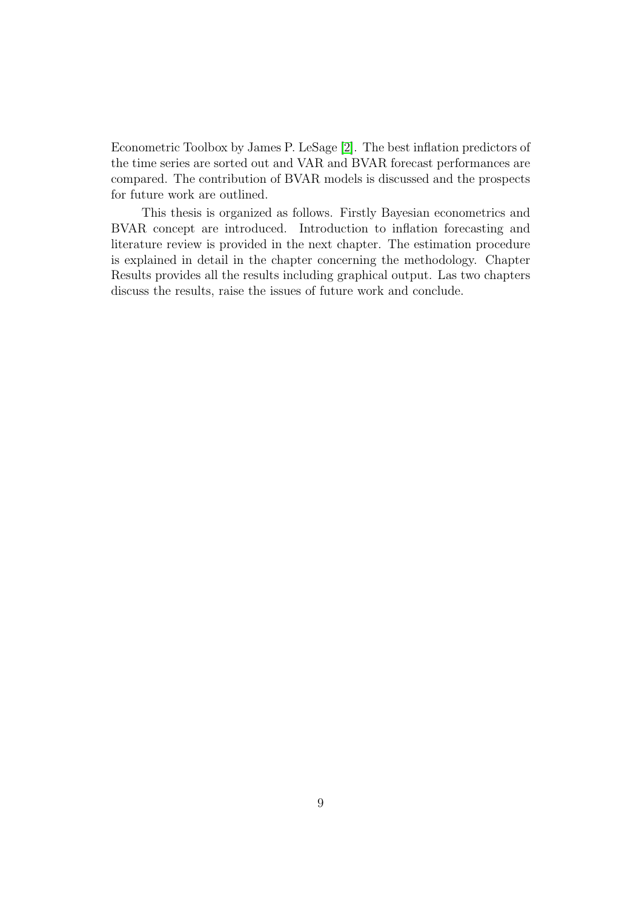Econometric Toolbox by James P. LeSage [2]. The best inflation predictors of the time series are sorted out and VAR and BVAR forecast performances are compared. The contribution of BVAR models is discussed and the prospects for future work are outlined.

This thesis is organized as follows. Firstly Bayesian econometrics and BVAR concept are introduced. Introduction to inflation forecasting and literature review is provided in the next chapter. The estimation procedure is explained in detail in the chapter concerning the methodology. Chapter Results provides all the results including graphical output. Las two chapters discuss the results, raise the issues of future work and conclude.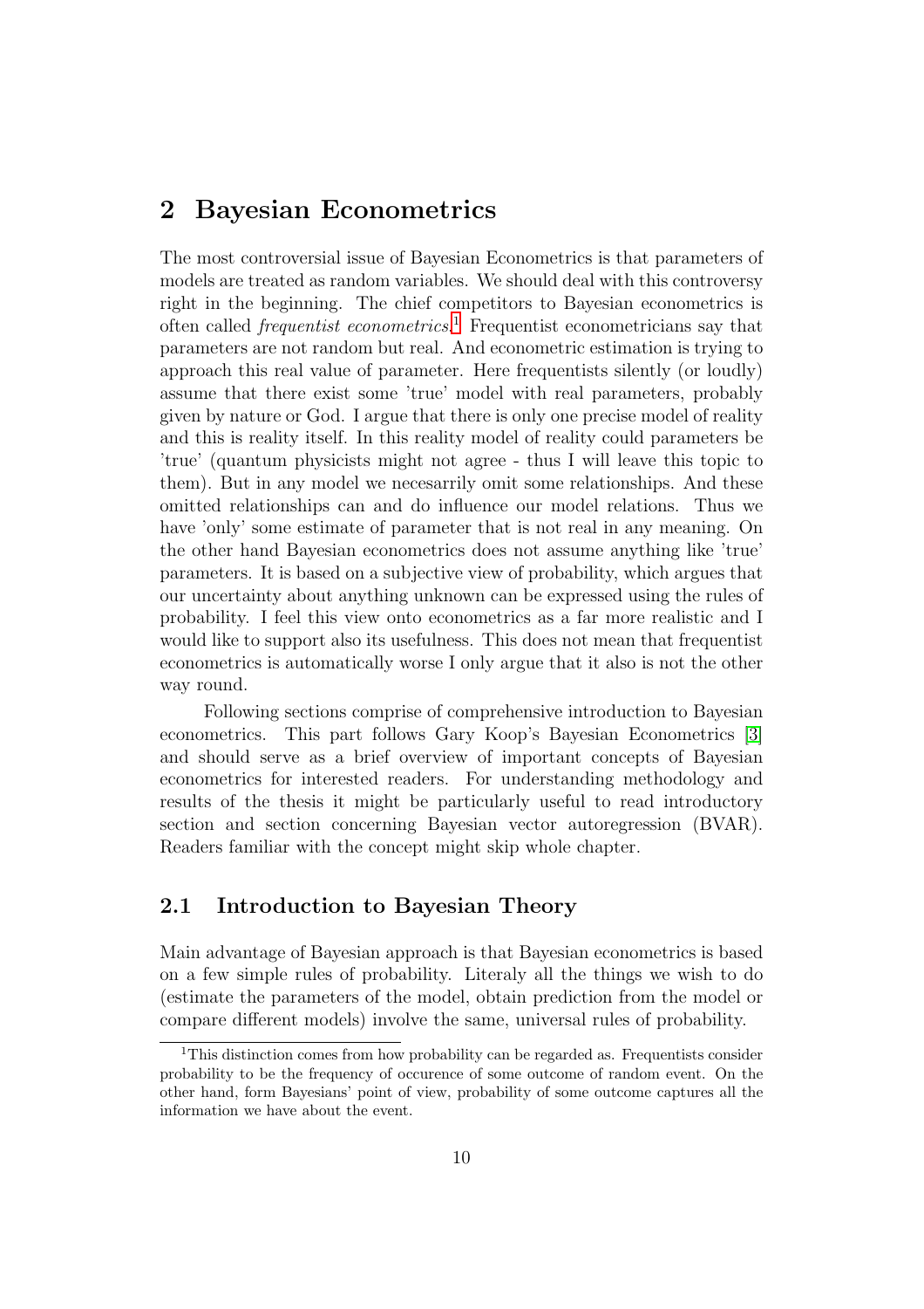## 2 Bayesian Econometrics

The most controversial issue of Bayesian Econometrics is that parameters of models are treated as random variables. We should deal with this controversy right in the beginning. The chief competitors to Bayesian econometrics is often called *frequentist econometrics*.[1] Frequentist econometricians say that parameters are not random but real. And econometric estimation is trying to approach this real value of parameter. Here frequentists silently (or loudly) assume that there exist some 'true' model with real parameters, probably given by nature or God. I argue that there is only one precise model of reality and this is reality itself. In this reality model of reality could parameters be 'true' (quantum physicists might not agree - thus I will leave this topic to them). But in any model we necesarrily omit some relationships. And these omitted relationships can and do influence our model relations. Thus we have 'only' some estimate of parameter that is not real in any meaning. On the other hand Bayesian econometrics does not assume anything like 'true' parameters. It is based on a subjective view of probability, which argues that our uncertainty about anything unknown can be expressed using the rules of probability. I feel this view onto econometrics as a far more realistic and I would like to support also its usefulness. This does not mean that frequentist econometrics is automatically worse I only argue that it also is not the other way round.

Following sections comprise of comprehensive introduction to Bayesian econometrics. This part follows Gary Koop's Bayesian Econometrics [3] and should serve as a brief overview of important concepts of Bayesian econometrics for interested readers. For understanding methodology and results of the thesis it might be particularly useful to read introductory section and section concerning Bayesian vector autoregression (BVAR). Readers familiar with the concept might skip whole chapter.

### 2.1 Introduction to Bayesian Theory

Main advantage of Bayesian approach is that Bayesian econometrics is based on a few simple rules of probability. Literaly all the things we wish to do (estimate the parameters of the model, obtain prediction from the model or compare different models) involve the same, universal rules of probability.

[1] This distinction comes from how probability can be regarded as. Frequentists consider probability to be the frequency of occurence of some outcome of random event. On the other hand, form Bayesians' point of view, probability of some outcome captures all the information we have about the event.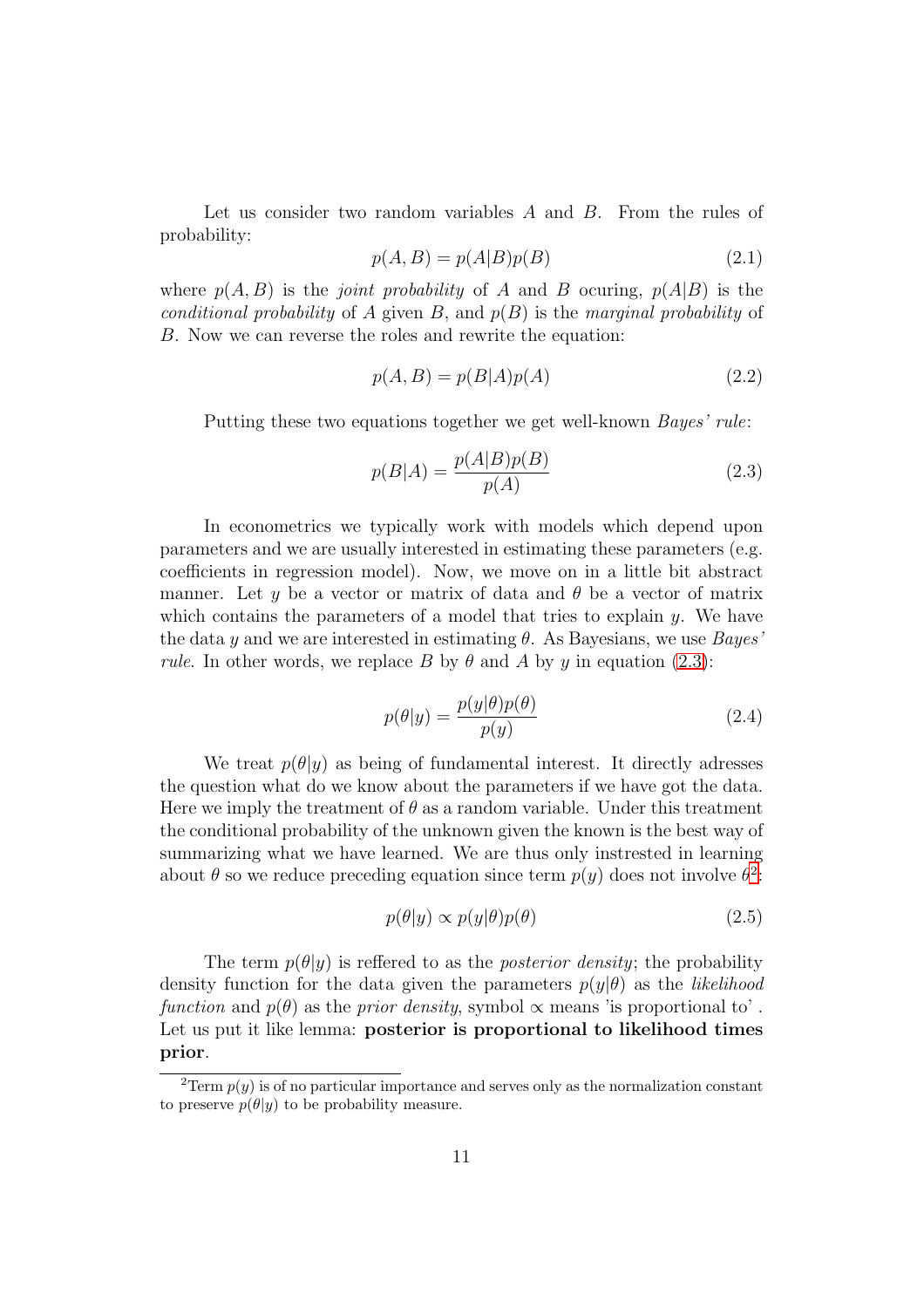Let us consider two random variables $A$ and $B$. From the rules of probability:

$$p(A, B) = p(A|B)p(B) \tag{2.1}$$

where $p(A, B)$ is the *joint probability* of $A$ and $B$ ocuring, $p(A|B)$ is the *conditional probability* of $A$ given $B$, and $p(B)$ is the *marginal probability* of $B$. Now we can reverse the roles and rewrite the equation:

$$p(A, B) = p(B|A)p(A) \tag{2.2}$$

Putting these two equations together we get well-known *Bayes' rule*:

$$p(B|A) = \frac{p(A|B)p(B)}{p(A)} \tag{2.3}$$

In econometrics we typically work with models which depend upon parameters and we are usually interested in estimating these parameters (e.g. coefficients in regression model). Now, we move on in a little bit abstract manner. Let $y$ be a vector or matrix of data and $\theta$ be a vector of matrix which contains the parameters of a model that tries to explain $y$. We have the data $y$ and we are interested in estimating $\theta$. As Bayesians, we use *Bayes' rule*. In other words, we replace $B$ by $\theta$ and $A$ by $y$ in equation (2.3):

$$p(\theta|y) = \frac{p(y|\theta)p(\theta)}{p(y)} \tag{2.4}$$

We treat $p(\theta|y)$ as being of fundamental interest. It directly adresses the question what do we know about the parameters if we have got the data. Here we imply the treatment of $\theta$ as a random variable. Under this treatment the conditional probability of the unknown given the known is the best way of summarizing what we have learned. We are thus only instrested in learning about $\theta$ so we reduce preceding equation since term $p(y)$ does not involve $\theta$[2]:

$$p(\theta|y) \propto p(y|\theta)p(\theta) \tag{2.5}$$

The term $p(\theta|y)$ is reffered to as the *posterior density*; the probability density function for the data given the parameters $p(y|\theta)$ as the *likelihood function* and $p(\theta)$ as the *prior density*, symbol $\propto$ means 'is proportional to' . Let us put it like lemma: **posterior is proportional to likelihood times prior**.

[2] Term $p(y)$ is of no particular importance and serves only as the normalization constant to preserve $p(\theta|y)$ to be probability measure.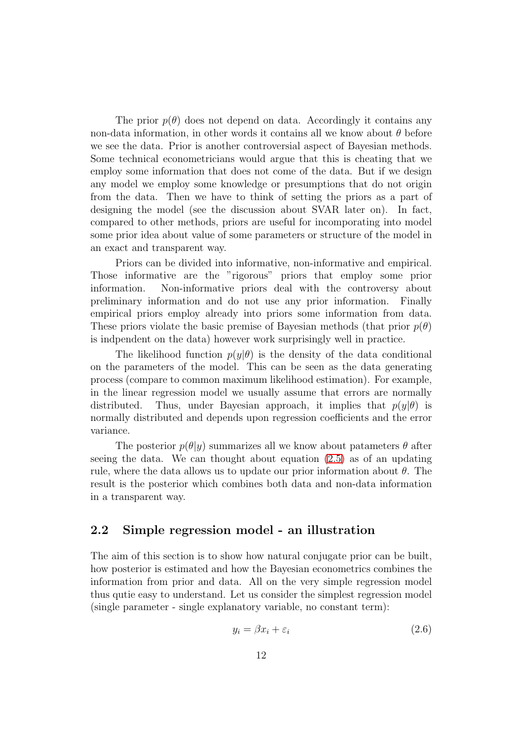The prior $p(\theta)$ does not depend on data. Accordingly it contains any non-data information, in other words it contains all we know about $\theta$ before we see the data. Prior is another controversial aspect of Bayesian methods. Some technical econometricians would argue that this is cheating that we employ some information that does not come of the data. But if we design any model we employ some knowledge or presumptions that do not origin from the data. Then we have to think of setting the priors as a part of designing the model (see the discussion about SVAR later on). In fact, compared to other methods, priors are useful for incomporating into model some prior idea about value of some parameters or structure of the model in an exact and transparent way.

Priors can be divided into informative, non-informative and empirical. Those informative are the "rigorous" priors that employ some prior information. Non-informative priors deal with the controversy about preliminary information and do not use any prior information. Finally empirical priors employ already into priors some information from data. These priors violate the basic premise of Bayesian methods (that prior $p(\theta)$ is indpendent on the data) however work surprisingly well in practice.

The likelihood function $p(y|\theta)$ is the density of the data conditional on the parameters of the model. This can be seen as the data generating process (compare to common maximum likelihood estimation). For example, in the linear regression model we usually assume that errors are normally distributed. Thus, under Bayesian approach, it implies that $p(y|\theta)$ is normally distributed and depends upon regression coefficients and the error variance.

The posterior $p(\theta|y)$ summarizes all we know about patameters $\theta$ after seeing the data. We can thought about equation (2.5) as of an updating rule, where the data allows us to update our prior information about $\theta$. The result is the posterior which combines both data and non-data information in a transparent way.

## 2.2 Simple regression model - an illustration

The aim of this section is to show how natural conjugate prior can be built, how posterior is estimated and how the Bayesian econometrics combines the information from prior and data. All on the very simple regression model thus qutie easy to understand. Let us consider the simplest regression model (single parameter - single explanatory variable, no constant term):

$$y_i = \beta x_i + \varepsilon_i \tag{2.6}$$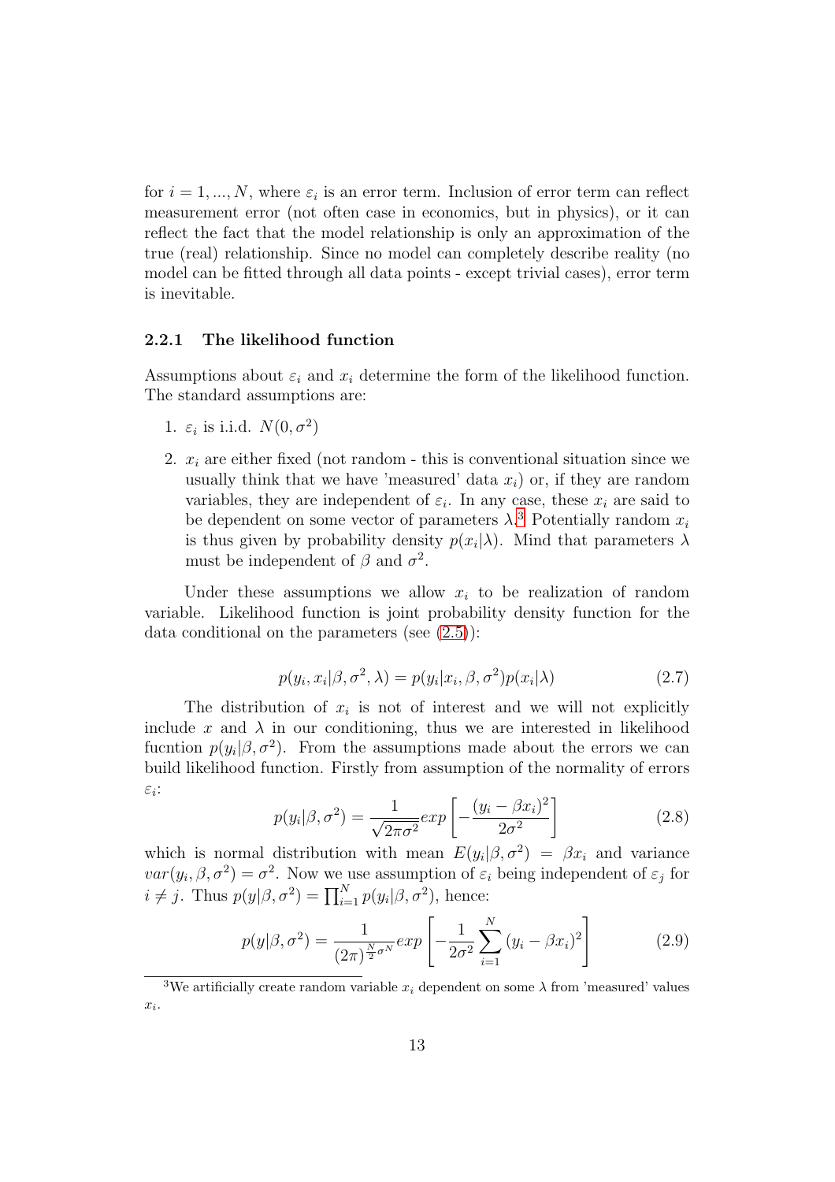for $i = 1, ..., N$, where $\varepsilon_i$ is an error term. Inclusion of error term can reflect measurement error (not often case in economics, but in physics), or it can reflect the fact that the model relationship is only an approximation of the true (real) relationship. Since no model can completely describe reality (no model can be fitted through all data points - except trivial cases), error term is inevitable.

### 2.2.1 The likelihood function

Assumptions about $\varepsilon_i$ and $x_i$ determine the form of the likelihood function. The standard assumptions are:

1. $\varepsilon_i$ is i.i.d. $N(0, \sigma^2)$
2. $x_i$ are either fixed (not random - this is conventional situation since we usually think that we have 'measured' data $x_i$) or, if they are random variables, they are independent of $\varepsilon_i$. In any case, these $x_i$ are said to be dependent on some vector of parameters $\lambda$.[3] Potentially random $x_i$ is thus given by probability density $p(x_i|\lambda)$. Mind that parameters $\lambda$ must be independent of $\beta$ and $\sigma^2$.

Under these assumptions we allow $x_i$ to be realization of random variable. Likelihood function is joint probability density function for the data conditional on the parameters (see (2.5)):

$$p(y_i, x_i|\beta, \sigma^2, \lambda) = p(y_i|x_i, \beta, \sigma^2)p(x_i|\lambda) \tag{2.7}$$

The distribution of $x_i$ is not of interest and we will not explicitly include $x$ and $\lambda$ in our conditioning, thus we are interested in likelihood fucntion $p(y_i|\beta, \sigma^2)$. From the assumptions made about the errors we can build likelihood function. Firstly from assumption of the normality of errors $\varepsilon_i$:

$$p(y_i|\beta, \sigma^2) = \frac{1}{\sqrt{2\pi\sigma^2}} exp\left[-\frac{(y_i - \beta x_i)^2}{2\sigma^2}\right] \tag{2.8}$$

which is normal distribution with mean $E(y_i|\beta, \sigma^2) = \beta x_i$ and variance $var(y_i, \beta, \sigma^2) = \sigma^2$. Now we use assumption of $\varepsilon_i$ being independent of $\varepsilon_j$ for $i \neq j$. Thus $p(y|\beta, \sigma^2) = \prod_{i=1}^{N} p(y_i|\beta, \sigma^2)$, hence:

$$p(y|\beta, \sigma^2) = \frac{1}{(2\pi)^{\frac{N}{2}\sigma^N}} exp\left[-\frac{1}{2\sigma^2}\sum_{i=1}^{N}(y_i - \beta x_i)^2\right] \tag{2.9}$$

[3] We artificially create random variable $x_i$ dependent on some $\lambda$ from 'measured' values $x_i$.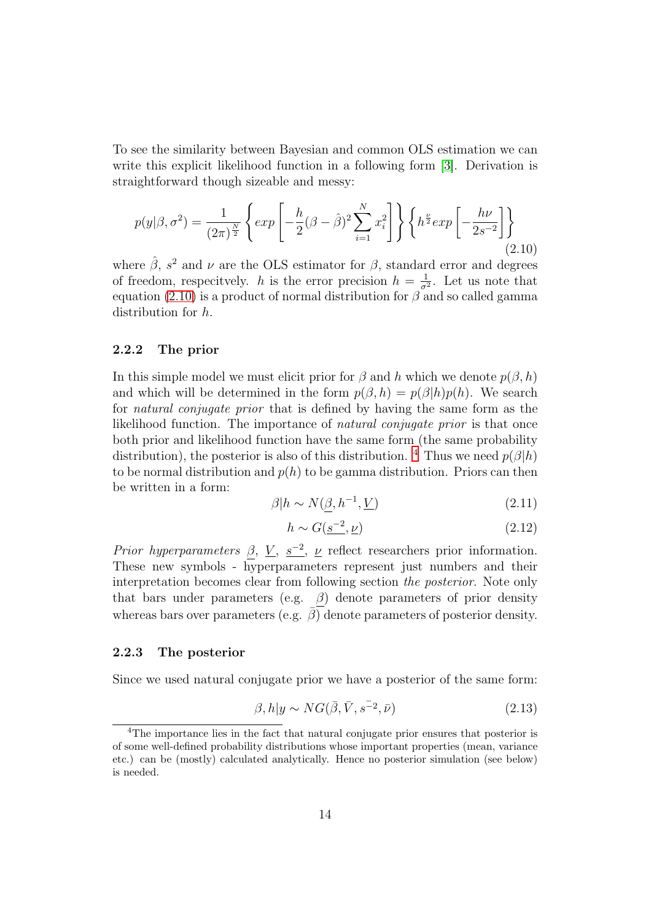To see the similarity between Bayesian and common OLS estimation we can write this explicit likelihood function in a following form [3]. Derivation is straightforward though sizeable and messy:

$$p(y|\beta, \sigma^2) = \frac{1}{(2\pi)^{\frac{N}{2}}} \left\{ exp\left[ -\frac{h}{2}(\beta - \hat{\beta})^2 \sum_{i=1}^{N} x_i^2 \right] \right\} \left\{ h^{\frac{\nu}{2}} exp\left[ -\frac{h\nu}{2s^{-2}} \right] \right\} \tag{2.10}$$

where $\hat{\beta}$, $s^2$ and $\nu$ are the OLS estimator for $\beta$, standard error and degrees of freedom, respecitvely. $h$ is the error precision $h = \frac{1}{\sigma^2}$. Let us note that equation (2.10) is a product of normal distribution for $\beta$ and so called gamma distribution for $h$.

### 2.2.2 The prior

In this simple model we must elicit prior for $\beta$ and $h$ which we denote $p(\beta, h)$ and which will be determined in the form $p(\beta, h) = p(\beta|h)p(h)$. We search for *natural conjugate prior* that is defined by having the same form as the likelihood function. The importance of *natural conjugate prior* is that once both prior and likelihood function have the same form (the same probability distribution), the posterior is also of this distribution. [4] Thus we need $p(\beta|h)$ to be normal distribution and $p(h)$ to be gamma distribution. Priors can then be written in a form:

$$\beta|h \sim N(\underline{\beta}, h^{-1}, \underline{V}) \tag{2.11}$$

$$h \sim G(\underline{s^{-2}}, \underline{\nu}) \tag{2.12}$$

*Prior hyperparameters* $\underline{\beta}$, $\underline{V}$, $\underline{s^{-2}}$, $\underline{\nu}$ reflect researchers prior information. These new symbols - hyperparameters represent just numbers and their interpretation becomes clear from following section *the posterior*. Note only that bars under parameters (e.g. $\underline{\beta}$) denote parameters of prior density whereas bars over parameters (e.g. $\bar{\beta}$) denote parameters of posterior density.

### 2.2.3 The posterior

Since we used natural conjugate prior we have a posterior of the same form:

$$\beta, h|y \sim NG(\bar{\beta}, \bar{V}, \bar{s}^{-2}, \bar{\nu}) \tag{2.13}$$

[4] The importance lies in the fact that natural conjugate prior ensures that posterior is of some well-defined probability distributions whose important properties (mean, variance etc.) can be (mostly) calculated analytically. Hence no posterior simulation (see below) is needed.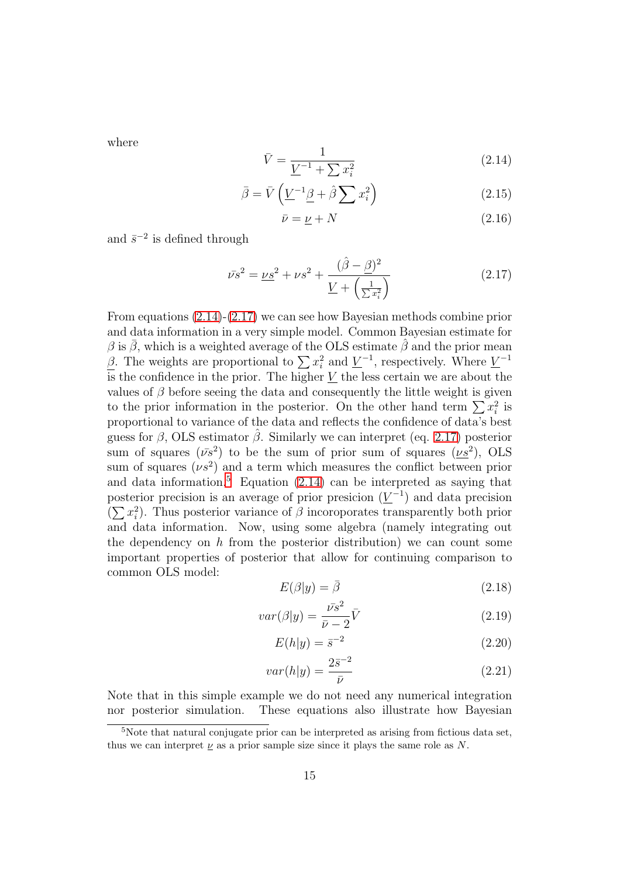where

$$\bar{V} = \frac{1}{\underline{V}^{-1} + \sum x_i^2} \tag{2.14}$$

$$\bar{\beta} = \bar{V}\left(\underline{V}^{-1}\underline{\beta} + \hat{\beta}\sum x_i^2\right) \tag{2.15}$$

$$\bar{\nu} = \underline{\nu} + N \tag{2.16}$$

and $\bar{s}^{-2}$ is defined through

$$\bar{\nu}\bar{s}^2 = \underline{\nu}\underline{s}^2 + \nu s^2 + \frac{(\hat{\beta} - \underline{\beta})^2}{\underline{V} + \left(\frac{1}{\sum x_i^2}\right)} \tag{2.17}$$

From equations (2.14)-(2.17) we can see how Bayesian methods combine prior and data information in a very simple model. Common Bayesian estimate for $\beta$ is $\bar{\beta}$, which is a weighted average of the OLS estimate $\hat{\beta}$ and the prior mean $\underline{\beta}$. The weights are proportional to $\sum x_i^2$ and $\underline{V}^{-1}$, respectively. Where $\underline{V}^{-1}$ is the confidence in the prior. The higher $\underline{V}$ the less certain we are about the values of $\beta$ before seeing the data and consequently the little weight is given to the prior information in the posterior. On the other hand term $\sum x_i^2$ is proportional to variance of the data and reflects the confidence of data's best guess for $\beta$, OLS estimator $\hat{\beta}$. Similarly we can interpret (eq. 2.17) posterior sum of squares ($\bar{\nu}\bar{s}^2$) to be the sum of prior sum of squares ($\underline{\nu}\underline{s}^2$), OLS sum of squares ($\nu s^2$) and a term which measures the conflict between prior and data information.[5] Equation (2.14) can be interpreted as saying that posterior precision is an average of prior presicion ($\underline{V}^{-1}$) and data precision ($\sum x_i^2$). Thus posterior variance of $\beta$ incoroporates transparently both prior and data information. Now, using some algebra (namely integrating out the dependency on $h$ from the posterior distribution) we can count some important properties of posterior that allow for continuing comparison to common OLS model:

$$E(\beta|y) = \bar{\beta} \tag{2.18}$$

$$var(\beta|y) = \frac{\bar{\nu}\bar{s}^2}{\bar{\nu} - 2}\bar{V} \tag{2.19}$$

$$E(h|y) = \bar{s}^{-2} \tag{2.20}$$

$$var(h|y) = \frac{2\bar{s}^{-2}}{\bar{\nu}} \tag{2.21}$$

Note that in this simple example we do not need any numerical integration nor posterior simulation. These equations also illustrate how Bayesian

[5] Note that natural conjugate prior can be interpreted as arising from fictious data set, thus we can interpret $\underline{\nu}$ as a prior sample size since it plays the same role as $N$.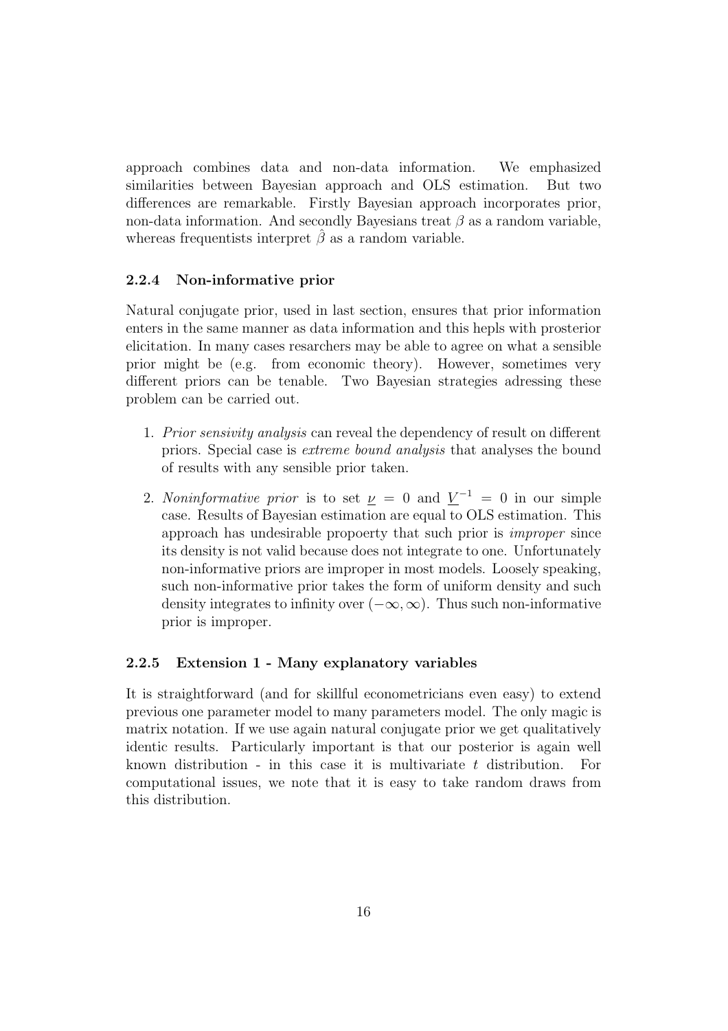approach combines data and non-data information. We emphasized similarities between Bayesian approach and OLS estimation. But two differences are remarkable. Firstly Bayesian approach incorporates prior, non-data information. And secondly Bayesians treat $\beta$ as a random variable, whereas frequentists interpret $\hat{\beta}$ as a random variable.

### 2.2.4 Non-informative prior

Natural conjugate prior, used in last section, ensures that prior information enters in the same manner as data information and this hepls with prosterior elicitation. In many cases resarchers may be able to agree on what a sensible prior might be (e.g. from economic theory). However, sometimes very different priors can be tenable. Two Bayesian strategies adressing these problem can be carried out.

1. *Prior sensivity analysis* can reveal the dependency of result on different priors. Special case is *extreme bound analysis* that analyses the bound of results with any sensible prior taken.
2. *Noninformative prior* is to set $\underline{\nu} = 0$ and $\underline{V}^{-1} = 0$ in our simple case. Results of Bayesian estimation are equal to OLS estimation. This approach has undesirable propoerty that such prior is *improper* since its density is not valid because does not integrate to one. Unfortunately non-informative priors are improper in most models. Loosely speaking, such non-informative prior takes the form of uniform density and such density integrates to infinity over $(-\infty, \infty)$. Thus such non-informative prior is improper.

### 2.2.5 Extension 1 - Many explanatory variables

It is straightforward (and for skillful econometricians even easy) to extend previous one parameter model to many parameters model. The only magic is matrix notation. If we use again natural conjugate prior we get qualitatively identic results. Particularly important is that our posterior is again well known distribution - in this case it is multivariate $t$ distribution. For computational issues, we note that it is easy to take random draws from this distribution.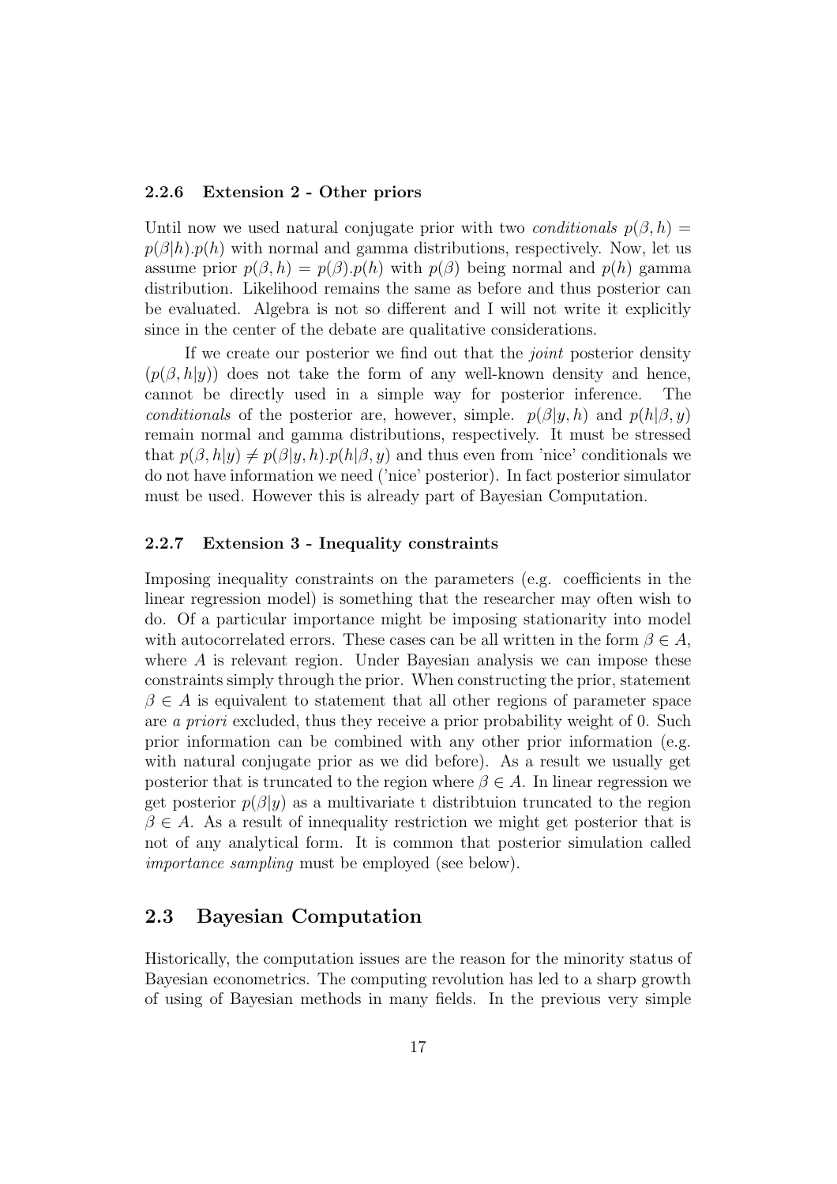### 2.2.6 Extension 2 - Other priors

Until now we used natural conjugate prior with two *conditionals* $p(\beta, h) = p(\beta|h).p(h)$ with normal and gamma distributions, respectively. Now, let us assume prior $p(\beta, h) = p(\beta).p(h)$ with $p(\beta)$ being normal and $p(h)$ gamma distribution. Likelihood remains the same as before and thus posterior can be evaluated. Algebra is not so different and I will not write it explicitly since in the center of the debate are qualitative considerations.

If we create our posterior we find out that the *joint* posterior density $(p(\beta, h|y))$ does not take the form of any well-known density and hence, cannot be directly used in a simple way for posterior inference. The *conditionals* of the posterior are, however, simple. $p(\beta|y, h)$ and $p(h|\beta, y)$ remain normal and gamma distributions, respectively. It must be stressed that $p(\beta, h|y) \neq p(\beta|y, h).p(h|\beta, y)$ and thus even from 'nice' conditionals we do not have information we need ('nice' posterior). In fact posterior simulator must be used. However this is already part of Bayesian Computation.

### 2.2.7 Extension 3 - Inequality constraints

Imposing inequality constraints on the parameters (e.g. coefficients in the linear regression model) is something that the researcher may often wish to do. Of a particular importance might be imposing stationarity into model with autocorrelated errors. These cases can be all written in the form $\beta \in A$, where $A$ is relevant region. Under Bayesian analysis we can impose these constraints simply through the prior. When constructing the prior, statement $\beta \in A$ is equivalent to statement that all other regions of parameter space are *a priori* excluded, thus they receive a prior probability weight of 0. Such prior information can be combined with any other prior information (e.g. with natural conjugate prior as we did before). As a result we usually get posterior that is truncated to the region where $\beta \in A$. In linear regression we get posterior $p(\beta|y)$ as a multivariate t distribtuion truncated to the region $\beta \in A$. As a result of innequality restriction we might get posterior that is not of any analytical form. It is common that posterior simulation called *importance sampling* must be employed (see below).

## 2.3 Bayesian Computation

Historically, the computation issues are the reason for the minority status of Bayesian econometrics. The computing revolution has led to a sharp growth of using of Bayesian methods in many fields. In the previous very simple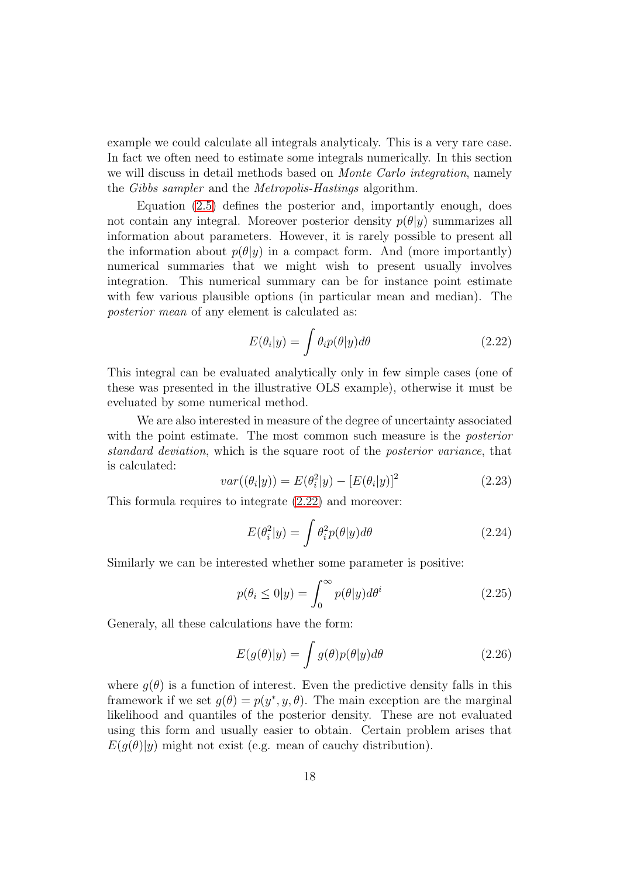example we could calculate all integrals analyticaly. This is a very rare case. In fact we often need to estimate some integrals numerically. In this section we will discuss in detail methods based on *Monte Carlo integration*, namely the *Gibbs sampler* and the *Metropolis-Hastings* algorithm.

Equation (2.5) defines the posterior and, importantly enough, does not contain any integral. Moreover posterior density $p(\theta|y)$ summarizes all information about parameters. However, it is rarely possible to present all the information about $p(\theta|y)$ in a compact form. And (more importantly) numerical summaries that we might wish to present usually involves integration. This numerical summary can be for instance point estimate with few various plausible options (in particular mean and median). The *posterior mean* of any element is calculated as:

$$E(\theta_i|y) = \int \theta_i p(\theta|y) d\theta \tag{2.22}$$

This integral can be evaluated analytically only in few simple cases (one of these was presented in the illustrative OLS example), otherwise it must be eveluated by some numerical method.

We are also interested in measure of the degree of uncertainty associated with the point estimate. The most common such measure is the *posterior standard deviation*, which is the square root of the *posterior variance*, that is calculated:

$$var((\theta_i|y)) = E(\theta_i^2|y) - [E(\theta_i|y)]^2 \tag{2.23}$$

This formula requires to integrate (2.22) and moreover:

$$E(\theta_i^2|y) = \int \theta_i^2 p(\theta|y) d\theta \tag{2.24}$$

Similarly we can be interested whether some parameter is positive:

$$p(\theta_i \leq 0|y) = \int_0^\infty p(\theta|y) d\theta^i \tag{2.25}$$

Generaly, all these calculations have the form:

$$E(g(\theta)|y) = \int g(\theta) p(\theta|y) d\theta \tag{2.26}$$

where $g(\theta)$ is a function of interest. Even the predictive density falls in this framework if we set $g(\theta) = p(y^*, y, \theta)$. The main exception are the marginal likelihood and quantiles of the posterior density. These are not evaluated using this form and usually easier to obtain. Certain problem arises that $E(g(\theta)|y)$ might not exist (e.g. mean of cauchy distribution).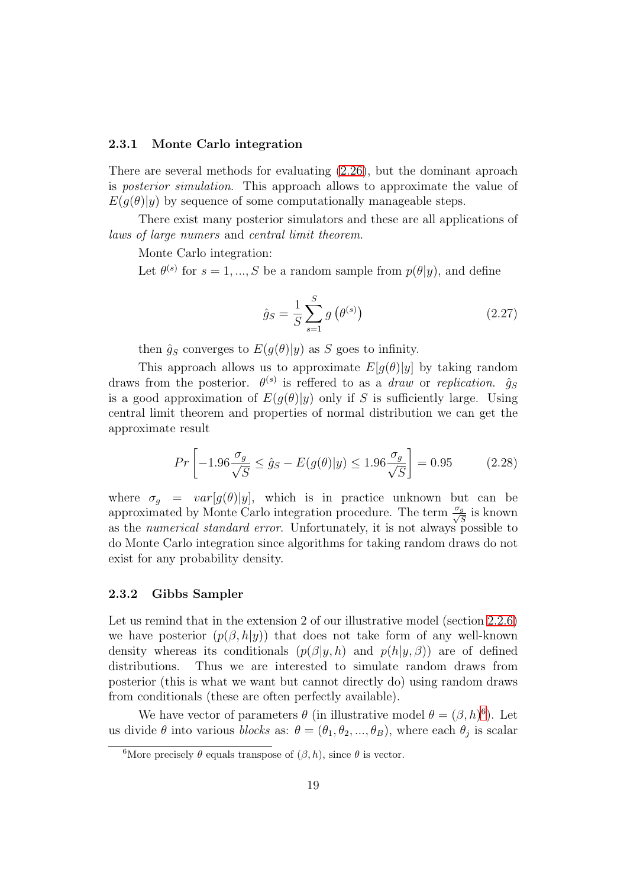### 2.3.1 Monte Carlo integration

There are several methods for evaluating (2.26), but the dominant aproach is *posterior simulation*. This approach allows to approximate the value of $E(g(\theta)|y)$ by sequence of some computationally manageable steps.

There exist many posterior simulators and these are all applications of *laws of large numers* and *central limit theorem*.

Monte Carlo integration:

Let $\theta^{(s)}$ for $s = 1, ..., S$ be a random sample from $p(\theta|y)$, and define

$$\hat{g}_S = \frac{1}{S}\sum_{s=1}^{S} g\left(\theta^{(s)}\right) \tag{2.27}$$

then $\hat{g}_S$ converges to $E(g(\theta)|y)$ as $S$ goes to infinity.

This approach allows us to approximate $E[g(\theta)|y]$ by taking random draws from the posterior. $\theta^{(s)}$ is reffered to as a *draw* or *replication*. $\hat{g}_S$ is a good approximation of $E(g(\theta)|y)$ only if $S$ is sufficiently large. Using central limit theorem and properties of normal distribution we can get the approximate result

$$Pr\left[-1.96\frac{\sigma_g}{\sqrt{S}} \leq \hat{g}_S - E(g(\theta)|y) \leq 1.96\frac{\sigma_g}{\sqrt{S}}\right] = 0.95 \tag{2.28}$$

where $\sigma_g = var[g(\theta)|y]$, which is in practice unknown but can be approximated by Monte Carlo integration procedure. The term $\frac{\sigma_g}{\sqrt{S}}$ is known as the *numerical standard error*. Unfortunately, it is not always possible to do Monte Carlo integration since algorithms for taking random draws do not exist for any probability density.

### 2.3.2 Gibbs Sampler

Let us remind that in the extension 2 of our illustrative model (section 2.2.6) we have posterior ($p(\beta, h|y)$) that does not take form of any well-known density whereas its conditionals ($p(\beta|y, h)$ and $p(h|y, \beta)$) are of defined distributions. Thus we are interested to simulate random draws from posterior (this is what we want but cannot directly do) using random draws from conditionals (these are often perfectly available).

We have vector of parameters $\theta$ (in illustrative model $\theta = (\beta, h)$[6]). Let us divide $\theta$ into various *blocks* as: $\theta = (\theta_1, \theta_2, ..., \theta_B)$, where each $\theta_j$ is scalar

[6] More precisely $\theta$ equals transpose of $(\beta, h)$, since $\theta$ is vector.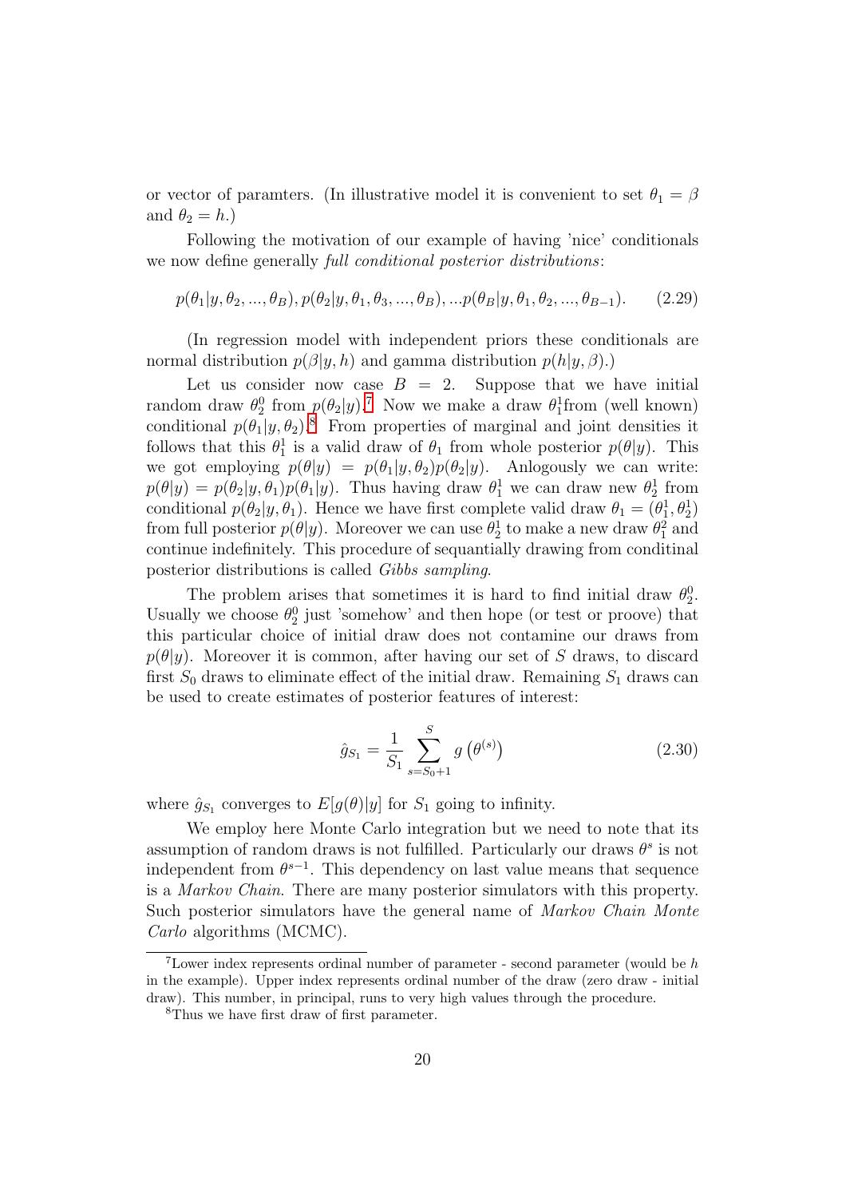or vector of paramters. (In illustrative model it is convenient to set $\theta_1 = \beta$ and $\theta_2 = h$.)

Following the motivation of our example of having 'nice' conditionals we now define generally *full conditional posterior distributions*:

$$p(\theta_1|y, \theta_2, ..., \theta_B), p(\theta_2|y, \theta_1, \theta_3, ..., \theta_B), ...p(\theta_B|y, \theta_1, \theta_2, ..., \theta_{B-1}). \tag{2.29}$$

(In regression model with independent priors these conditionals are normal distribution $p(\beta|y, h)$ and gamma distribution $p(h|y, \beta)$.)

Let us consider now case $B = 2$. Suppose that we have initial random draw $\theta_2^0$ from $p(\theta_2|y)$.[7] Now we make a draw $\theta_1^1$from (well known) conditional $p(\theta_1|y, \theta_2)$.[8] From properties of marginal and joint densities it follows that this $\theta_1^1$ is a valid draw of $\theta_1$ from whole posterior $p(\theta|y)$. This we got employing $p(\theta|y) = p(\theta_1|y, \theta_2)p(\theta_2|y)$. Anlogously we can write: $p(\theta|y) = p(\theta_2|y, \theta_1)p(\theta_1|y)$. Thus having draw $\theta_1^1$ we can draw new $\theta_2^1$ from conditional $p(\theta_2|y, \theta_1)$. Hence we have first complete valid draw $\theta_1 = (\theta_1^1, \theta_2^1)$ from full posterior $p(\theta|y)$. Moreover we can use $\theta_2^1$ to make a new draw $\theta_1^2$ and continue indefinitely. This procedure of sequantially drawing from conditinal posterior distributions is called *Gibbs sampling*.

The problem arises that sometimes it is hard to find initial draw $\theta_2^0$. Usually we choose $\theta_2^0$ just 'somehow' and then hope (or test or proove) that this particular choice of initial draw does not contamine our draws from $p(\theta|y)$. Moreover it is common, after having our set of $S$ draws, to discard first $S_0$ draws to eliminate effect of the initial draw. Remaining $S_1$ draws can be used to create estimates of posterior features of interest:

$$\hat{g}_{S_1} = \frac{1}{S_1} \sum_{s=S_0+1}^{S} g\left(\theta^{(s)}\right) \tag{2.30}$$

where $\hat{g}_{S_1}$ converges to $E[g(\theta)|y]$ for $S_1$ going to infinity.

We employ here Monte Carlo integration but we need to note that its assumption of random draws is not fulfilled. Particulary our draws $\theta^s$ is not independent from $\theta^{s-1}$. This dependency on last value means that sequence is a *Markov Chain*. There are many posterior simulators with this property. Such posterior simulators have the general name of *Markov Chain Monte Carlo* algorithms (MCMC).

[7] Lower index represents ordinal number of parameter - second parameter (would be $h$ in the example). Upper index represents ordinal number of the draw (zero draw - initial draw). This number, in principal, runs to very high values through the procedure.

[8] Thus we have first draw of first parameter.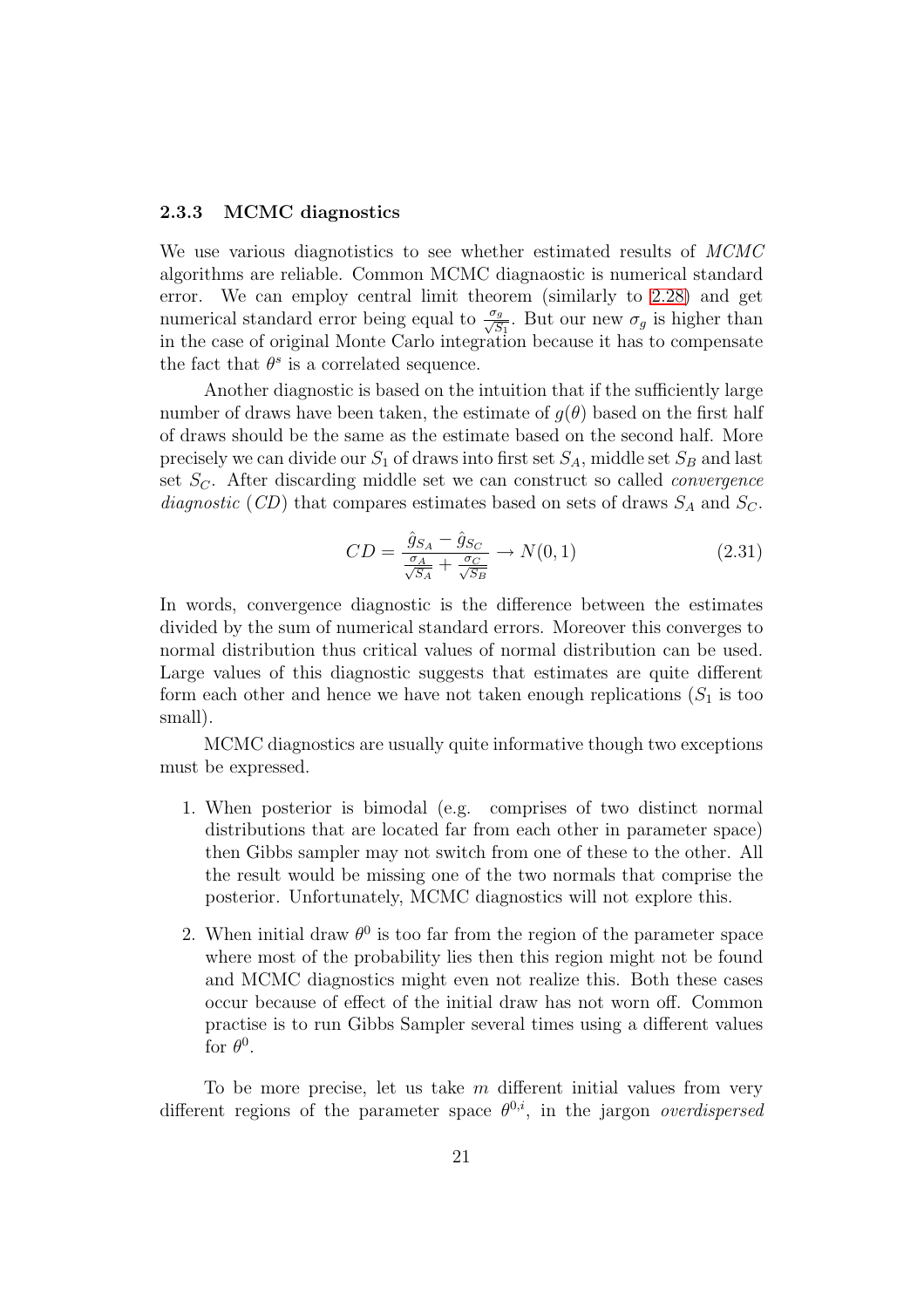### 2.3.3 MCMC diagnostics

We use various diagnotistics to see whether estimated results of *MCMC* algorithms are reliable. Common MCMC diagnaostic is numerical standard error. We can employ central limit theorem (similarly to 2.28) and get numerical standard error being equal to $\frac{\sigma_g}{\sqrt{S_1}}$. But our new $\sigma_g$ is higher than in the case of original Monte Carlo integration because it has to compensate the fact that $\theta^s$ is a correlated sequence.

Another diagnostic is based on the intuition that if the sufficiently large number of draws have been taken, the estimate of $g(\theta)$ based on the first half of draws should be the same as the estimate based on the second half. More precisely we can divide our $S_1$ of draws into first set $S_A$, middle set $S_B$ and last set $S_C$. After discarding middle set we can construct so called *convergence diagnostic* (*CD*) that compares estimates based on sets of draws $S_A$ and $S_C$.

$$CD = \frac{\hat{g}_{S_A} - \hat{g}_{S_C}}{\frac{\sigma_A}{\sqrt{S_A}} + \frac{\sigma_C}{\sqrt{S_B}}} \rightarrow N(0,1) \tag{2.31}$$

In words, convergence diagnostic is the difference between the estimates divided by the sum of numerical standard errors. Moreover this converges to normal distribution thus critical values of normal distribution can be used. Large values of this diagnostic suggests that estimates are quite different form each other and hence we have not taken enough replications ($S_1$ is too small).

MCMC diagnostics are usually quite informative though two exceptions must be expressed.

1. When posterior is bimodal (e.g. comprises of two distinct normal distributions that are located far from each other in parameter space) then Gibbs sampler may not switch from one of these to the other. All the result would be missing one of the two normals that comprise the posterior. Unfortunately, MCMC diagnostics will not explore this.
2. When initial draw $\theta^0$ is too far from the region of the parameter space where most of the probability lies then this region might not be found and MCMC diagnostics might even not realize this. Both these cases occur because of effect of the initial draw has not worn off. Common practise is to run Gibbs Sampler several times using a different values for $\theta^0$.

To be more precise, let us take $m$ different initial values from very different regions of the parameter space $\theta^{0,i}$, in the jargon *overdispersed*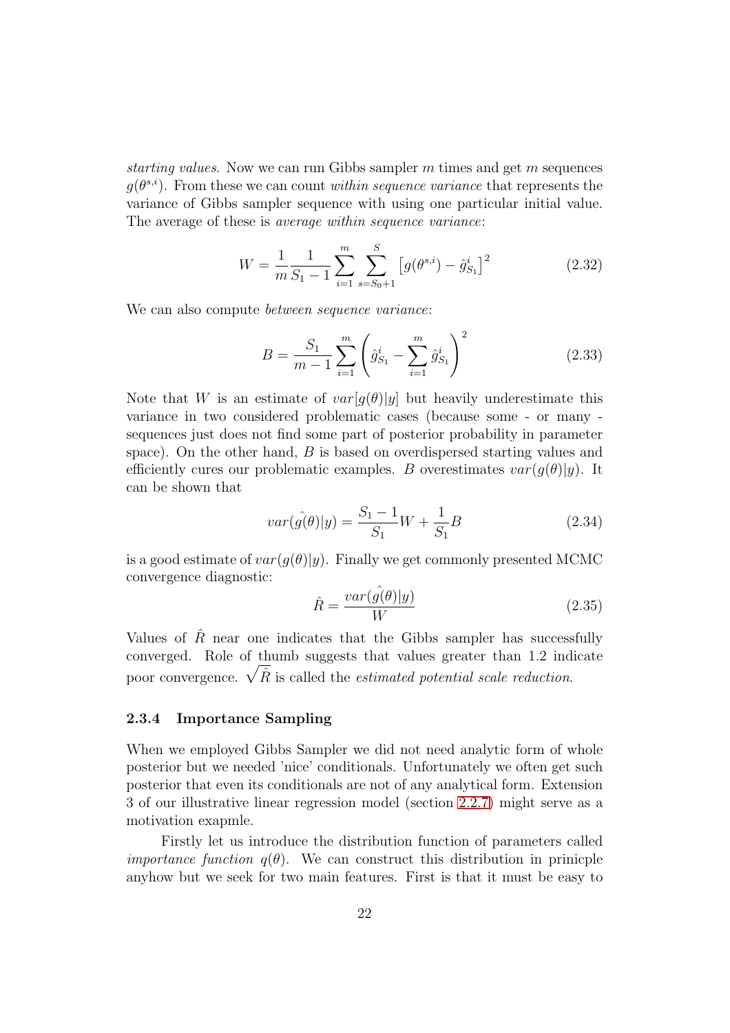*starting values*. Now we can run Gibbs sampler $m$ times and get $m$ sequences $g(\theta^{s,i})$. From these we can count *within sequence variance* that represents the variance of Gibbs sampler sequence with using one particular initial value. The average of these is *average within sequence variance*:

$$W = \frac{1}{m}\frac{1}{S_1 - 1}\sum_{i=1}^{m}\sum_{s=S_0+1}^{S}\left[g(\theta^{s,i}) - \hat{g}_{S_1}^{i}\right]^2 \tag{2.32}$$

We can also compute *between sequence variance*:

$$B = \frac{S_1}{m-1}\sum_{i=1}^{m}\left(\hat{g}_{S_1}^{i} - \sum_{i=1}^{m}\hat{g}_{S_1}^{i}\right)^2 \tag{2.33}$$

Note that $W$ is an estimate of $var[g(\theta)|y]$ but heavily underestimate this variance in two considered problematic cases (because some - or many - sequences just does not find some part of posterior probability in parameter space). On the other hand, $B$ is based on overdispersed starting values and efficiently cures our problematic examples. $B$ overestimates $var(g(\theta)|y)$. It can be shown that

$$var(\hat{g(\theta)}|y) = \frac{S_1 - 1}{S_1}W + \frac{1}{S_1}B \tag{2.34}$$

is a good estimate of $var(g(\theta)|y)$. Finally we get commonly presented MCMC convergence diagnostic:

$$\hat{R} = \frac{var(\hat{g(\theta)}|y)}{W} \tag{2.35}$$

Values of $\hat{R}$ near one indicates that the Gibbs sampler has successfully converged. Role of thumb suggests that values greater than 1.2 indicate poor convergence. $\sqrt{\hat{R}}$ is called the *estimated potential scale reduction*.

### 2.3.4 Importance Sampling

When we employed Gibbs Sampler we did not need analytic form of whole posterior but we needed 'nice' conditionals. Unfortunately we often get such posterior that even its conditionals are not of any analytical form. Extension 3 of our illustrative linear regression model (section 2.2.7) might serve as a motivation exapmle.

Firstly let us introduce the distribution function of parameters called *importance function* $q(\theta)$. We can construct this distribution in prinicple anyhow but we seek for two main features. First is that it must be easy to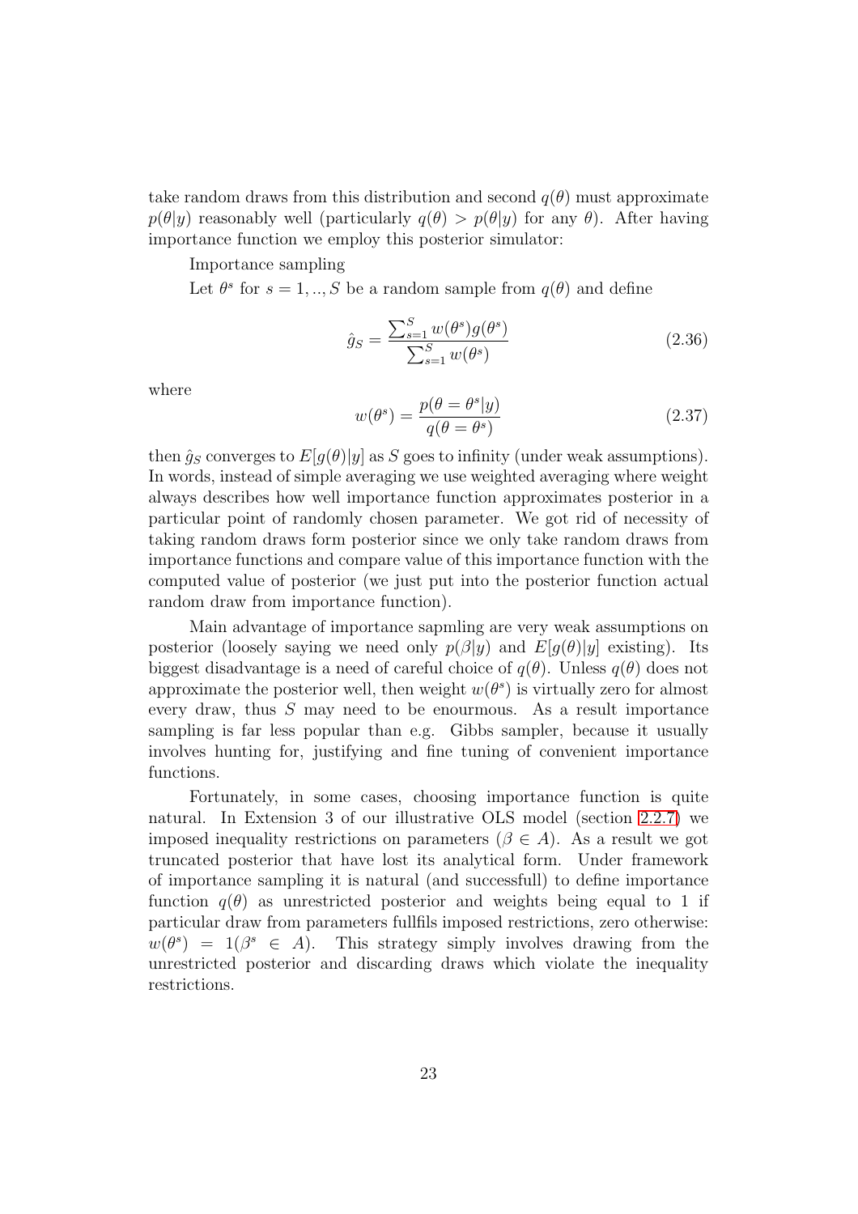take random draws from this distribution and second $q(\theta)$ must approximate $p(\theta|y)$ reasonably well (particularly $q(\theta) > p(\theta|y)$ for any $\theta$). After having importance function we employ this posterior simulator:

Importance sampling

Let $\theta^s$ for $s = 1, .., S$ be a random sample from $q(\theta)$ and define

$$\hat{g}_S = \frac{\sum_{s=1}^{S} w(\theta^s) g(\theta^s)}{\sum_{s=1}^{S} w(\theta^s)} \tag{2.36}$$

where

$$w(\theta^s) = \frac{p(\theta = \theta^s|y)}{q(\theta = \theta^s)} \tag{2.37}$$

then $\hat{g}_S$ converges to $E[g(\theta)|y]$ as $S$ goes to infinity (under weak assumptions). In words, instead of simple averaging we use weighted averaging where weight always describes how well importance function approximates posterior in a particular point of randomly chosen parameter. We got rid of necessity of taking random draws form posterior since we only take random draws from importance functions and compare value of this importance function with the computed value of posterior (we just put into the posterior function actual random draw from importance function).

Main advantage of importance sapmling are very weak assumptions on posterior (loosely saying we need only $p(\beta|y)$ and $E[g(\theta)|y]$ existing). Its biggest disadvantage is a need of careful choice of $q(\theta)$. Unless $q(\theta)$ does not approximate the posterior well, then weight $w(\theta^s)$ is virtually zero for almost every draw, thus $S$ may need to be enourmous. As a result importance sampling is far less popular than e.g. Gibbs sampler, because it usually involves hunting for, justifying and fine tuning of convenient importance functions.

Fortunately, in some cases, choosing importance function is quite natural. In Extension 3 of our illustrative OLS model (section 2.2.7) we imposed inequality restrictions on parameters ($\beta \in A$). As a result we got truncated posterior that have lost its analytical form. Under framework of importance sampling it is natural (and successfull) to define importance function $q(\theta)$ as unrestricted posterior and weights being equal to 1 if particular draw from parameters fullfils imposed restrictions, zero otherwise: $w(\theta^s) = 1(\beta^s \in A)$. This strategy simply involves drawing from the unrestricted posterior and discarding draws which violate the inequality restrictions.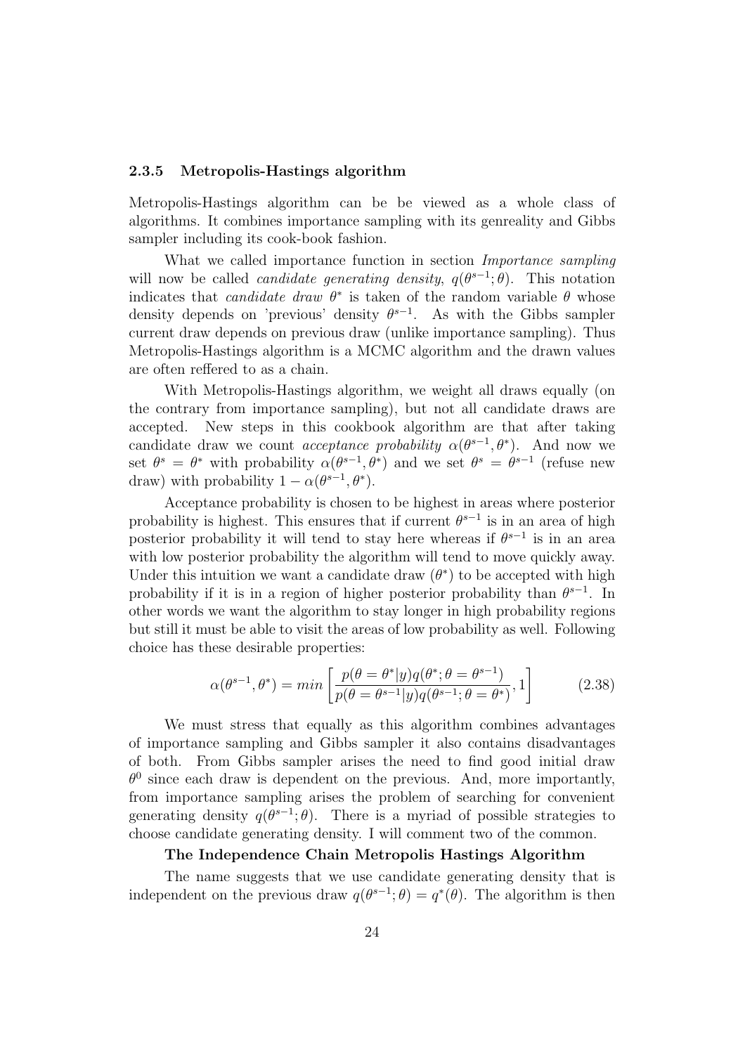### 2.3.5 Metropolis-Hastings algorithm

Metropolis-Hastings algorithm can be be viewed as a whole class of algorithms. It combines importance sampling with its genreality and Gibbs sampler including its cook-book fashion.

What we called importance function in section *Importance sampling* will now be called *candidate generating density*, $q(\theta^{s-1};\theta)$. This notation indicates that *candidate draw* $\theta^*$ is taken of the random variable $\theta$ whose density depends on 'previous' density $\theta^{s-1}$. As with the Gibbs sampler current draw depends on previous draw (unlike importance sampling). Thus Metropolis-Hastings algorithm is a MCMC algorithm and the drawn values are often reffered to as a chain.

With Metropolis-Hastings algorithm, we weight all draws equally (on the contrary from importance sampling), but not all candidate draws are accepted. New steps in this cookbook algorithm are that after taking candidate draw we count *acceptance probability* $\alpha(\theta^{s-1},\theta^*)$. And now we set $\theta^s = \theta^*$ with probability $\alpha(\theta^{s-1},\theta^*)$ and we set $\theta^s = \theta^{s-1}$ (refuse new draw) with probability $1-\alpha(\theta^{s-1},\theta^*)$.

Acceptance probability is chosen to be highest in areas where posterior probability is highest. This ensures that if current $\theta^{s-1}$ is in an area of high posterior probability it will tend to stay here whereas if $\theta^{s-1}$ is in an area with low posterior probability the algorithm will tend to move quickly away. Under this intuition we want a candidate draw ($\theta^*$) to be accepted with high probability if it is in a region of higher posterior probability than $\theta^{s-1}$. In other words we want the algorithm to stay longer in high probability regions but still it must be able to visit the areas of low probability as well. Following choice has these desirable properties:

$$\alpha(\theta^{s-1},\theta^*) = min\left[\frac{p(\theta=\theta^*|y)q(\theta^*;\theta=\theta^{s-1})}{p(\theta=\theta^{s-1}|y)q(\theta^{s-1};\theta=\theta^*)},1\right] \tag{2.38}$$

We must stress that equally as this algorithm combines advantages of importance sampling and Gibbs sampler it also contains disadvantages of both. From Gibbs sampler arises the need to find good initial draw $\theta^0$ since each draw is dependent on the previous. And, more importantly, from importance sampling arises the problem of searching for convenient generating density $q(\theta^{s-1};\theta)$. There is a myriad of possible strategies to choose candidate generating density. I will comment two of the common.

**The Independence Chain Metropolis Hastings Algorithm**

The name suggests that we use candidate generating density that is independent on the previous draw $q(\theta^{s-1};\theta) = q^*(\theta)$. The algorithm is then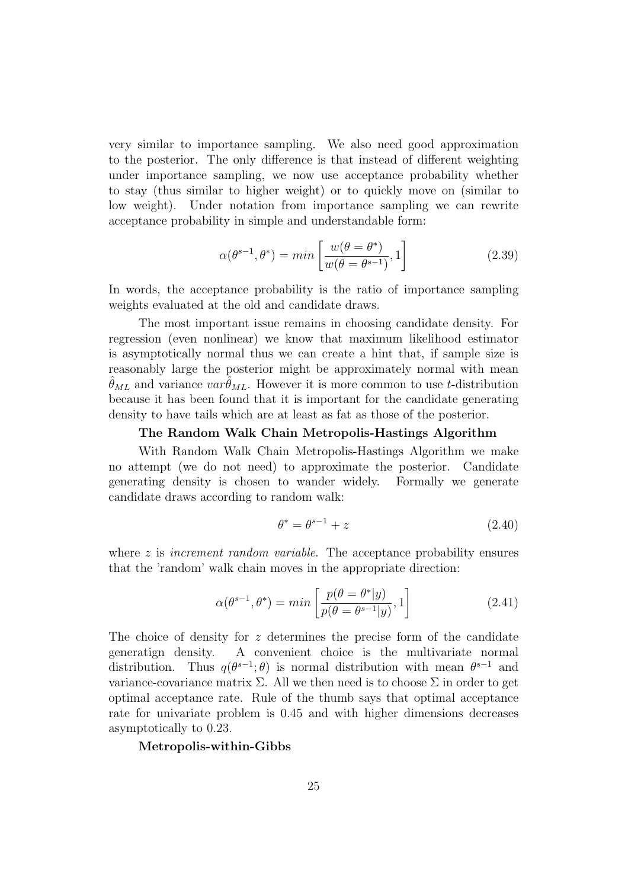very similar to importance sampling. We also need good approximation to the posterior. The only difference is that instead of different weighting under importance sampling, we now use acceptance probability whether to stay (thus similar to higher weight) or to quickly move on (similar to low weight). Under notation from importance sampling we can rewrite acceptance probability in simple and understandable form:

$$\alpha(\theta^{s-1}, \theta^*) = min\left[\frac{w(\theta = \theta^*)}{w(\theta = \theta^{s-1})}, 1\right] \tag{2.39}$$

In words, the acceptance probability is the ratio of importance sampling weights evaluated at the old and candidate draws.

The most important issue remains in choosing candidate density. For regression (even nonlinear) we know that maximum likelihood estimator is asymptotically normal thus we can create a hint that, if sample size is reasonably large the posterior might be approximately normal with mean $\hat{\theta}_{ML}$ and variance $var\hat{\theta}_{ML}$. However it is more common to use $t$-distribution because it has been found that it is important for the candidate generating density to have tails which are at least as fat as those of the posterior.

**The Random Walk Chain Metropolis-Hastings Algorithm**

With Random Walk Chain Metropolis-Hastings Algorithm we make no attempt (we do not need) to approximate the posterior. Candidate generating density is chosen to wander widely. Formally we generate candidate draws according to random walk:

$$\theta^* = \theta^{s-1} + z \tag{2.40}$$

where $z$ is *increment random variable*. The acceptance probability ensures that the 'random' walk chain moves in the appropriate direction:

$$\alpha(\theta^{s-1}, \theta^*) = min\left[\frac{p(\theta = \theta^*|y)}{p(\theta = \theta^{s-1}|y)}, 1\right] \tag{2.41}$$

The choice of density for $z$ determines the precise form of the candidate generatign density. A convenient choice is the multivariate normal distribution. Thus $q(\theta^{s-1}; \theta)$ is normal distribution with mean $\theta^{s-1}$ and variance-covariance matrix $\Sigma$. All we then need is to choose $\Sigma$ in order to get optimal acceptance rate. Rule of the thumb says that optimal acceptance rate for univariate problem is 0.45 and with higher dimensions decreases asymptotically to 0.23.

**Metropolis-within-Gibbs**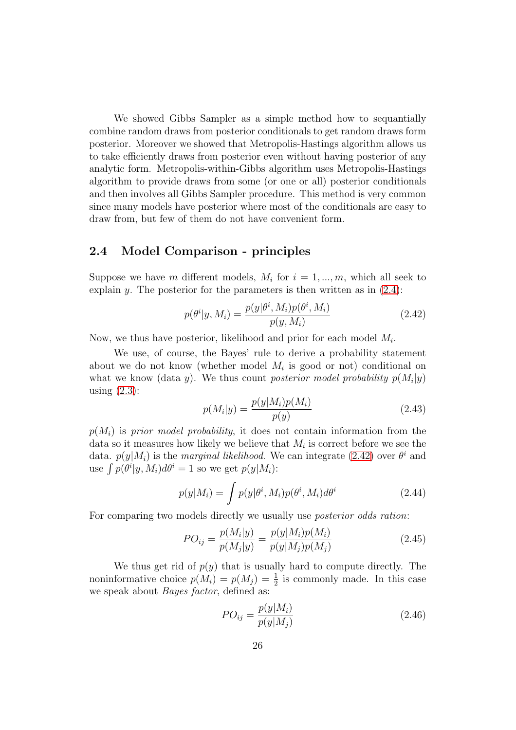We showed Gibbs Sampler as a simple method how to sequantially combine random draws from posterior conditionals to get random draws form posterior. Moreover we showed that Metropolis-Hastings algorithm allows us to take efficiently draws from posterior even without having posterior of any analytic form. Metropolis-within-Gibbs algorithm uses Metropolis-Hastings algorithm to provide draws from some (or one or all) posterior conditionals and then involves all Gibbs Sampler procedure. This method is very common since many models have posterior where most of the conditionals are easy to draw from, but few of them do not have convenient form.

## 2.4 Model Comparison - principles

Suppose we have $m$ different models, $M_i$ for $i = 1, ..., m$, which all seek to explain $y$. The posterior for the parameters is then written as in (2.4):

$$p(\theta^i|y, M_i) = \frac{p(y|\theta^i, M_i)p(\theta^i, M_i)}{p(y, M_i)} \tag{2.42}$$

Now, we thus have posterior, likelihood and prior for each model $M_i$.

We use, of course, the Bayes' rule to derive a probability statement about we do not know (whether model $M_i$ is good or not) conditional on what we know (data $y$). We thus count *posterior model probability* $p(M_i|y)$ using (2.3):

$$p(M_i|y) = \frac{p(y|M_i)p(M_i)}{p(y)} \tag{2.43}$$

$p(M_i)$ is *prior model probability*, it does not contain information from the data so it measures how likely we believe that $M_i$ is correct before we see the data. $p(y|M_i)$ is the *marginal likelihood*. We can integrate (2.42) over $\theta^i$ and use $\int p(\theta^i|y, M_i)d\theta^i = 1$ so we get $p(y|M_i)$:

$$p(y|M_i) = \int p(y|\theta^i, M_i)p(\theta^i, M_i)d\theta^i \tag{2.44}$$

For comparing two models directly we usually use *posterior odds ration*:

$$PO_{ij} = \frac{p(M_i|y)}{p(M_j|y)} = \frac{p(y|M_i)p(M_i)}{p(y|M_j)p(M_j)} \tag{2.45}$$

We thus get rid of $p(y)$ that is usually hard to compute directly. The noninformative choice $p(M_i) = p(M_j) = \frac{1}{2}$ is commonly made. In this case we speak about *Bayes factor*, defined as:

$$PO_{ij} = \frac{p(y|M_i)}{p(y|M_j)} \tag{2.46}$$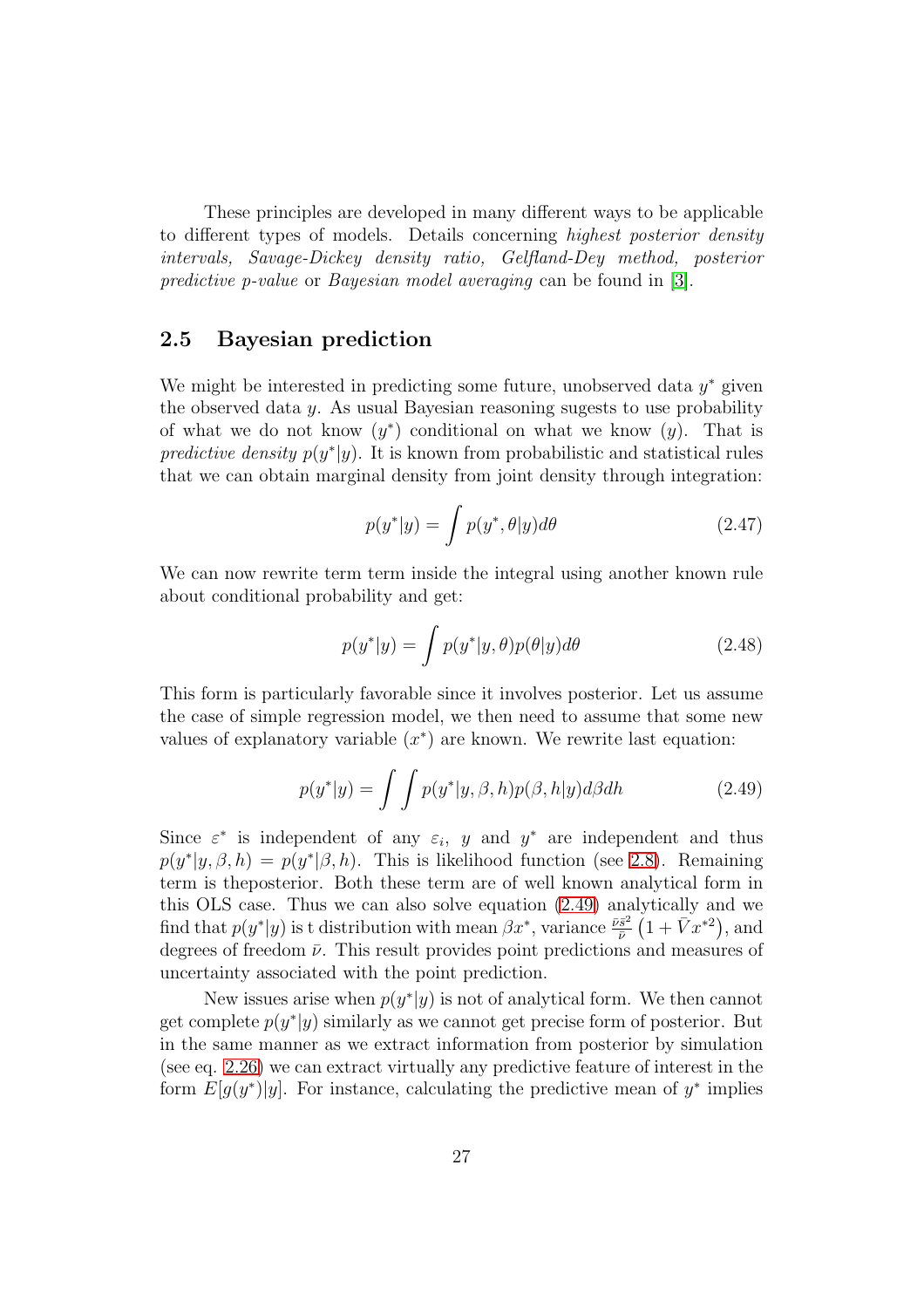These principles are developed in many different ways to be applicable to different types of models. Details concerning *highest posterior density intervals, Savage-Dickey density ratio, Gelfland-Dey method, posterior predictive p-value* or *Bayesian model averaging* can be found in [3].

## 2.5 Bayesian prediction

We might be interested in predicting some future, unobserved data $y^*$ given the observed data $y$. As usual Bayesian reasoning sugests to use probability of what we do not know ($y^*$) conditional on what we know ($y$). That is *predictive density* $p(y^*|y)$. It is known from probabilistic and statistical rules that we can obtain marginal density from joint density through integration:

$$p(y^*|y) = \int p(y^*, \theta|y) d\theta \tag{2.47}$$

We can now rewrite term term inside the integral using another known rule about conditional probability and get:

$$p(y^*|y) = \int p(y^*|y, \theta) p(\theta|y) d\theta \tag{2.48}$$

This form is particularly favorable since it involves posterior. Let us assume the case of simple regression model, we then need to assume that some new values of explanatory variable ($x^*$) are known. We rewrite last equation:

$$p(y^*|y) = \int \int p(y^*|y, \beta, h) p(\beta, h|y) d\beta dh \tag{2.49}$$

Since $\varepsilon^*$ is independent of any $\varepsilon_i$, $y$ and $y^*$ are independent and thus $p(y^*|y, \beta, h) = p(y^*|\beta, h)$. This is likelihood function (see 2.8). Remaining term is theposterior. Both these term are of well known analytical form in this OLS case. Thus we can also solve equation (2.49) analytically and we find that $p(y^*|y)$ is t distribution with mean $\beta x^*$, variance $\frac{\bar{\nu}\bar{s}^2}{\bar{\nu}}\left(1 + \bar{V}x^{*2}\right)$, and degrees of freedom $\bar{\nu}$. This result provides point predictions and measures of uncertainty associated with the point prediction.

New issues arise when $p(y^*|y)$ is not of analytical form. We then cannot get complete $p(y^*|y)$ similarly as we cannot get precise form of posterior. But in the same manner as we extract information from posterior by simulation (see eq. 2.26) we can extract virtually any predictive feature of interest in the form $E[g(y^*)|y]$. For instance, calculating the predictive mean of $y^*$ implies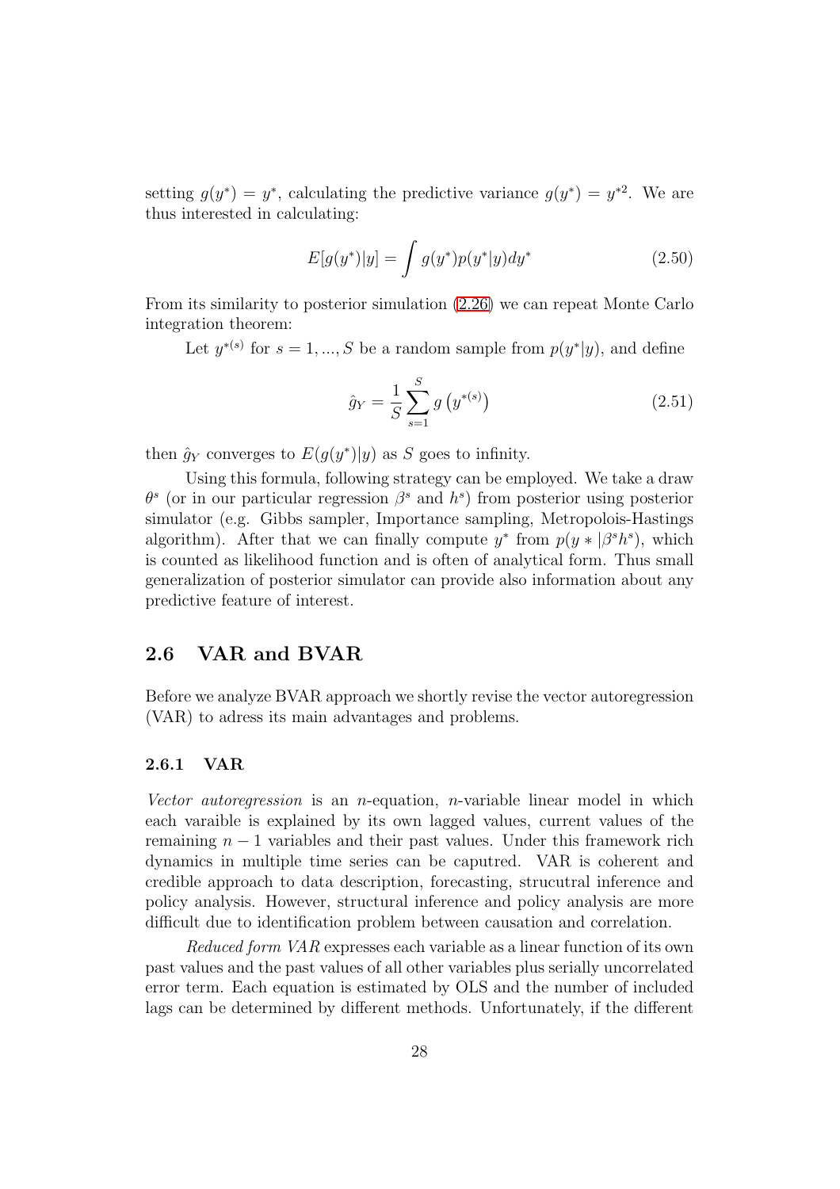setting $g(y^*) = y^*$, calculating the predictive variance $g(y^*) = y^{*2}$. We are thus interested in calculating:

$$E[g(y^*)|y] = \int g(y^*)p(y^*|y)dy^* \tag{2.50}$$

From its similarity to posterior simulation (2.26) we can repeat Monte Carlo integration theorem:

Let $y^{*(s)}$ for $s = 1, ..., S$ be a random sample from $p(y^*|y)$, and define

$$\hat{g}_Y = \frac{1}{S}\sum_{s=1}^{S} g\left(y^{*(s)}\right) \tag{2.51}$$

then $\hat{g}_Y$ converges to $E(g(y^*)|y)$ as $S$ goes to infinity.

Using this formula, following strategy can be employed. We take a draw $\theta^s$ (or in our particular regression $\beta^s$ and $h^s$) from posterior using posterior simulator (e.g. Gibbs sampler, Importance sampling, Metropolois-Hastings algorithm). After that we can finally compute $y^*$ from $p(y * |\beta^s h^s)$, which is counted as likelihood function and is often of analytical form. Thus small generalization of posterior simulator can provide also information about any predictive feature of interest.

## 2.6 VAR and BVAR

Before we analyze BVAR approach we shortly revise the vector autoregression (VAR) to adress its main advantages and problems.

### 2.6.1 VAR

*Vector autoregression* is an $n$-equation, $n$-variable linear model in which each varaible is explained by its own lagged values, current values of the remaining $n - 1$ variables and their past values. Under this framework rich dynamics in multiple time series can be caputred. VAR is coherent and credible approach to data description, forecasting, strucutral inference and policy analysis. However, structural inference and policy analysis are more difficult due to identification problem between causation and correlation.

*Reduced form VAR* expresses each variable as a linear function of its own past values and the past values of all other variables plus serially uncorrelated error term. Each equation is estimated by OLS and the number of included lags can be determined by different methods. Unfortunately, if the different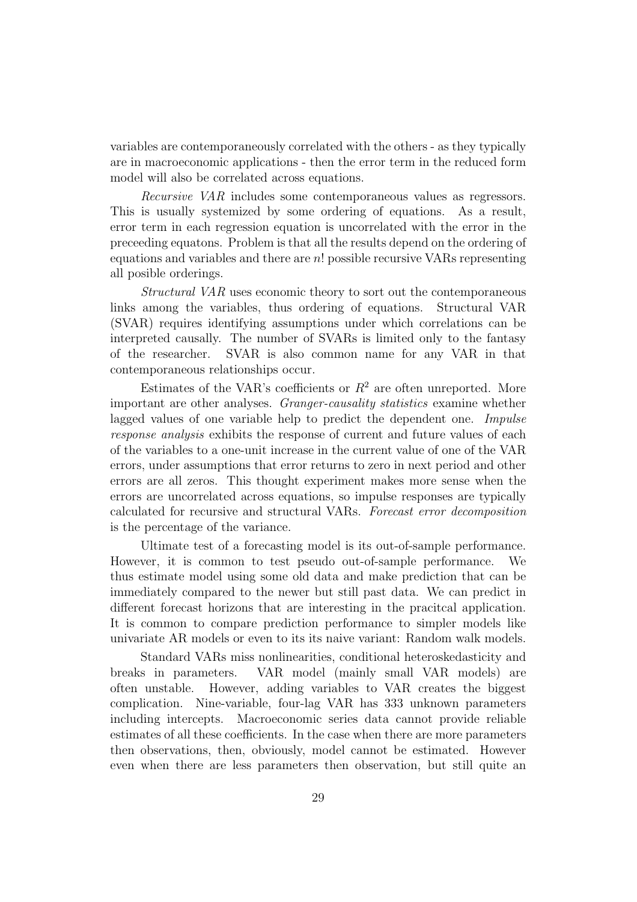variables are contemporaneously correlated with the others - as they typically are in macroeconomic applications - then the error term in the reduced form model will also be correlated across equations.

*Recursive VAR* includes some contemporaneous values as regressors. This is usually systemized by some ordering of equations. As a result, error term in each regression equation is uncorrelated with the error in the preceeding equatons. Problem is that all the results depend on the ordering of equations and variables and there are $n!$ possible recursive VARs representing all posible orderings.

*Structural VAR* uses economic theory to sort out the contemporaneous links among the variables, thus ordering of equations. Structural VAR (SVAR) requires identifying assumptions under which correlations can be interpreted causally. The number of SVARs is limited only to the fantasy of the researcher. SVAR is also common name for any VAR in that contemporaneous relationships occur.

Estimates of the VAR's coefficients or $R^2$ are often unreported. More important are other analyses. *Granger-causality statistics* examine whether lagged values of one variable help to predict the dependent one. *Impulse response analysis* exhibits the response of current and future values of each of the variables to a one-unit increase in the current value of one of the VAR errors, under assumptions that error returns to zero in next period and other errors are all zeros. This thought experiment makes more sense when the errors are uncorrelated across equations, so impulse responses are typically calculated for recursive and structural VARs. *Forecast error decomposition* is the percentage of the variance.

Ultimate test of a forecasting model is its out-of-sample performance. However, it is common to test pseudo out-of-sample performance. We thus estimate model using some old data and make prediction that can be immediately compared to the newer but still past data. We can predict in different forecast horizons that are interesting in the pracitcal application. It is common to compare prediction performance to simpler models like univariate AR models or even to its its naive variant: Random walk models.

Standard VARs miss nonlinearities, conditional heteroskedasticity and breaks in parameters. VAR model (mainly small VAR models) are often unstable. However, adding variables to VAR creates the biggest complication. Nine-variable, four-lag VAR has 333 unknown parameters including intercepts. Macroeconomic series data cannot provide reliable estimates of all these coefficients. In the case when there are more parameters then observations, then, obviously, model cannot be estimated. However even when there are less parameters then observation, but still quite an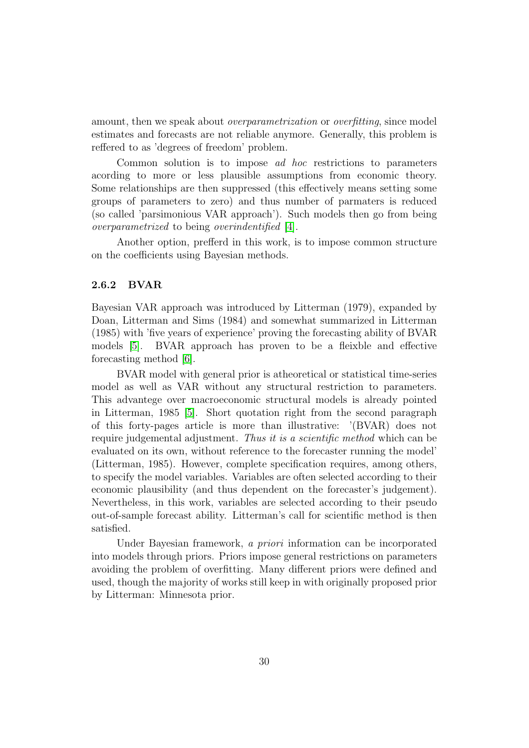amount, then we speak about *overparametrization* or *overfitting*, since model estimates and forecasts are not reliable anymore. Generally, this problem is reffered to as 'degrees of freedom' problem.

Common solution is to impose *ad hoc* restrictions to parameters acording to more or less plausible assumptions from economic theory. Some relationships are then suppressed (this effectively means setting some groups of parameters to zero) and thus number of parmaters is reduced (so called 'parsimonious VAR approach'). Such models then go from being *overparametrized* to being *overindentified* [4].

Another option, prefferd in this work, is to impose common structure on the coefficients using Bayesian methods.

### 2.6.2 BVAR

Bayesian VAR approach was introduced by Litterman (1979), expanded by Doan, Litterman and Sims (1984) and somewhat summarized in Litterman (1985) with 'five years of experience' proving the forecasting ability of BVAR models [5]. BVAR approach has proven to be a fleixble and effective forecasting method [6].

BVAR model with general prior is atheoretical or statistical time-series model as well as VAR without any structural restriction to parameters. This advantege over macroeconomic structural models is already pointed in Litterman, 1985 [5]. Short quotation right from the second paragraph of this forty-pages article is more than illustrative: '(BVAR) does not require judgemental adjustment. *Thus it is a scientific method* which can be evaluated on its own, without reference to the forecaster running the model' (Litterman, 1985). However, complete specification requires, among others, to specify the model variables. Variables are often selected according to their economic plausibility (and thus dependent on the forecaster's judgement). Nevertheless, in this work, variables are selected according to their pseudo out-of-sample forecast ability. Litterman's call for scientific method is then satisfied.

Under Bayesian framework, *a priori* information can be incorporated into models through priors. Priors impose general restrictions on parameters avoiding the problem of overfitting. Many different priors were defined and used, though the majority of works still keep in with originally proposed prior by Litterman: Minnesota prior.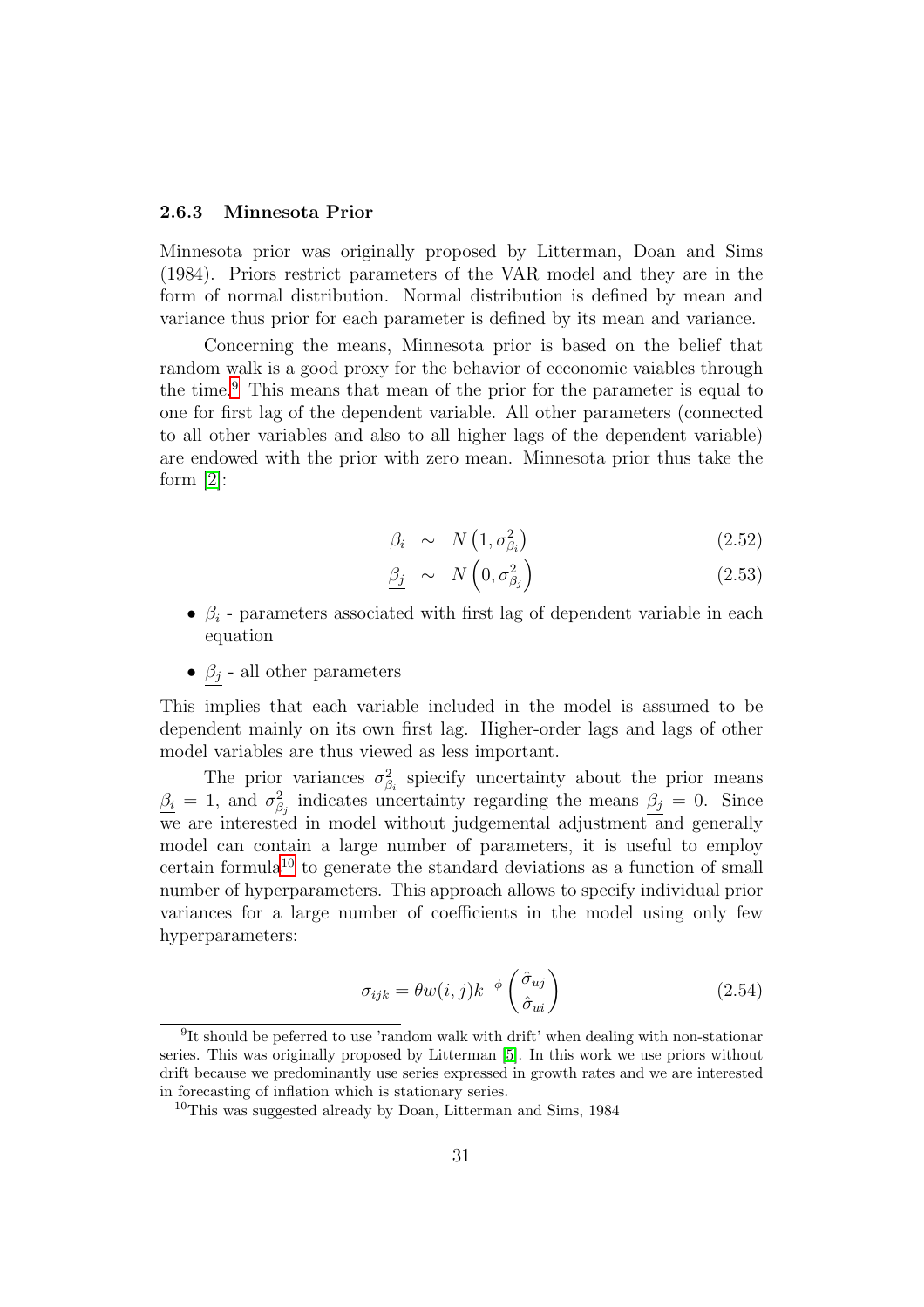### 2.6.3 Minnesota Prior

Minnesota prior was originally proposed by Litterman, Doan and Sims (1984). Priors restrict parameters of the VAR model and they are in the form of normal distribution. Normal distribution is defined by mean and variance thus prior for each parameter is defined by its mean and variance.

Concerning the means, Minnesota prior is based on the belief that random walk is a good proxy for the behavior of ecconomic vaiables through the time.[9] This means that mean of the prior for the parameter is equal to one for first lag of the dependent variable. All other parameters (connected to all other variables and also to all higher lags of the dependent variable) are endowed with the prior with zero mean. Minnesota prior thus take the form [2]:

$$\underline{\beta_i} \sim N\left(1, \sigma^2_{\beta_i}\right) \tag{2.52}$$

$$\underline{\beta_j} \sim N\left(0, \sigma^2_{\beta_j}\right) \tag{2.53}$$

- $\underline{\beta_i}$ - parameters associated with first lag of dependent variable in each equation
- $\underline{\beta_j}$ - all other parameters

This implies that each variable included in the model is assumed to be dependent mainly on its own first lag. Higher-order lags and lags of other model variables are thus viewed as less important.

The prior variances $\sigma^2_{\beta_i}$ spiecify uncertainty about the prior means $\underline{\beta_i} = 1$, and $\sigma^2_{\beta_j}$ indicates uncertainty regarding the means $\underline{\beta_j} = 0$. Since we are interested in model without judgemental adjustment and generally model can contain a large number of parameters, it is useful to employ certain formula[10] to generate the standard deviations as a function of small number of hyperparameters. This approach allows to specify individual prior variances for a large number of coefficients in the model using only few hyperparameters:

$$\sigma_{ijk} = \theta w(i,j) k^{-\phi} \left(\frac{\hat{\sigma}_{uj}}{\hat{\sigma}_{ui}}\right) \tag{2.54}$$

[9] It should be peferred to use 'random walk with drift' when dealing with non-stationar series. This was originally proposed by Litterman [5]. In this work we use priors without drift because we predominantly use series expressed in growth rates and we are interested in forecasting of inflation which is stationary series.

[10] This was suggested already by Doan, Litterman and Sims, 1984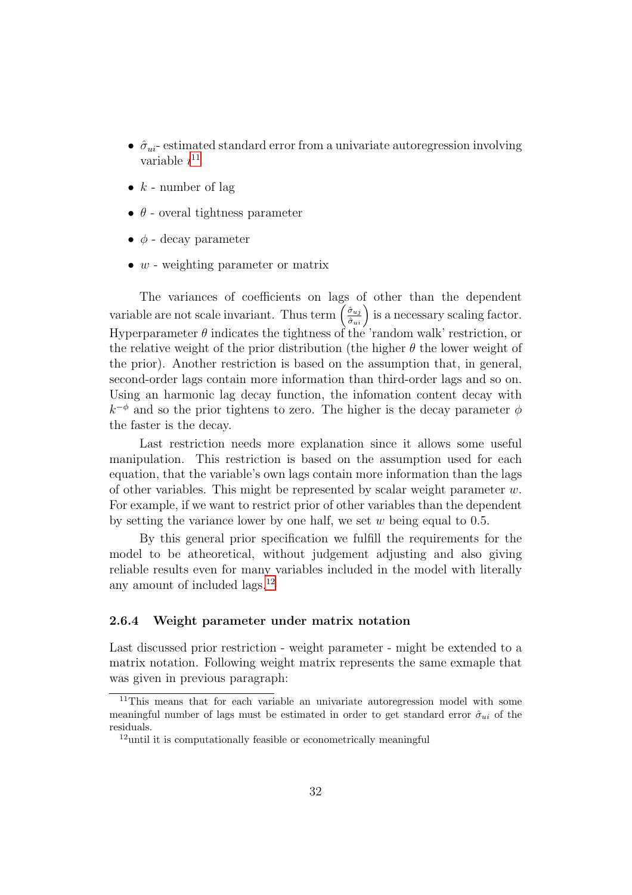- $\hat{\sigma}_{ui}$- estimated standard error from a univariate autoregression involving variable $i$[11]
- $k$ - number of lag
- $\theta$ - overal tightness parameter
- $\phi$ - decay parameter
- $w$ - weighting parameter or matrix

The variances of coefficients on lags of other than the dependent variable are not scale invariant. Thus term $\left(\frac{\hat{\sigma}_{uj}}{\hat{\sigma}_{ui}}\right)$ is a necessary scaling factor. Hyperparameter $\theta$ indicates the tightness of the 'random walk' restriction, or the relative weight of the prior distribution (the higher $\theta$ the lower weight of the prior). Another restriction is based on the assumption that, in general, second-order lags contain more information than third-order lags and so on. Using an harmonic lag decay function, the infomation content decay with $k^{-\phi}$ and so the prior tightens to zero. The higher is the decay parameter $\phi$ the faster is the decay.

Last restriction needs more explanation since it allows some useful manipulation. This restriction is based on the assumption used for each equation, that the variable's own lags contain more information than the lags of other variables. This might be represented by scalar weight parameter $w$. For example, if we want to restrict prior of other variables than the dependent by setting the variance lower by one half, we set $w$ being equal to 0.5.

By this general prior specification we fulfill the requirements for the model to be atheoretical, without judgement adjusting and also giving reliable results even for many variables included in the model with literally any amount of included lags.[12]

#### 2.6.4 Weight parameter under matrix notation

Last discussed prior restriction - weight parameter - might be extended to a matrix notation. Following weight matrix represents the same exmaple that was given in previous paragraph:

[11] This means that for each variable an univariate autoregression model with some meaningful number of lags must be estimated in order to get standard error $\hat{\sigma}_{ui}$ of the residuals.

[12] until it is computationally feasible or econometrically meaningful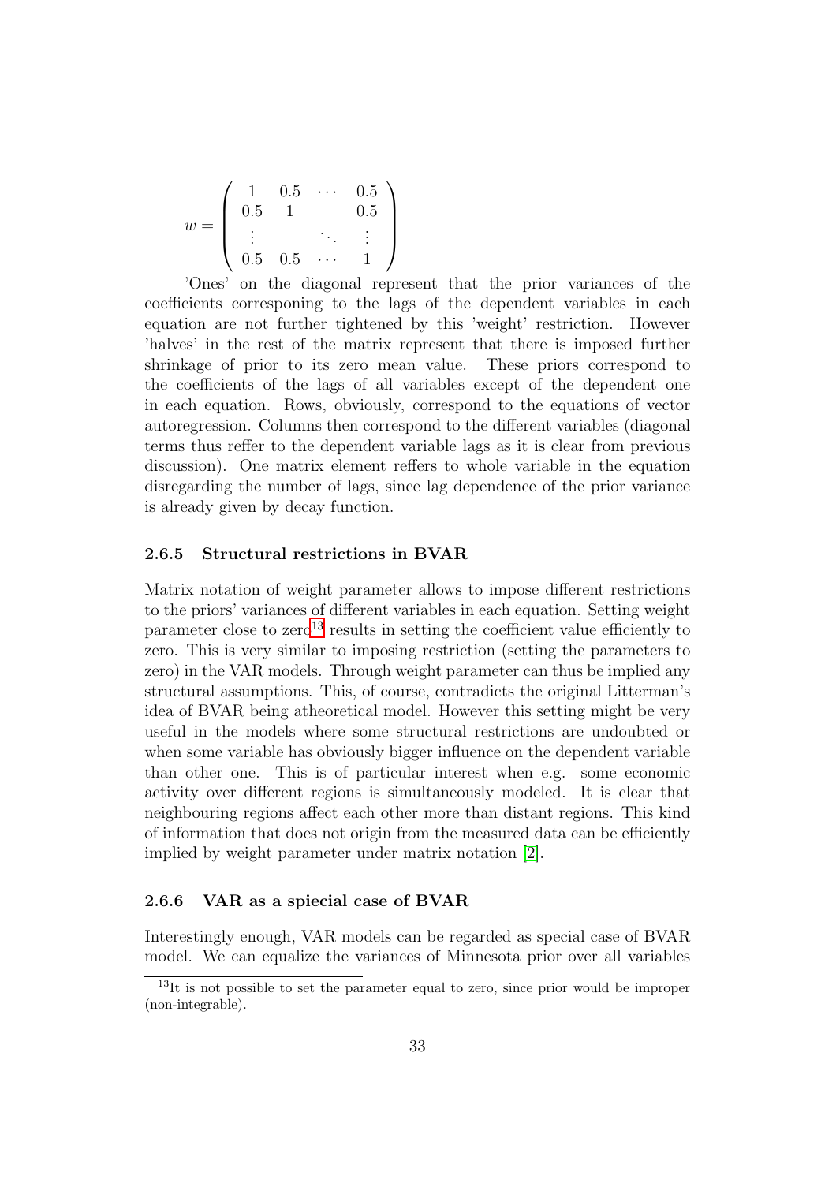$$w = \begin{pmatrix} 1 & 0.5 & \cdots & 0.5 \\ 0.5 & 1 & & 0.5 \\ \vdots & & \ddots & \vdots \\ 0.5 & 0.5 & \cdots & 1 \end{pmatrix}$$

'Ones' on the diagonal represent that the prior variances of the coefficients corresponing to the lags of the dependent variables in each equation are not further tightened by this 'weight' restriction. However 'halves' in the rest of the matrix represent that there is imposed further shrinkage of prior to its zero mean value. These priors correspond to the coefficients of the lags of all variables except of the dependent one in each equation. Rows, obviously, correspond to the equations of vector autoregression. Columns then correspond to the different variables (diagonal terms thus reffer to the dependent variable lags as it is clear from previous discussion). One matrix element reffers to whole variable in the equation disregarding the number of lags, since lag dependence of the prior variance is already given by decay function.

### 2.6.5 Structural restrictions in BVAR

Matrix notation of weight parameter allows to impose different restrictions to the priors' variances of different variables in each equation. Setting weight parameter close to zero[13] results in setting the coefficient value efficiently to zero. This is very similar to imposing restriction (setting the parameters to zero) in the VAR models. Through weight parameter can thus be implied any structural assumptions. This, of course, contradicts the original Litterman's idea of BVAR being atheoretical model. However this setting might be very useful in the models where some structural restrictions are undoubted or when some variable has obviously bigger influence on the dependent variable than other one. This is of particular interest when e.g. some economic activity over different regions is simultaneously modeled. It is clear that neighbouring regions affect each other more than distant regions. This kind of information that does not origin from the measured data can be efficiently implied by weight parameter under matrix notation [2].

### 2.6.6 VAR as a spiecial case of BVAR

Interestingly enough, VAR models can be regarded as special case of BVAR model. We can equalize the variances of Minnesota prior over all variables

[13]It is not possible to set the parameter equal to zero, since prior would be improper (non-integrable).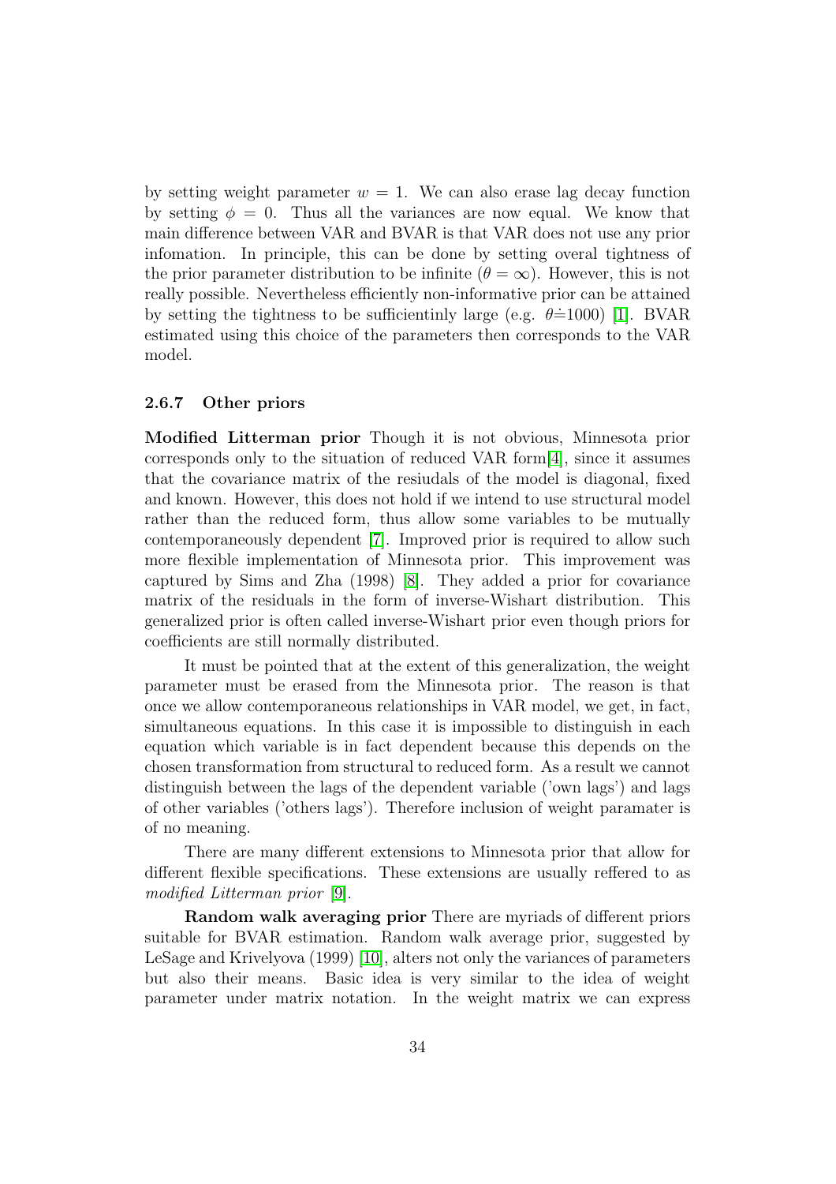by setting weight parameter $w = 1$. We can also erase lag decay function by setting $\phi = 0$. Thus all the variances are now equal. We know that main difference between VAR and BVAR is that VAR does not use any prior infomation. In principle, this can be done by setting overal tightness of the prior parameter distribution to be infinite ($\theta = \infty$). However, this is not really possible. Nevertheless efficiently non-informative prior can be attained by setting the tightness to be sufficientinly large (e.g. $\theta \doteq 1000$) [1]. BVAR estimated using this choice of the parameters then corresponds to the VAR model.

#### 2.6.7 Other priors

**Modified Litterman prior** Though it is not obvious, Minnesota prior corresponds only to the situation of reduced VAR form[4], since it assumes that the covariance matrix of the resiudals of the model is diagonal, fixed and known. However, this does not hold if we intend to use structural model rather than the reduced form, thus allow some variables to be mutually contemporaneously dependent [7]. Improved prior is required to allow such more flexible implementation of Minnesota prior. This improvement was captured by Sims and Zha (1998) [8]. They added a prior for covariance matrix of the residuals in the form of inverse-Wishart distribution. This generalized prior is often called inverse-Wishart prior even though priors for coefficients are still normally distributed.

It must be pointed that at the extent of this generalization, the weight parameter must be erased from the Minnesota prior. The reason is that once we allow contemporaneous relationships in VAR model, we get, in fact, simultaneous equations. In this case it is impossible to distinguish in each equation which variable is in fact dependent because this depends on the chosen transformation from structural to reduced form. As a result we cannot distinguish between the lags of the dependent variable ('own lags') and lags of other variables ('others lags'). Therefore inclusion of weight paramater is of no meaning.

There are many different extensions to Minnesota prior that allow for different flexible specifications. These extensions are usually reffered to as *modified Litterman prior* [9].

**Random walk averaging prior** There are myriads of different priors suitable for BVAR estimation. Random walk average prior, suggested by LeSage and Krivelyova (1999) [10], alters not only the variances of parameters but also their means. Basic idea is very similar to the idea of weight parameter under matrix notation. In the weight matrix we can express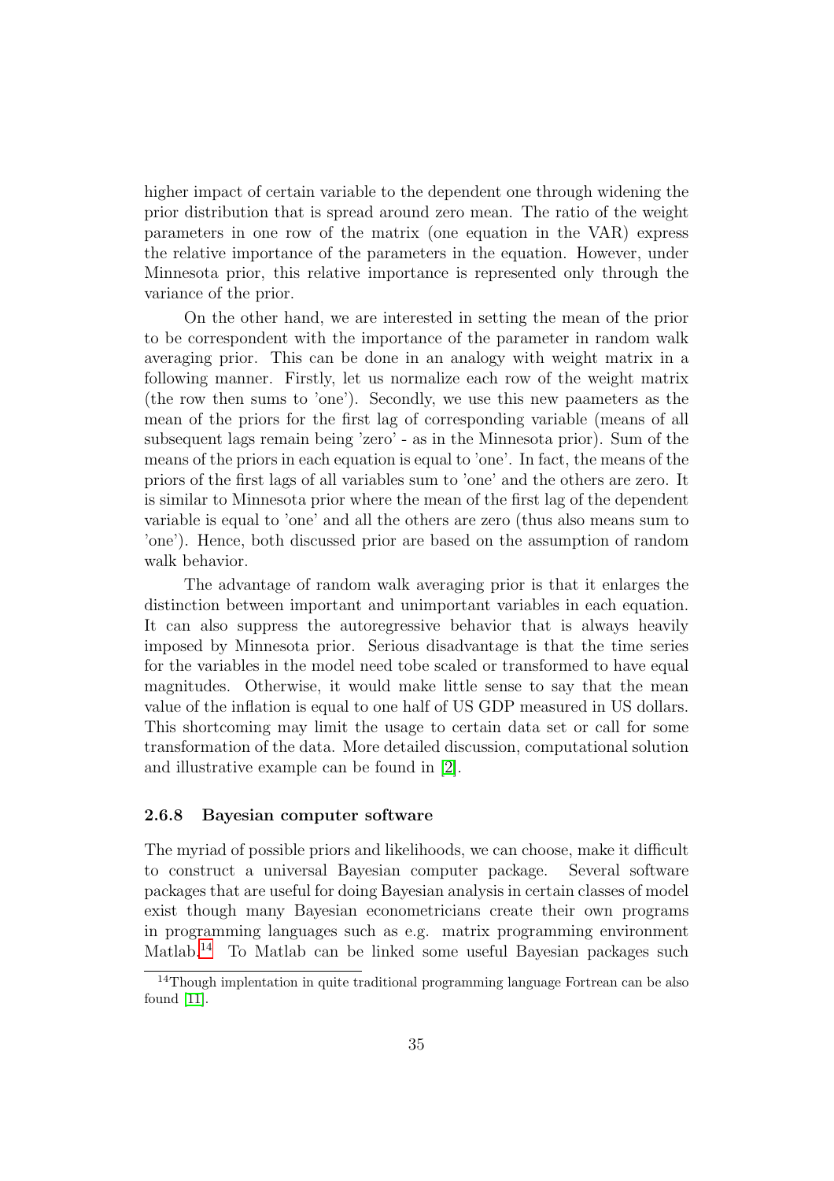higher impact of certain variable to the dependent one through widening the prior distribution that is spread around zero mean. The ratio of the weight parameters in one row of the matrix (one equation in the VAR) express the relative importance of the parameters in the equation. However, under Minnesota prior, this relative importance is represented only through the variance of the prior.

On the other hand, we are interested in setting the mean of the prior to be correspondent with the importance of the parameter in random walk averaging prior. This can be done in an analogy with weight matrix in a following manner. Firstly, let us normalize each row of the weight matrix (the row then sums to 'one'). Secondly, we use this new paameters as the mean of the priors for the first lag of corresponding variable (means of all subsequent lags remain being 'zero' - as in the Minnesota prior). Sum of the means of the priors in each equation is equal to 'one'. In fact, the means of the priors of the first lags of all variables sum to 'one' and the others are zero. It is similar to Minnesota prior where the mean of the first lag of the dependent variable is equal to 'one' and all the others are zero (thus also means sum to 'one'). Hence, both discussed prior are based on the assumption of random walk behavior.

The advantage of random walk averaging prior is that it enlarges the distinction between important and unimportant variables in each equation. It can also suppress the autoregressive behavior that is always heavily imposed by Minnesota prior. Serious disadvantage is that the time series for the variables in the model need tobe scaled or transformed to have equal magnitudes. Otherwise, it would make little sense to say that the mean value of the inflation is equal to one half of US GDP measured in US dollars. This shortcoming may limit the usage to certain data set or call for some transformation of the data. More detailed discussion, computational solution and illustrative example can be found in [2].

### 2.6.8 Bayesian computer software

The myriad of possible priors and likelihoods, we can choose, make it difficult to construct a universal Bayesian computer package. Several software packages that are useful for doing Bayesian analysis in certain classes of model exist though many Bayesian econometricians create their own programs in programming languages such as e.g. matrix programming environment Matlab.[14] To Matlab can be linked some useful Bayesian packages such

[14] Though implentation in quite traditional programming language Fortrean can be also found [11].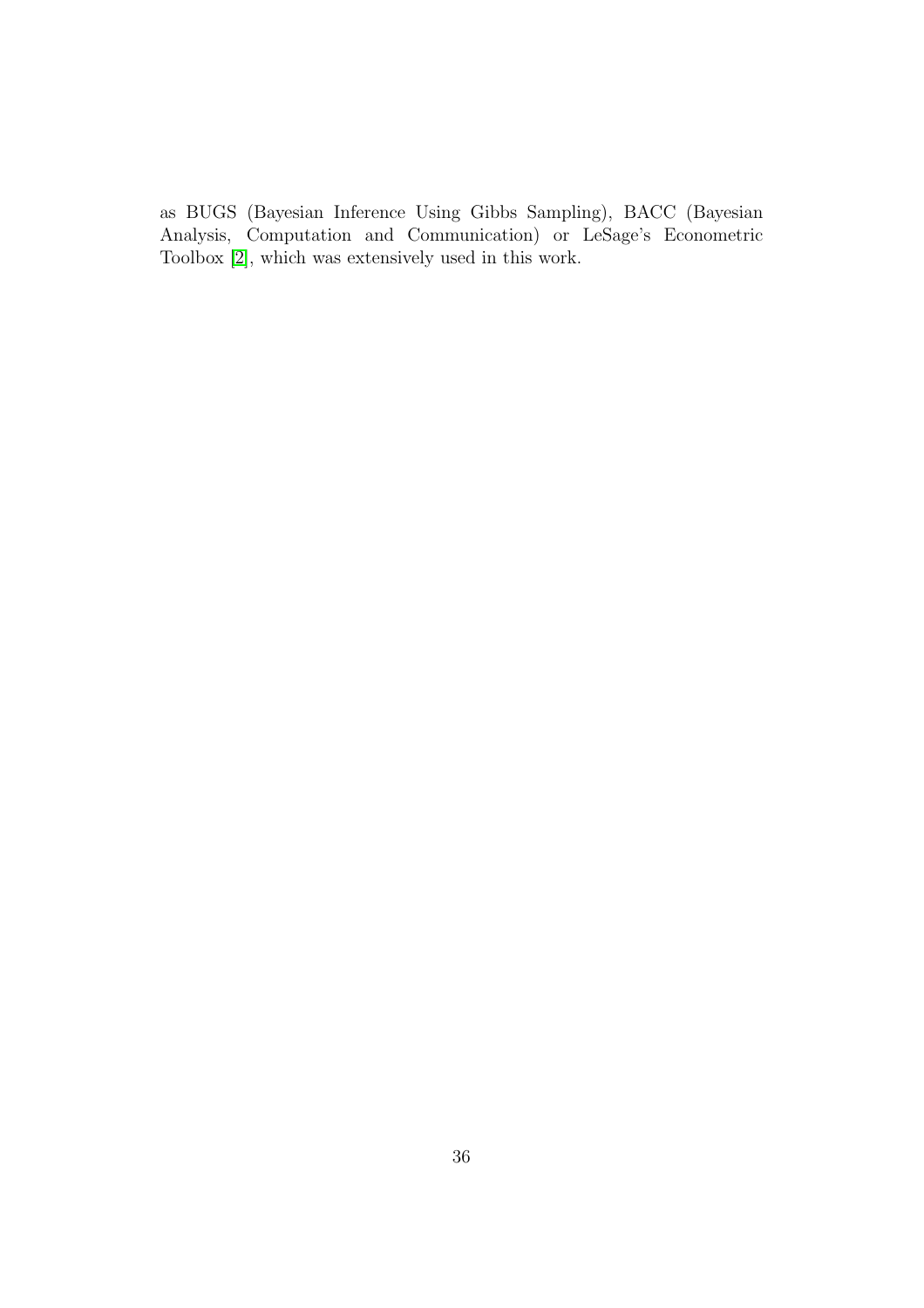as BUGS (Bayesian Inference Using Gibbs Sampling), BACC (Bayesian Analysis, Computation and Communication) or LeSage's Econometric Toolbox [2], which was extensively used in this work.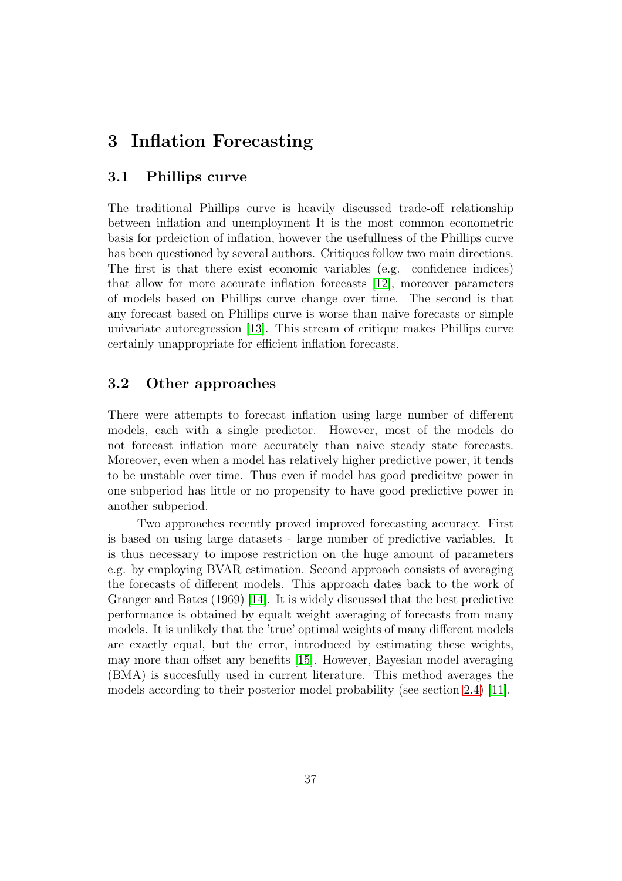# 3 Inflation Forecasting

## 3.1 Phillips curve

The traditional Phillips curve is heavily discussed trade-off relationship between inflation and unemployment It is the most common econometric basis for prdeiction of inflation, however the usefullness of the Phillips curve has been questioned by several authors. Critiques follow two main directions. The first is that there exist economic variables (e.g. confidence indices) that allow for more accurate inflation forecasts [12], moreover parameters of models based on Phillips curve change over time. The second is that any forecast based on Phillips curve is worse than naive forecasts or simple univariate autoregression [13]. This stream of critique makes Phillips curve certainly unappropriate for efficient inflation forecasts.

## 3.2 Other approaches

There were attempts to forecast inflation using large number of different models, each with a single predictor. However, most of the models do not forecast inflation more accurately than naive steady state forecasts. Moreover, even when a model has relatively higher predictive power, it tends to be unstable over time. Thus even if model has good predicitve power in one subperiod has little or no propensity to have good predictive power in another subperiod.

Two approaches recently proved improved forecasting accuracy. First is based on using large datasets - large number of predictive variables. It is thus necessary to impose restriction on the huge amount of parameters e.g. by employing BVAR estimation. Second approach consists of averaging the forecasts of different models. This approach dates back to the work of Granger and Bates (1969) [14]. It is widely discussed that the best predictive performance is obtained by equalt weight averaging of forecasts from many models. It is unlikely that the 'true' optimal weights of many different models are exactly equal, but the error, introduced by estimating these weights, may more than offset any benefits [15]. However, Bayesian model averaging (BMA) is succesfully used in current literature. This method averages the models according to their posterior model probability (see section 2.4) [11].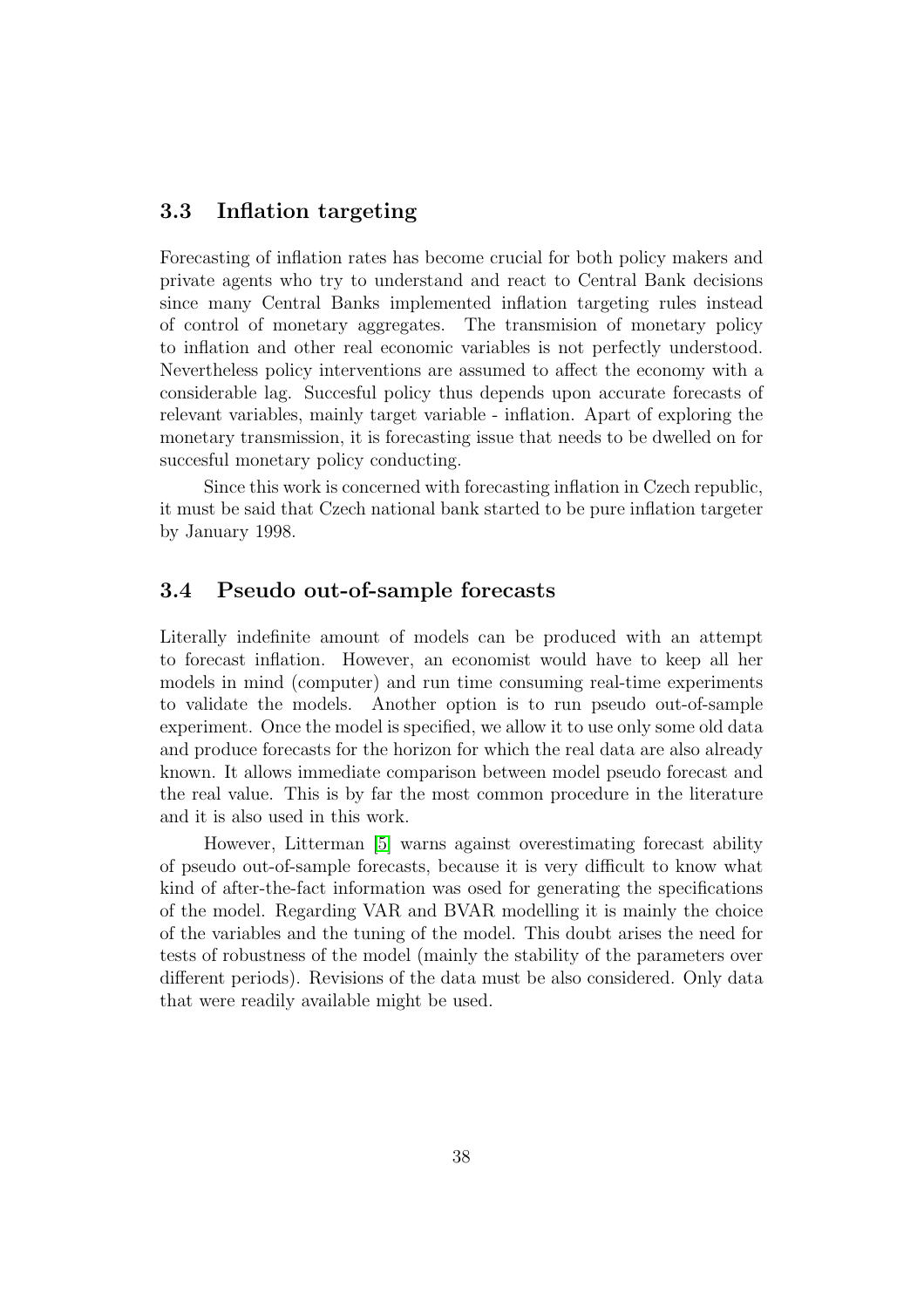## 3.3 Inflation targeting

Forecasting of inflation rates has become crucial for both policy makers and private agents who try to understand and react to Central Bank decisions since many Central Banks implemented inflation targeting rules instead of control of monetary aggregates. The transmision of monetary policy to inflation and other real economic variables is not perfectly understood. Nevertheless policy interventions are assumed to affect the economy with a considerable lag. Succesful policy thus depends upon accurate forecasts of relevant variables, mainly target variable - inflation. Apart of exploring the monetary transmission, it is forecasting issue that needs to be dwelled on for succesful monetary policy conducting.

Since this work is concerned with forecasting inflation in Czech republic, it must be said that Czech national bank started to be pure inflation targeter by January 1998.

## 3.4 Pseudo out-of-sample forecasts

Literally indefinite amount of models can be produced with an attempt to forecast inflation. However, an economist would have to keep all her models in mind (computer) and run time consuming real-time experiments to validate the models. Another option is to run pseudo out-of-sample experiment. Once the model is specified, we allow it to use only some old data and produce forecasts for the horizon for which the real data are also already known. It allows immediate comparison between model pseudo forecast and the real value. This is by far the most common procedure in the literature and it is also used in this work.

However, Litterman [5] warns against overestimating forecast ability of pseudo out-of-sample forecasts, because it is very difficult to know what kind of after-the-fact information was osed for generating the specifications of the model. Regarding VAR and BVAR modelling it is mainly the choice of the variables and the tuning of the model. This doubt arises the need for tests of robustness of the model (mainly the stability of the parameters over different periods). Revisions of the data must be also considered. Only data that were readily available might be used.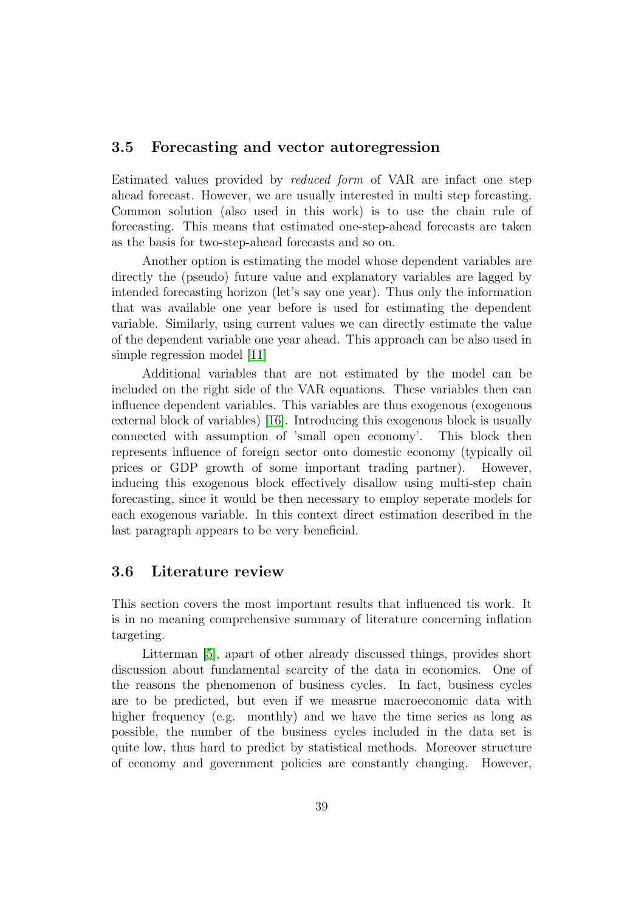### 3.5 Forecasting and vector autoregression

Estimated values provided by *reduced form* of VAR are infact one step ahead forecast. However, we are usually interested in multi step forcasting. Common solution (also used in this work) is to use the chain rule of forecasting. This means that estimated one-step-ahead forecasts are taken as the basis for two-step-ahead forecasts and so on.

Another option is estimating the model whose dependent variables are directly the (pseudo) future value and explanatory variables are lagged by intended forecasting horizon (let's say one year). Thus only the information that was available one year before is used for estimating the dependent variable. Similarly, using current values we can directly estimate the value of the dependent variable one year ahead. This approach can be also used in simple regression model [11]

Additional variables that are not estimated by the model can be included on the right side of the VAR equations. These variables then can influence dependent variables. This variables are thus exogenous (exogenous external block of variables) [16]. Introducing this exogenous block is usually connected with assumption of 'small open economy'. This block then represents influence of foreign sector onto domestic economy (typically oil prices or GDP growth of some important trading partner). However, inducing this exogenous block effectively disallow using multi-step chain forecasting, since it would be then necessary to employ seperate models for each exogenous variable. In this context direct estimation described in the last paragraph appears to be very beneficial.

### 3.6 Literature review

This section covers the most important results that influenced tis work. It is in no meaning comprehensive summary of literature concerning inflation targeting.

Litterman [5], apart of other already discussed things, provides short discussion about fundamental scarcity of the data in economics. One of the reasons the phenomenon of business cycles. In fact, business cycles are to be predicted, but even if we measrue macroeconomic data with higher frequency (e.g. monthly) and we have the time series as long as possible, the number of the business cycles included in the data set is quite low, thus hard to predict by statistical methods. Moreover structure of economy and government policies are constantly changing. However,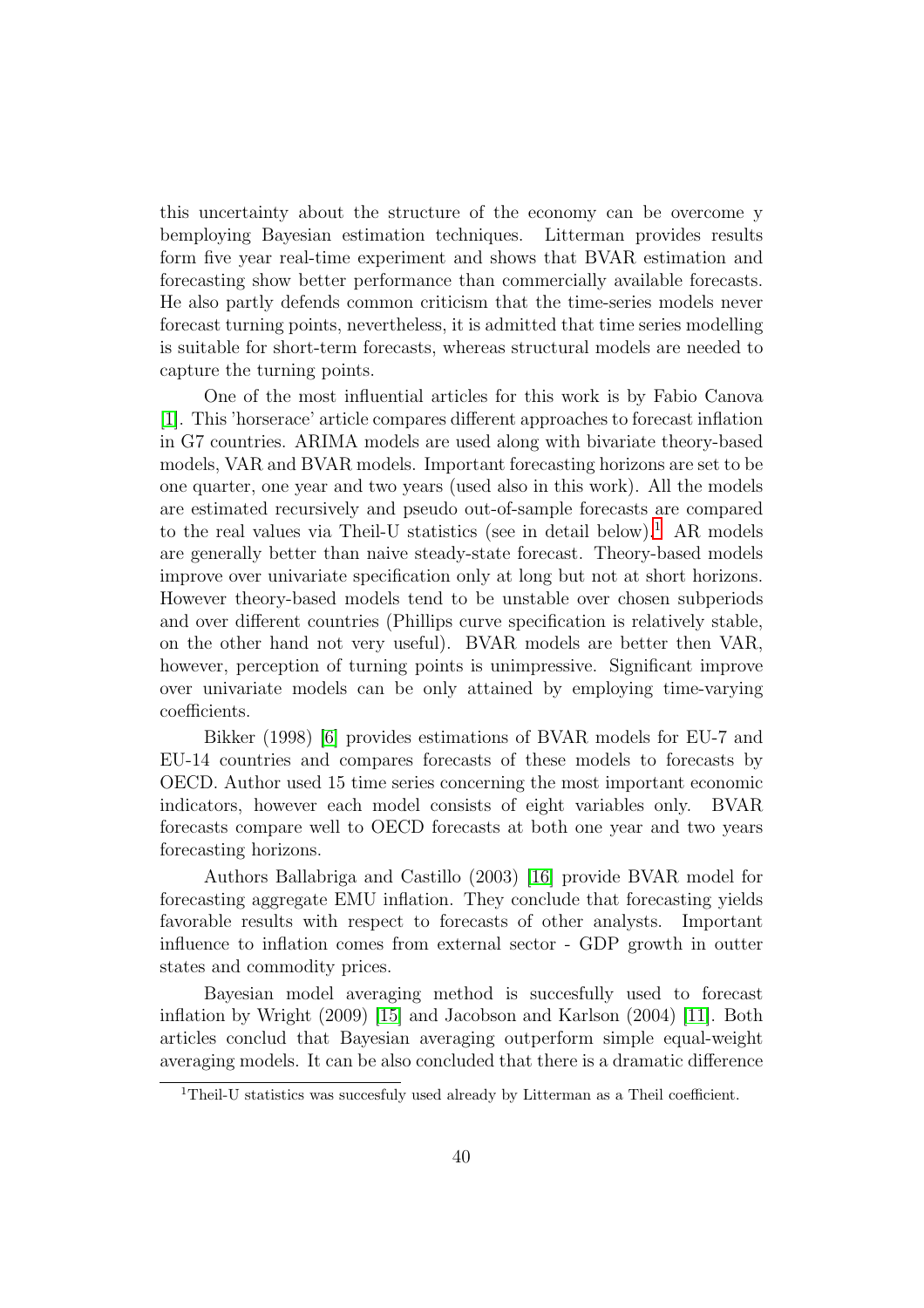this uncertainty about the structure of the economy can be overcome y bemploying Bayesian estimation techniques. Litterman provides results form five year real-time experiment and shows that BVAR estimation and forecasting show better performance than commercially available forecasts. He also partly defends common criticism that the time-series models never forecast turning points, nevertheless, it is admitted that time series modelling is suitable for short-term forecasts, whereas structural models are needed to capture the turning points.

One of the most influential articles for this work is by Fabio Canova [1]. This 'horserace' article compares different approaches to forecast inflation in G7 countries. ARIMA models are used along with bivariate theory-based models, VAR and BVAR models. Important forecasting horizons are set to be one quarter, one year and two years (used also in this work). All the models are estimated recursively and pseudo out-of-sample forecasts are compared to the real values via Theil-U statistics (see in detail below).[1] AR models are generally better than naive steady-state forecast. Theory-based models improve over univariate specification only at long but not at short horizons. However theory-based models tend to be unstable over chosen subperiods and over different countries (Phillips curve specification is relatively stable, on the other hand not very useful). BVAR models are better then VAR, however, perception of turning points is unimpressive. Significant improve over univariate models can be only attained by employing time-varying coefficients.

Bikker (1998) [6] provides estimations of BVAR models for EU-7 and EU-14 countries and compares forecasts of these models to forecasts by OECD. Author used 15 time series concerning the most important economic indicators, however each model consists of eight variables only. BVAR forecasts compare well to OECD forecasts at both one year and two years forecasting horizons.

Authors Ballabriga and Castillo (2003) [16] provide BVAR model for forecasting aggregate EMU inflation. They conclude that forecasting yields favorable results with respect to forecasts of other analysts. Important influence to inflation comes from external sector - GDP growth in outter states and commodity prices.

Bayesian model averaging method is succesfully used to forecast inflation by Wright (2009) [15] and Jacobson and Karlson (2004) [11]. Both articles conclud that Bayesian averaging outperform simple equal-weight averaging models. It can be also concluded that there is a dramatic difference

[1] Theil-U statistics was succesfuly used already by Litterman as a Theil coefficient.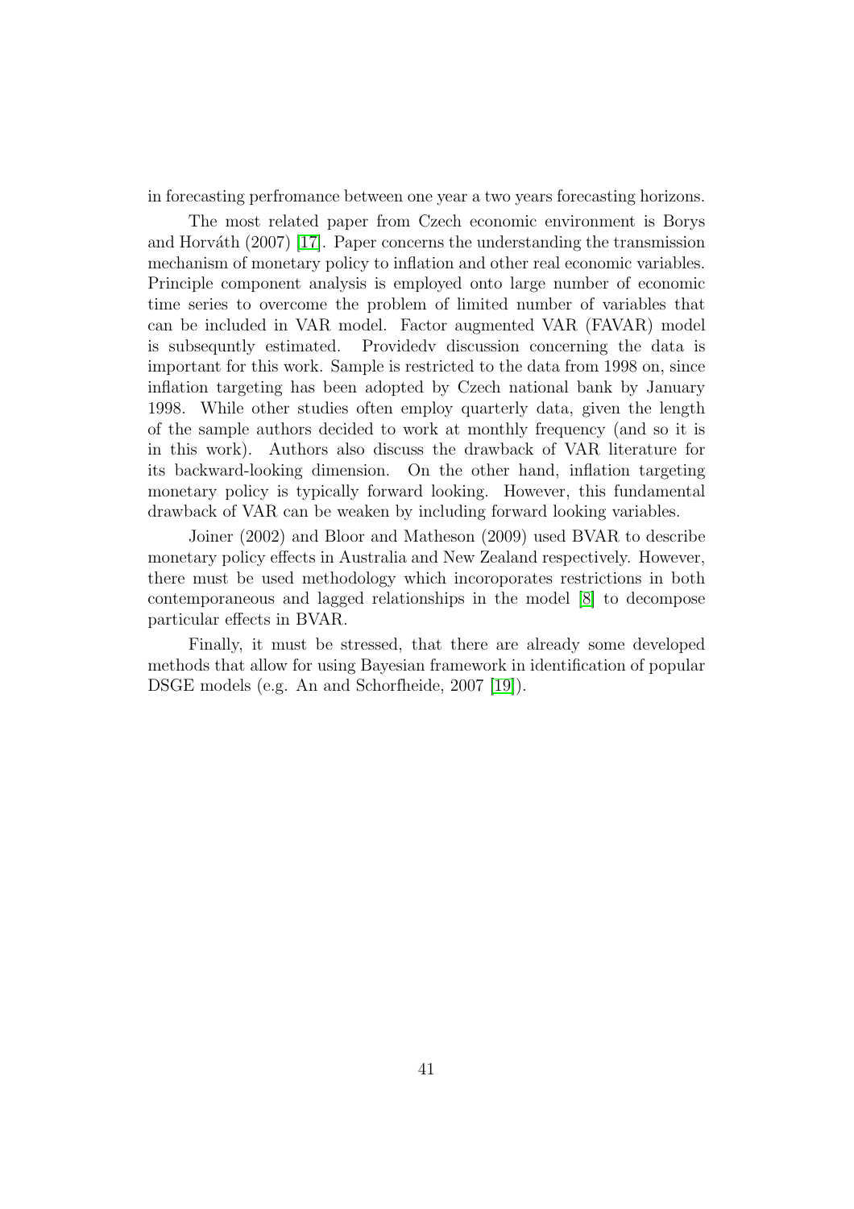in forecasting perfromance between one year a two years forecasting horizons.

The most related paper from Czech economic environment is Borys and Horváth (2007) [17]. Paper concerns the understanding the transmission mechanism of monetary policy to inflation and other real economic variables. Principle component analysis is employed onto large number of economic time series to overcome the problem of limited number of variables that can be included in VAR model. Factor augmented VAR (FAVAR) model is subsequntly estimated. Providedv discussion concerning the data is important for this work. Sample is restricted to the data from 1998 on, since inflation targeting has been adopted by Czech national bank by January 1998. While other studies often employ quarterly data, given the length of the sample authors decided to work at monthly frequency (and so it is in this work). Authors also discuss the drawback of VAR literature for its backward-looking dimension. On the other hand, inflation targeting monetary policy is typically forward looking. However, this fundamental drawback of VAR can be weaken by including forward looking variables.

Joiner (2002) and Bloor and Matheson (2009) used BVAR to describe monetary policy effects in Australia and New Zealand respectively. However, there must be used methodology which incoroporates restrictions in both contemporaneous and lagged relationships in the model [8] to decompose particular effects in BVAR.

Finally, it must be stressed, that there are already some developed methods that allow for using Bayesian framework in identification of popular DSGE models (e.g. An and Schorfheide, 2007 [19]).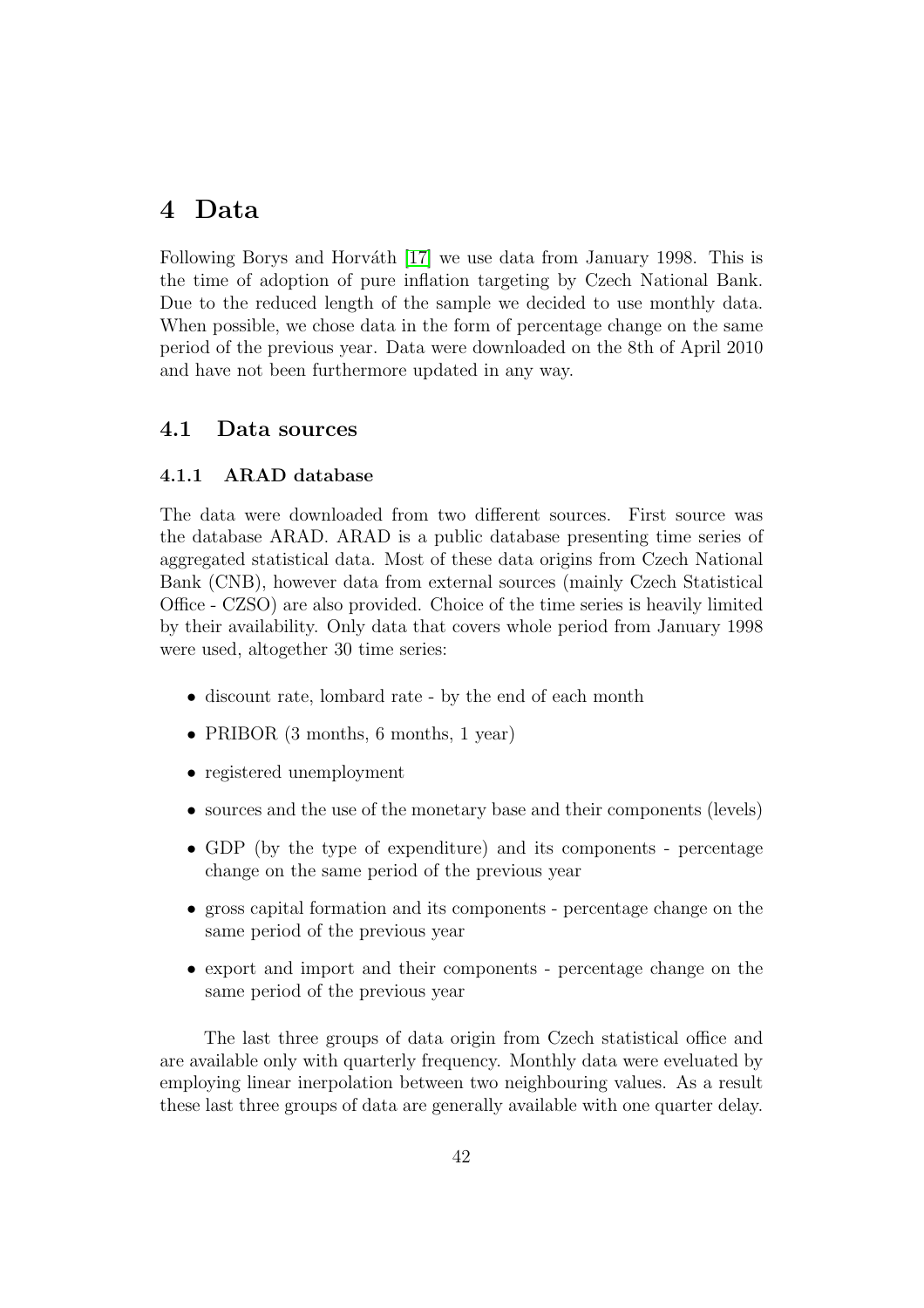# 4 Data

Following Borys and Horváth [17] we use data from January 1998. This is the time of adoption of pure inflation targeting by Czech National Bank. Due to the reduced length of the sample we decided to use monthly data. When possible, we chose data in the form of percentage change on the same period of the previous year. Data were downloaded on the 8th of April 2010 and have not been furthermore updated in any way.

## 4.1 Data sources

### 4.1.1 ARAD database

The data were downloaded from two different sources. First source was the database ARAD. ARAD is a public database presenting time series of aggregated statistical data. Most of these data origins from Czech National Bank (CNB), however data from external sources (mainly Czech Statistical Office - CZSO) are also provided. Choice of the time series is heavily limited by their availability. Only data that covers whole period from January 1998 were used, altogether 30 time series:

- discount rate, lombard rate - by the end of each month
- PRIBOR (3 months, 6 months, 1 year)
- registered unemployment
- sources and the use of the monetary base and their components (levels)
- GDP (by the type of expenditure) and its components - percentage change on the same period of the previous year
- gross capital formation and its components - percentage change on the same period of the previous year
- export and import and their components - percentage change on the same period of the previous year

The last three groups of data origin from Czech statistical office and are available only with quarterly frequency. Monthly data were eveluated by employing linear inerpolation between two neighbouring values. As a result these last three groups of data are generally available with one quarter delay.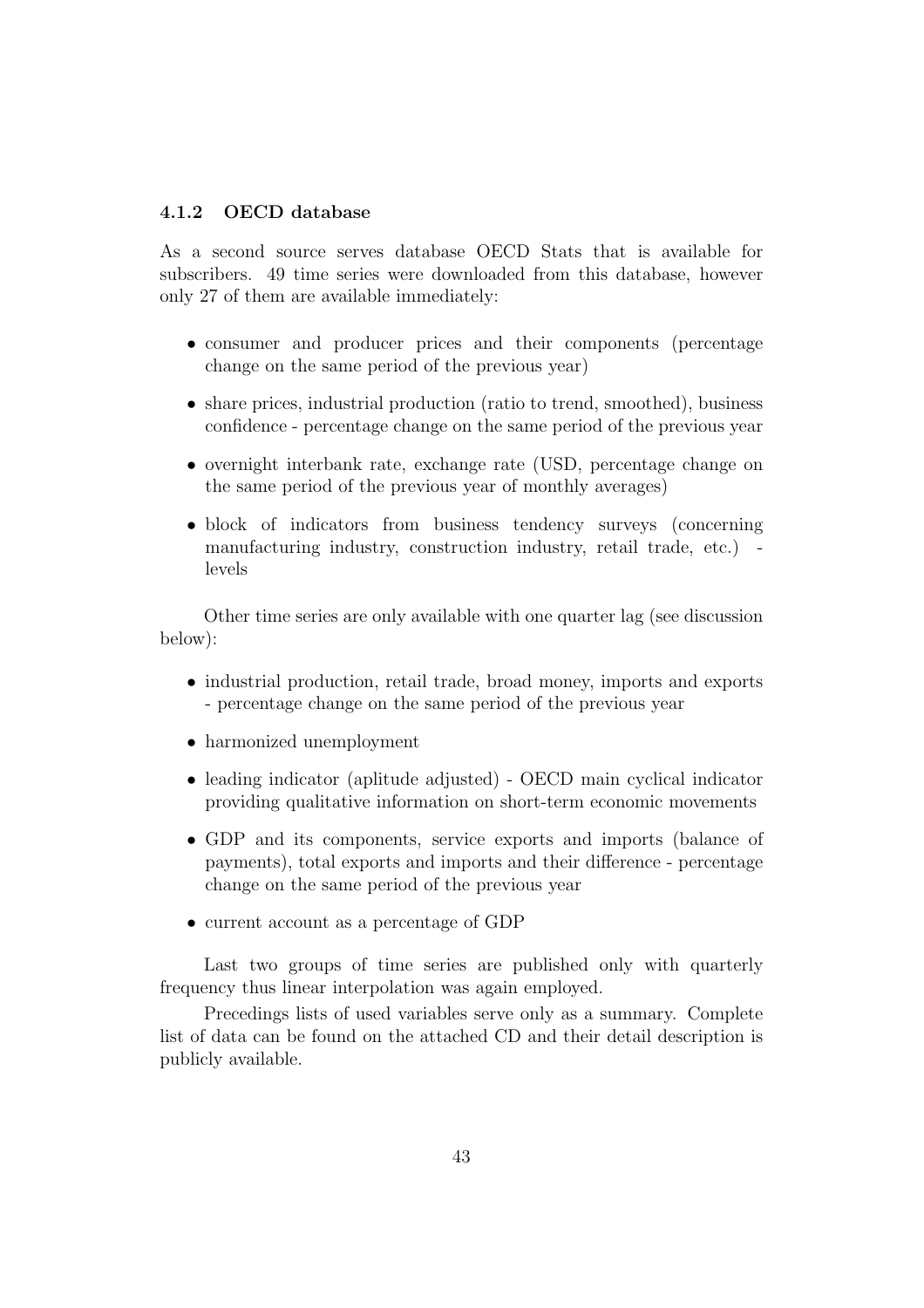#### 4.1.2 OECD database

As a second source serves database OECD Stats that is available for subscribers. 49 time series were downloaded from this database, however only 27 of them are available immediately:

- consumer and producer prices and their components (percentage change on the same period of the previous year)
- share prices, industrial production (ratio to trend, smoothed), business confidence - percentage change on the same period of the previous year
- overnight interbank rate, exchange rate (USD, percentage change on the same period of the previous year of monthly averages)
- block of indicators from business tendency surveys (concerning manufacturing industry, construction industry, retail trade, etc.) - levels

Other time series are only available with one quarter lag (see discussion below):

- industrial production, retail trade, broad money, imports and exports - percentage change on the same period of the previous year
- harmonized unemployment
- leading indicator (aplitude adjusted) - OECD main cyclical indicator providing qualitative information on short-term economic movements
- GDP and its components, service exports and imports (balance of payments), total exports and imports and their difference - percentage change on the same period of the previous year
- current account as a percentage of GDP

Last two groups of time series are published only with quarterly frequency thus linear interpolation was again employed.

Precedings lists of used variables serve only as a summary. Complete list of data can be found on the attached CD and their detail description is publicly available.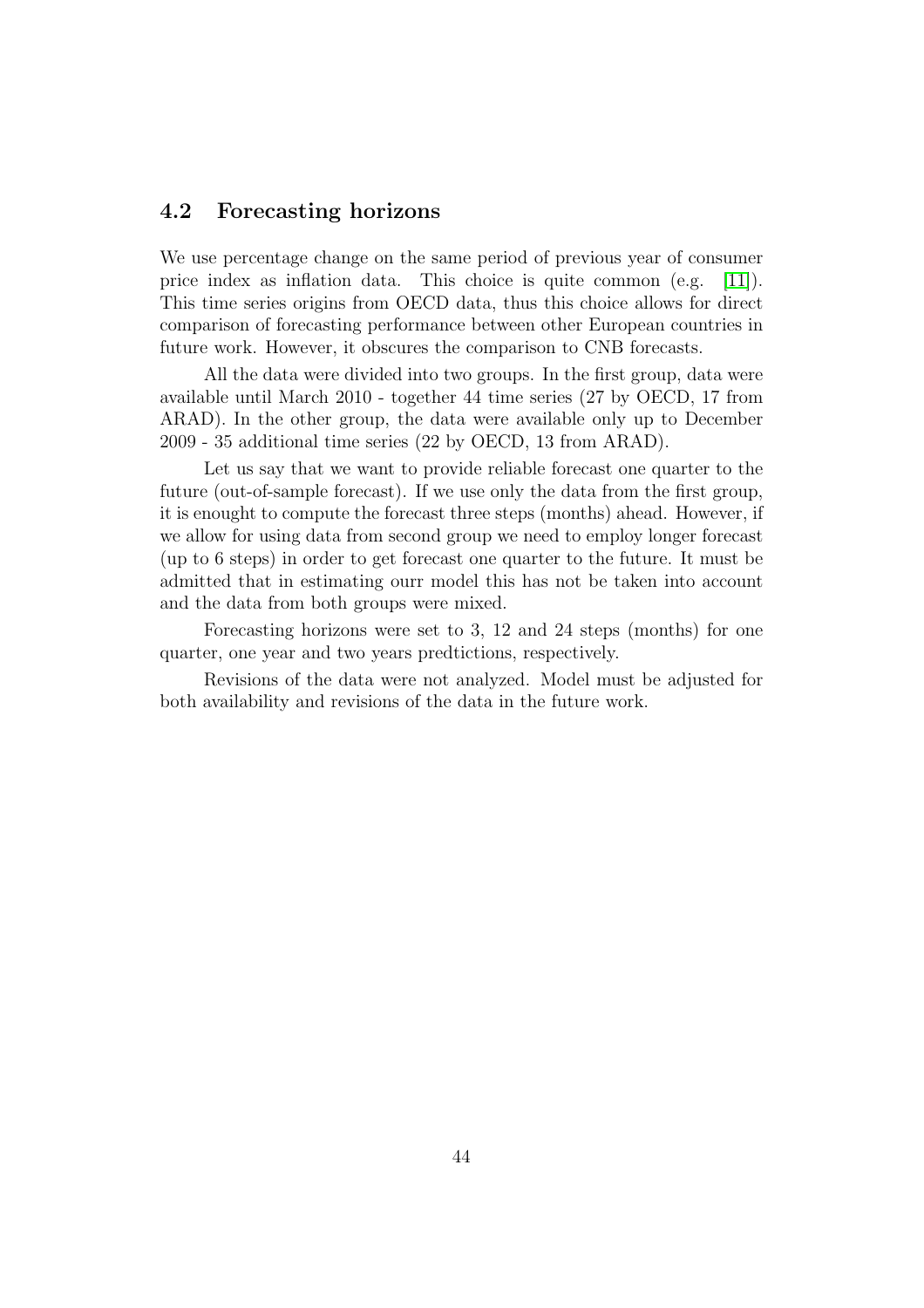## 4.2 Forecasting horizons

We use percentage change on the same period of previous year of consumer price index as inflation data. This choice is quite common (e.g. [11]). This time series origins from OECD data, thus this choice allows for direct comparison of forecasting performance between other European countries in future work. However, it obscures the comparison to CNB forecasts.

All the data were divided into two groups. In the first group, data were available until March 2010 - together 44 time series (27 by OECD, 17 from ARAD). In the other group, the data were available only up to December 2009 - 35 additional time series (22 by OECD, 13 from ARAD).

Let us say that we want to provide reliable forecast one quarter to the future (out-of-sample forecast). If we use only the data from the first group, it is enought to compute the forecast three steps (months) ahead. However, if we allow for using data from second group we need to employ longer forecast (up to 6 steps) in order to get forecast one quarter to the future. It must be admitted that in estimating ourr model this has not be taken into account and the data from both groups were mixed.

Forecasting horizons were set to 3, 12 and 24 steps (months) for one quarter, one year and two years predtictions, respectively.

Revisions of the data were not analyzed. Model must be adjusted for both availability and revisions of the data in the future work.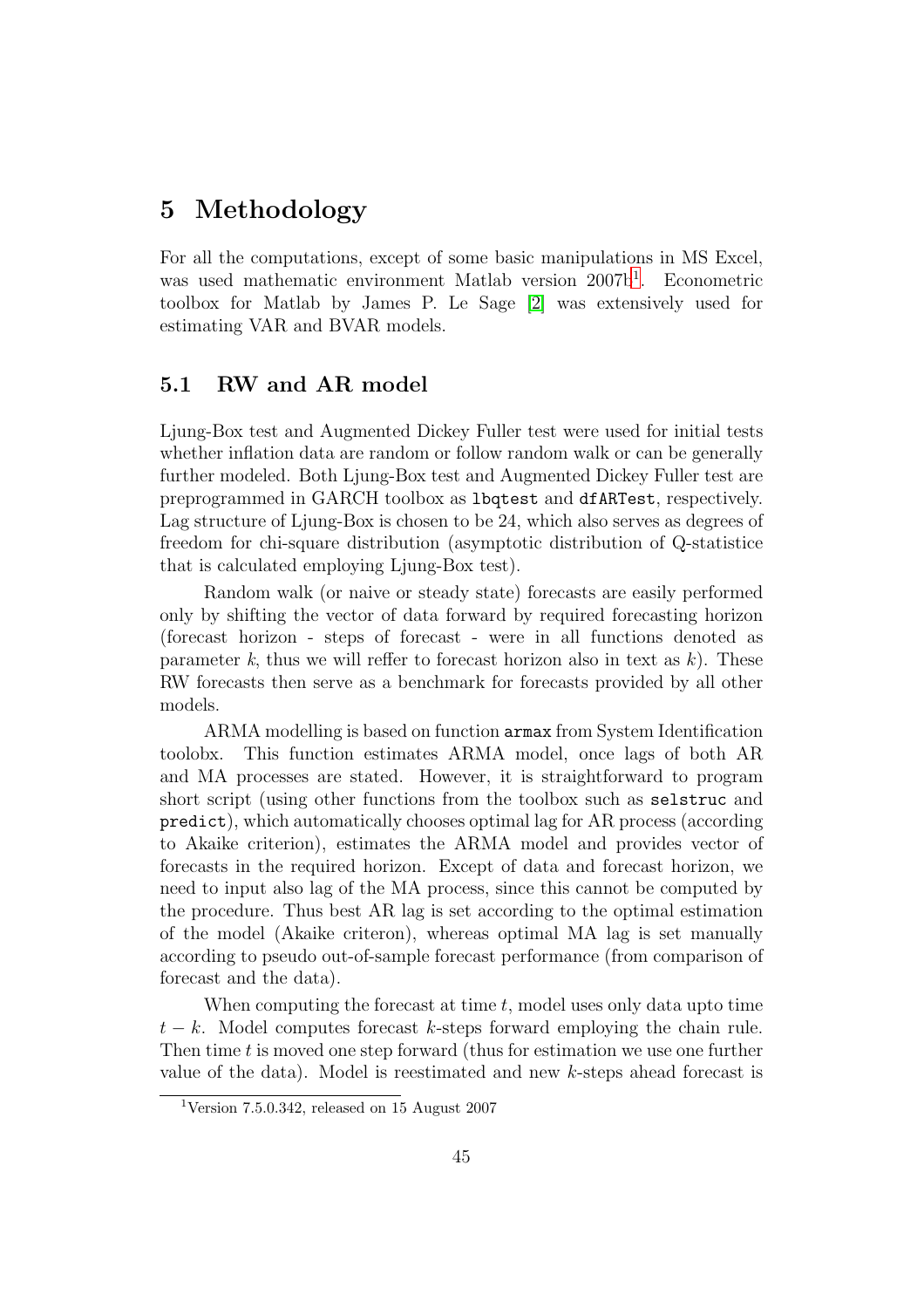# 5 Methodology

For all the computations, except of some basic manipulations in MS Excel, was used mathematic environment Matlab version 2007b[1]. Econometric toolbox for Matlab by James P. Le Sage [2] was extensively used for estimating VAR and BVAR models.

## 5.1 RW and AR model

Ljung-Box test and Augmented Dickey Fuller test were used for initial tests whether inflation data are random or follow random walk or can be generally further modeled. Both Ljung-Box test and Augmented Dickey Fuller test are preprogrammed in GARCH toolbox as `lbqtest` and `dfARTest`, respectively. Lag structure of Ljung-Box is chosen to be 24, which also serves as degrees of freedom for chi-square distribution (asymptotic distribution of Q-statistice that is calculated employing Ljung-Box test).

Random walk (or naive or steady state) forecasts are easily performed only by shifting the vector of data forward by required forecasting horizon (forecast horizon - steps of forecast - were in all functions denoted as parameter $k$, thus we will reffer to forecast horizon also in text as $k$). These RW forecasts then serve as a benchmark for forecasts provided by all other models.

ARMA modelling is based on function `armax` from System Identification toolobx. This function estimates ARMA model, once lags of both AR and MA processes are stated. However, it is straightforward to program short script (using other functions from the toolbox such as `selstruc` and `predict`), which automatically chooses optimal lag for AR process (according to Akaike criterion), estimates the ARMA model and provides vector of forecasts in the required horizon. Except of data and forecast horizon, we need to input also lag of the MA process, since this cannot be computed by the procedure. Thus best AR lag is set according to the optimal estimation of the model (Akaike criteron), whereas optimal MA lag is set manually according to pseudo out-of-sample forecast performance (from comparison of forecast and the data).

When computing the forecast at time $t$, model uses only data upto time $t-k$. Model computes forecast $k$-steps forward employing the chain rule. Then time $t$ is moved one step forward (thus for estimation we use one further value of the data). Model is reestimated and new $k$-steps ahead forecast is

[1] Version 7.5.0.342, released on 15 August 2007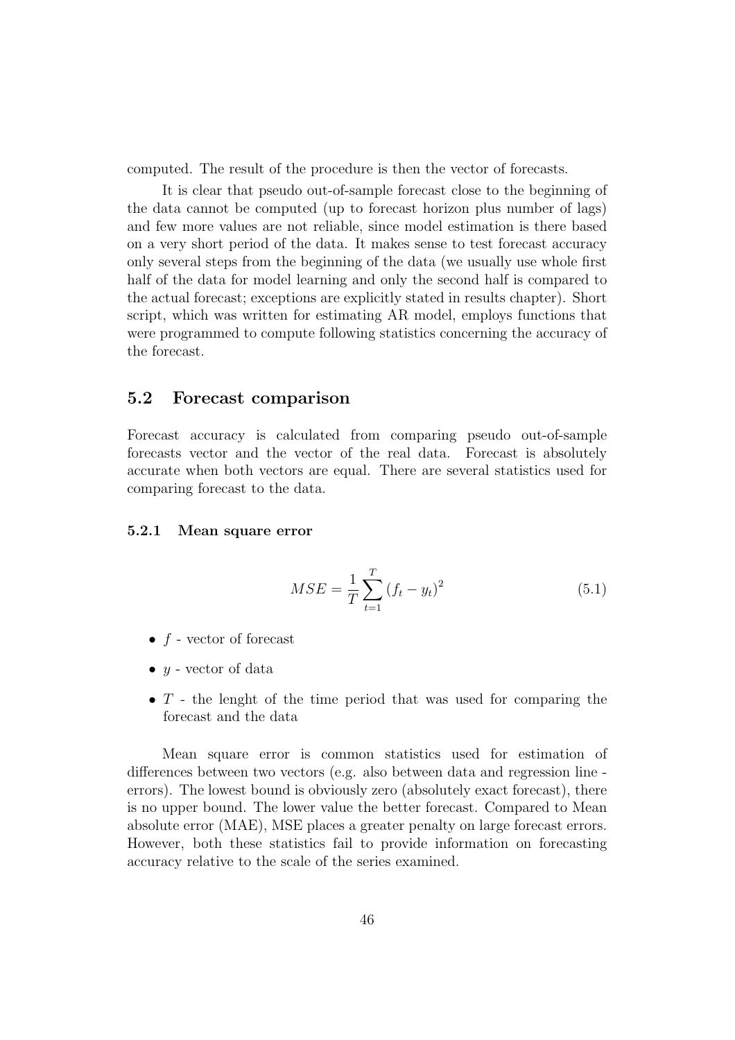computed. The result of the procedure is then the vector of forecasts.

It is clear that pseudo out-of-sample forecast close to the beginning of the data cannot be computed (up to forecast horizon plus number of lags) and few more values are not reliable, since model estimation is there based on a very short period of the data. It makes sense to test forecast accuracy only several steps from the beginning of the data (we usually use whole first half of the data for model learning and only the second half is compared to the actual forecast; exceptions are explicitly stated in results chapter). Short script, which was written for estimating AR model, employs functions that were programmed to compute following statistics concerning the accuracy of the forecast.

## 5.2 Forecast comparison

Forecast accuracy is calculated from comparing pseudo out-of-sample forecasts vector and the vector of the real data. Forecast is absolutely accurate when both vectors are equal. There are several statistics used for comparing forecast to the data.

### 5.2.1 Mean square error

$$MSE = \frac{1}{T} \sum_{t=1}^{T} (f_t - y_t)^2 \tag{5.1}$$

- $f$ - vector of forecast
- $y$ - vector of data
- $T$ - the lenght of the time period that was used for comparing the forecast and the data

Mean square error is common statistics used for estimation of differences between two vectors (e.g. also between data and regression line - errors). The lowest bound is obviously zero (absolutely exact forecast), there is no upper bound. The lower value the better forecast. Compared to Mean absolute error (MAE), MSE places a greater penalty on large forecast errors. However, both these statistics fail to provide information on forecasting accuracy relative to the scale of the series examined.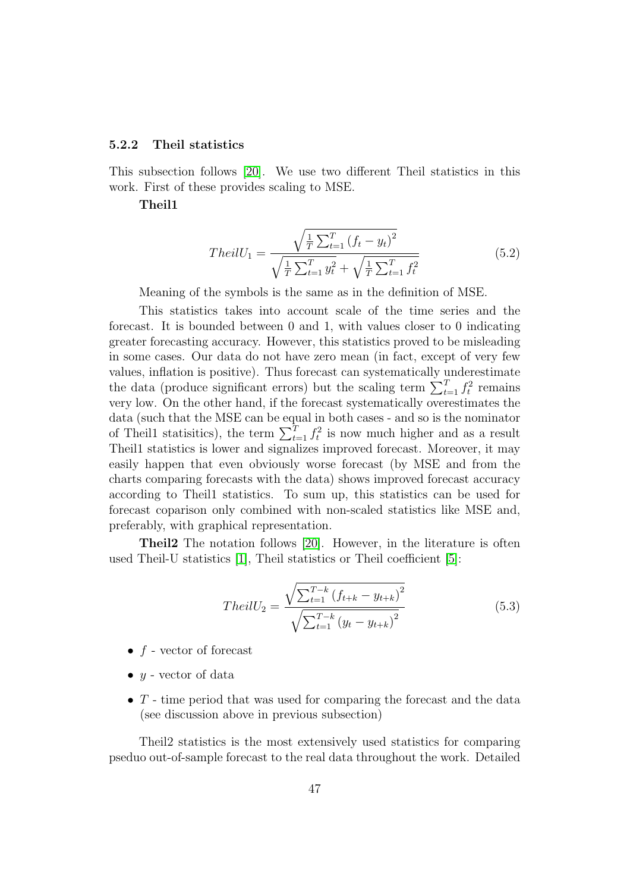### 5.2.2 Theil statistics

This subsection follows [20]. We use two different Theil statistics in this work. First of these provides scaling to MSE.

**Theil1**

$$TheilU_1 = \frac{\sqrt{\frac{1}{T}\sum_{t=1}^{T}\left(f_t - y_t\right)^2}}{\sqrt{\frac{1}{T}\sum_{t=1}^{T} y_t^2} + \sqrt{\frac{1}{T}\sum_{t=1}^{T} f_t^2}} \tag{5.2}$$

Meaning of the symbols is the same as in the definition of MSE.

This statistics takes into account scale of the time series and the forecast. It is bounded between 0 and 1, with values closer to 0 indicating greater forecasting accuracy. However, this statistics proved to be misleading in some cases. Our data do not have zero mean (in fact, except of very few values, inflation is positive). Thus forecast can systematically underestimate the data (produce significant errors) but the scaling term $\sum_{t=1}^{T} f_t^2$ remains very low. On the other hand, if the forecast systematically overestimates the data (such that the MSE can be equal in both cases - and so is the nominator of Theil1 statisitics), the term $\sum_{t=1}^{T} f_t^2$ is now much higher and as a result Theil1 statistics is lower and signalizes improved forecast. Moreover, it may easily happen that even obviously worse forecast (by MSE and from the charts comparing forecasts with the data) shows improved forecast accuracy according to Theil1 statistics. To sum up, this statistics can be used for forecast coparison only combined with non-scaled statistics like MSE and, preferably, with graphical representation.

**Theil2** The notation follows [20]. However, in the literature is often used Theil-U statistics [1], Theil statistics or Theil coefficient [5]:

$$TheilU_2 = \frac{\sqrt{\sum_{t=1}^{T-k}\left(f_{t+k} - y_{t+k}\right)^2}}{\sqrt{\sum_{t=1}^{T-k}\left(y_t - y_{t+k}\right)^2}} \tag{5.3}$$

- $f$ - vector of forecast
- $y$ - vector of data
- $T$ - time period that was used for comparing the forecast and the data (see discussion above in previous subsection)

Theil2 statistics is the most extensively used statistics for comparing pseduo out-of-sample forecast to the real data throughout the work. Detailed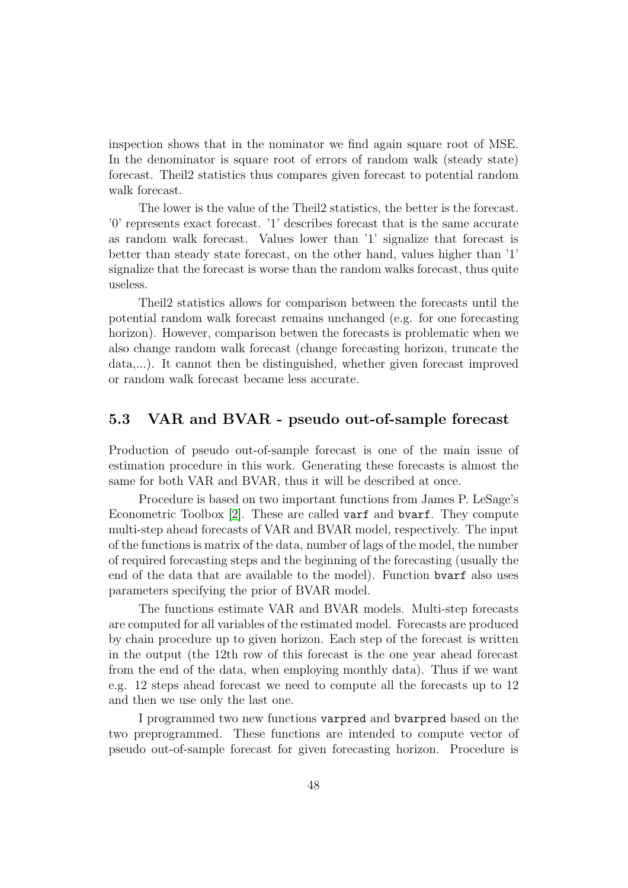inspection shows that in the nominator we find again square root of MSE. In the denominator is square root of errors of random walk (steady state) forecast. Theil2 statistics thus compares given forecast to potential random walk forecast.

The lower is the value of the Theil2 statistics, the better is the forecast. '0' represents exact forecast. '1' describes forecast that is the same accurate as random walk forecast. Values lower than '1' signalize that forecast is better than steady state forecast, on the other hand, values higher than '1' signalize that the forecast is worse than the random walks forecast, thus quite useless.

Theil2 statistics allows for comparison between the forecasts until the potential random walk forecast remains unchanged (e.g. for one forecasting horizon). However, comparison betwen the forecasts is problematic when we also change random walk forecast (change forecasting horizon, truncate the data,...). It cannot then be distinguished, whether given forecast improved or random walk forecast became less accurate.

## 5.3 VAR and BVAR - pseudo out-of-sample forecast

Production of pseudo out-of-sample forecast is one of the main issue of estimation procedure in this work. Generating these forecasts is almost the same for both VAR and BVAR, thus it will be described at once.

Procedure is based on two important functions from James P. LeSage's Econometric Toolbox [2]. These are called `varf` and `bvarf`. They compute multi-step ahead forecasts of VAR and BVAR model, respectively. The input of the functions is matrix of the data, number of lags of the model, the number of required forecasting steps and the beginning of the forecasting (usually the end of the data that are available to the model). Function `bvarf` also uses parameters specifying the prior of BVAR model.

The functions estimate VAR and BVAR models. Multi-step forecasts are computed for all variables of the estimated model. Forecasts are produced by chain procedure up to given horizon. Each step of the forecast is written in the output (the 12th row of this forecast is the one year ahead forecast from the end of the data, when employing monthly data). Thus if we want e.g. 12 steps ahead forecast we need to compute all the forecasts up to 12 and then we use only the last one.

I programmed two new functions `varpred` and `bvarpred` based on the two preprogrammed. These functions are intended to compute vector of pseudo out-of-sample forecast for given forecasting horizon. Procedure is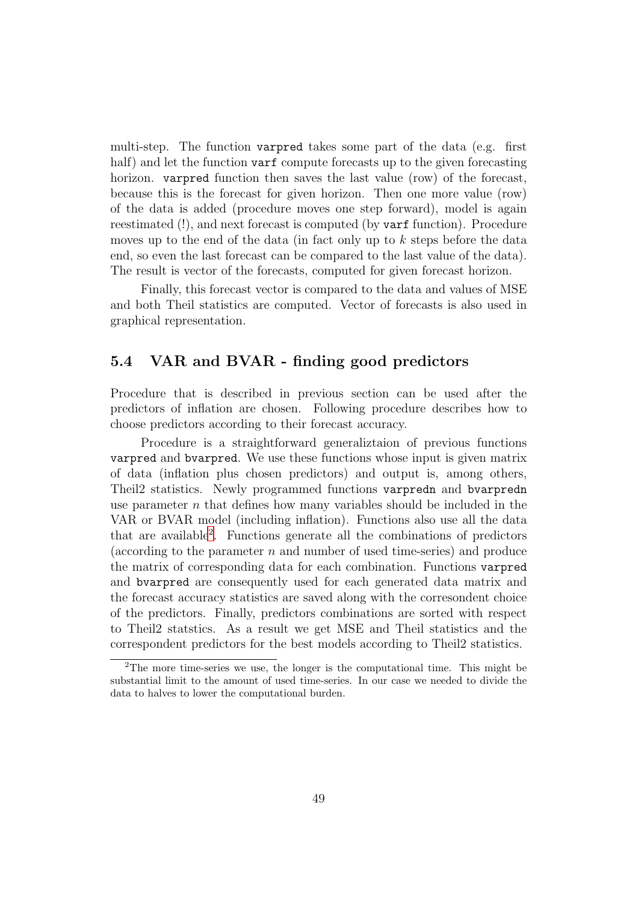multi-step. The function `varpred` takes some part of the data (e.g. first half) and let the function `varf` compute forecasts up to the given forecasting horizon. `varpred` function then saves the last value (row) of the forecast, because this is the forecast for given horizon. Then one more value (row) of the data is added (procedure moves one step forward), model is again reestimated (!), and next forecast is computed (by `varf` function). Procedure moves up to the end of the data (in fact only up to $k$ steps before the data end, so even the last forecast can be compared to the last value of the data). The result is vector of the forecasts, computed for given forecast horizon.

Finally, this forecast vector is compared to the data and values of MSE and both Theil statistics are computed. Vector of forecasts is also used in graphical representation.

## 5.4 VAR and BVAR - finding good predictors

Procedure that is described in previous section can be used after the predictors of inflation are chosen. Following procedure describes how to choose predictors according to their forecast accuracy.

Procedure is a straightforward generaliztaion of previous functions `varpred` and `bvarpred`. We use these functions whose input is given matrix of data (inflation plus chosen predictors) and output is, among others, Theil2 statistics. Newly programmed functions `varpredn` and `bvarpredn` use parameter $n$ that defines how many variables should be included in the VAR or BVAR model (including inflation). Functions also use all the data that are available[2]. Functions generate all the combinations of predictors (according to the parameter $n$ and number of used time-series) and produce the matrix of corresponding data for each combination. Functions `varpred` and `bvarpred` are consequently used for each generated data matrix and the forecast accuracy statistics are saved along with the corresondent choice of the predictors. Finally, predictors combinations are sorted with respect to Theil2 statstics. As a result we get MSE and Theil statistics and the correspondent predictors for the best models according to Theil2 statistics.

[2]The more time-series we use, the longer is the computational time. This might be substantial limit to the amount of used time-series. In our case we needed to divide the data to halves to lower the computational burden.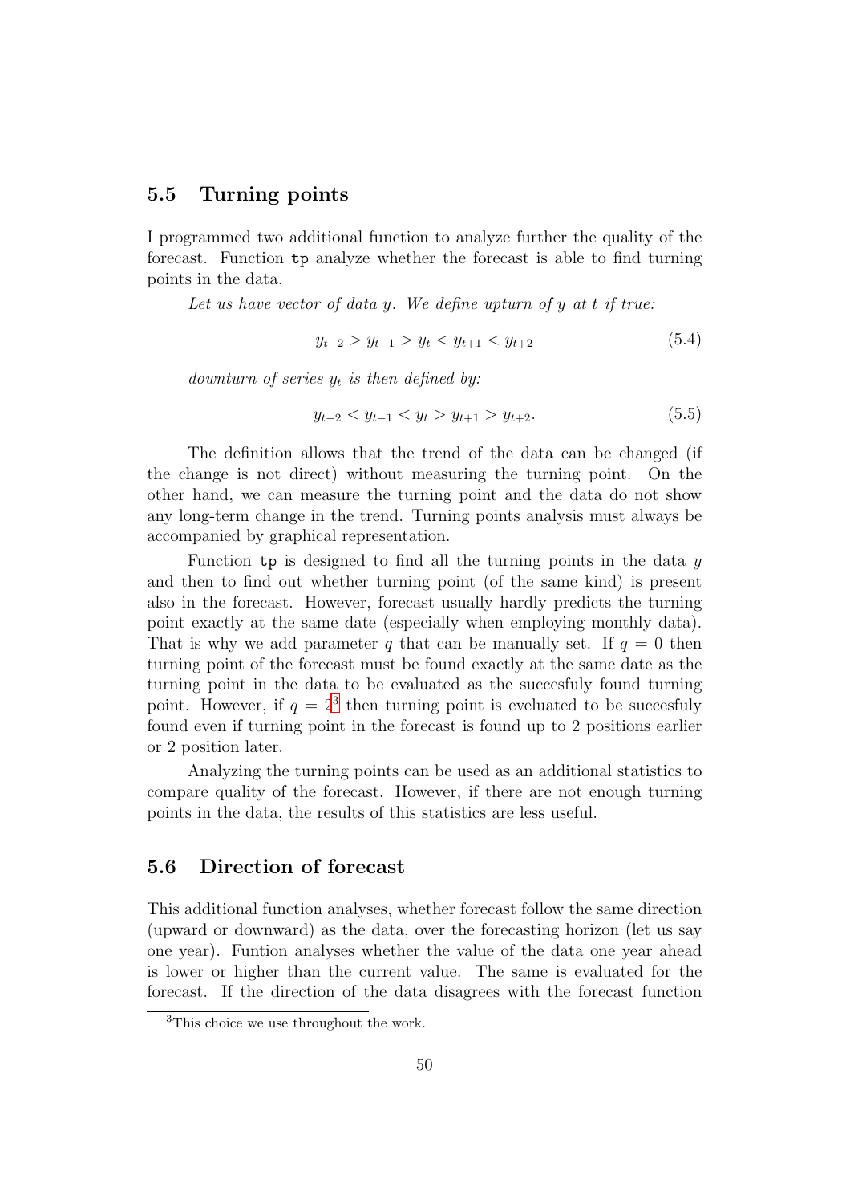## 5.5 Turning points

I programmed two additional function to analyze further the quality of the forecast. Function `tp` analyze whether the forecast is able to find turning points in the data.

*Let us have vector of data $y$. We define upturn of $y$ at $t$ if true:*

$$y_{t-2} > y_{t-1} > y_t < y_{t+1} < y_{t+2} \tag{5.4}$$

*downturn of series $y_t$ is then defined by:*

$$y_{t-2} < y_{t-1} < y_t > y_{t+1} > y_{t+2}. \tag{5.5}$$

The definition allows that the trend of the data can be changed (if the change is not direct) without measuring the turning point. On the other hand, we can measure the turning point and the data do not show any long-term change in the trend. Turning points analysis must always be accompanied by graphical representation.

Function `tp` is designed to find all the turning points in the data $y$ and then to find out whether turning point (of the same kind) is present also in the forecast. However, forecast usually hardly predicts the turning point exactly at the same date (especially when employing monthly data). That is why we add parameter $q$ that can be manually set. If $q = 0$ then turning point of the forecast must be found exactly at the same date as the turning point in the data to be evaluated as the succesfuly found turning point. However, if $q = 2$[3] then turning point is eveluated to be succesfuly found even if turning point in the forecast is found up to 2 positions earlier or 2 position later.

Analyzing the turning points can be used as an additional statistics to compare quality of the forecast. However, if there are not enough turning points in the data, the results of this statistics are less useful.

## 5.6 Direction of forecast

This additional function analyses, whether forecast follow the same direction (upward or downward) as the data, over the forecasting horizon (let us say one year). Funtion analyses whether the value of the data one year ahead is lower or higher than the current value. The same is evaluated for the forecast. If the direction of the data disagrees with the forecast function

[3]This choice we use throughout the work.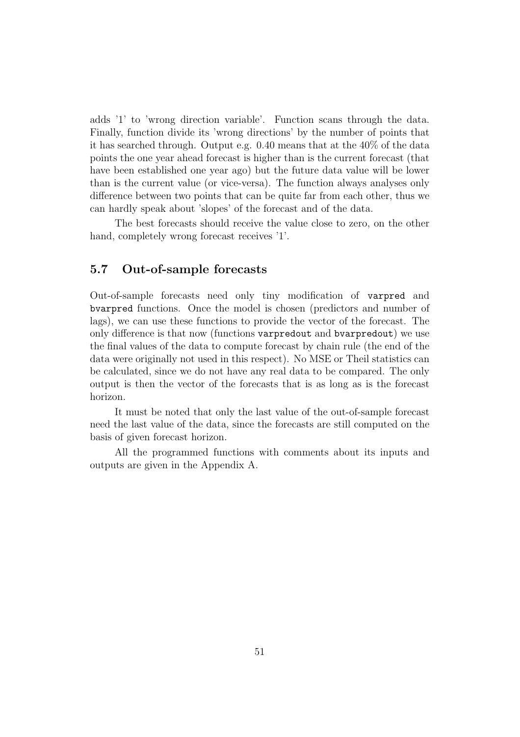adds '1' to 'wrong direction variable'. Function scans through the data. Finally, function divide its 'wrong directions' by the number of points that it has searched through. Output e.g. 0.40 means that at the 40% of the data points the one year ahead forecast is higher than is the current forecast (that have been established one year ago) but the future data value will be lower than is the current value (or vice-versa). The function always analyses only difference between two points that can be quite far from each other, thus we can hardly speak about 'slopes' of the forecast and of the data.

The best forecasts should receive the value close to zero, on the other hand, completely wrong forecast receives '1'.

## 5.7 Out-of-sample forecasts

Out-of-sample forecasts need only tiny modification of `varpred` and `bvarpred` functions. Once the model is chosen (predictors and number of lags), we can use these functions to provide the vector of the forecast. The only difference is that now (functions `varpredout` and `bvarpredout`) we use the final values of the data to compute forecast by chain rule (the end of the data were originally not used in this respect). No MSE or Theil statistics can be calculated, since we do not have any real data to be compared. The only output is then the vector of the forecasts that is as long as is the forecast horizon.

It must be noted that only the last value of the out-of-sample forecast need the last value of the data, since the forecasts are still computed on the basis of given forecast horizon.

All the programmed functions with comments about its inputs and outputs are given in the Appendix A.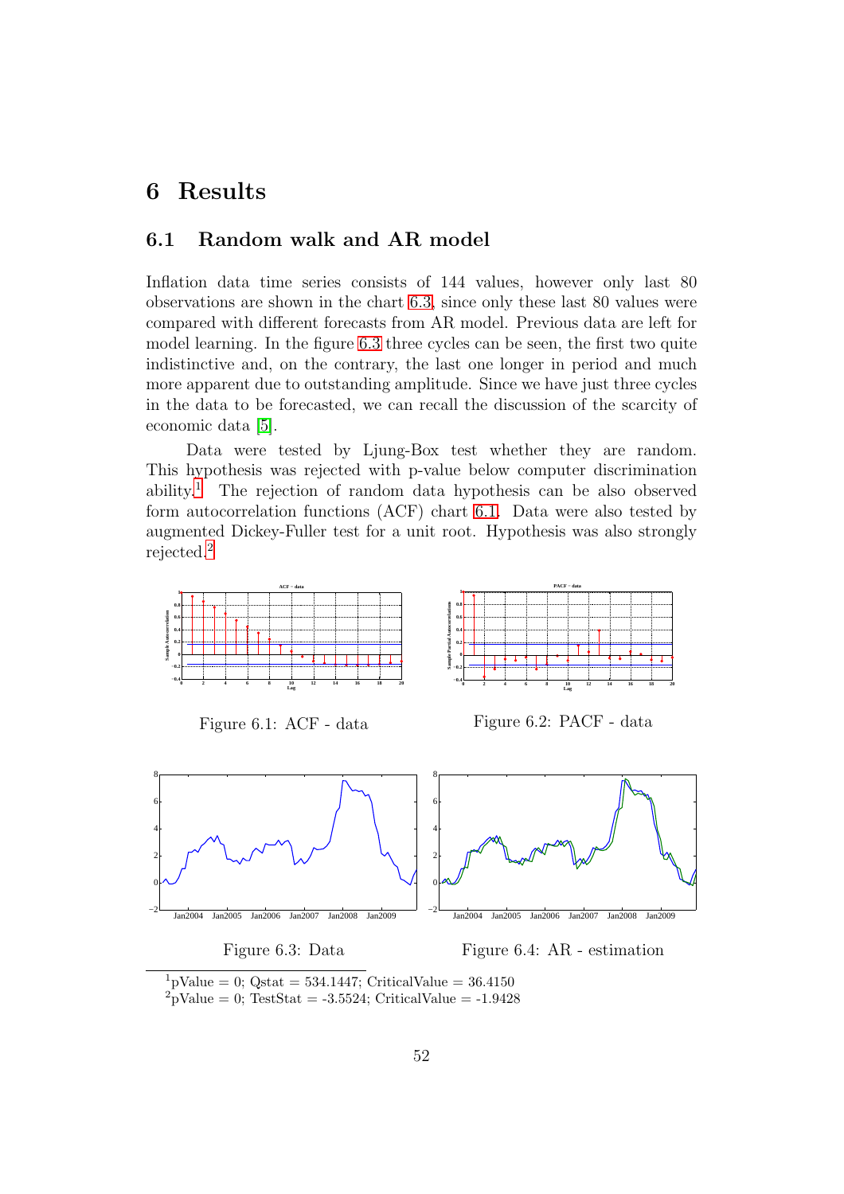# 6 Results

## 6.1 Random walk and AR model

Inflation data time series consists of 144 values, however only last 80 observations are shown in the chart 6.3, since only these last 80 values were compared with different forecasts from AR model. Previous data are left for model learning. In the figure 6.3 three cycles can be seen, the first two quite indistinctive and, on the contrary, the last one longer in period and much more apparent due to outstanding amplitude. Since we have just three cycles in the data to be forecasted, we can recall the discussion of the scarcity of economic data [5].

Data were tested by Ljung-Box test whether they are random. This hypothesis was rejected with p-value below computer discrimination ability.[1] The rejection of random data hypothesis can be also observed form autocorrelation functions (ACF) chart 6.1. Data were also tested by augmented Dickey-Fuller test for a unit root. Hypothesis was also strongly rejected.[2]

Figure 6.1: ACF - data

Figure 6.2: PACF - data

Figure 6.3: Data

Figure 6.4: AR - estimation

[1] pValue = 0; Qstat = 534.1447; CriticalValue = 36.4150

[2] pValue = 0; TestStat = -3.5524; CriticalValue = -1.9428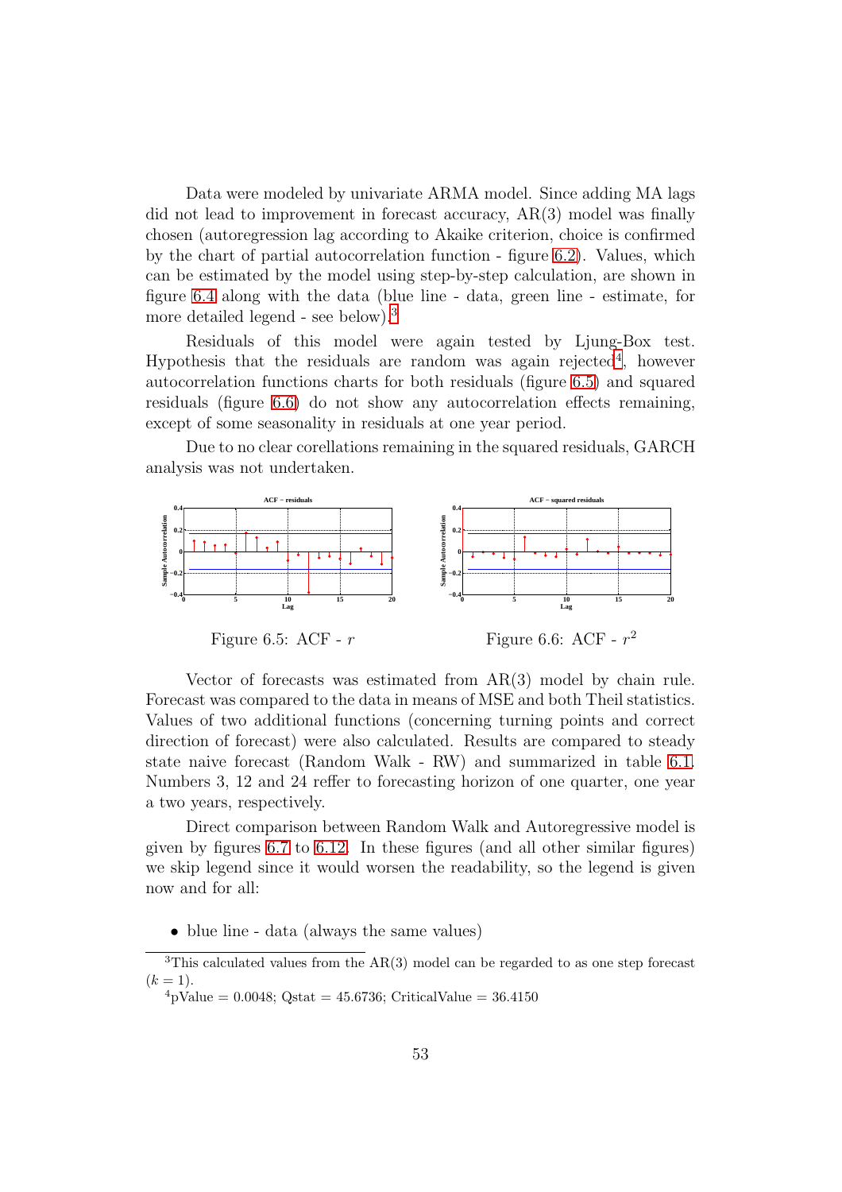Data were modeled by univariate ARMA model. Since adding MA lags did not lead to improvement in forecast accuracy, AR(3) model was finally chosen (autoregression lag according to Akaike criterion, choice is confirmed by the chart of partial autocorrelation function - figure 6.2). Values, which can be estimated by the model using step-by-step calculation, are shown in figure 6.4 along with the data (blue line - data, green line - estimate, for more detailed legend - see below).[3]

Residuals of this model were again tested by Ljung-Box test. Hypothesis that the residuals are random was again rejected[4], however autocorrelation functions charts for both residuals (figure 6.5) and squared residuals (figure 6.6) do not show any autocorrelation effects remaining, except of some seasonality in residuals at one year period.

Due to no clear corellations remaining in the squared residuals, GARCH analysis was not undertaken.

Figure 6.5: ACF - $r$

Figure 6.6: ACF - $r^2$

Vector of forecasts was estimated from AR(3) model by chain rule. Forecast was compared to the data in means of MSE and both Theil statistics. Values of two additional functions (concerning turning points and correct direction of forecast) were also calculated. Results are compared to steady state naive forecast (Random Walk - RW) and summarized in table 6.1. Numbers 3, 12 and 24 reffer to forecasting horizon of one quarter, one year a two years, respectively.

Direct comparison between Random Walk and Autoregressive model is given by figures 6.7 to 6.12. In these figures (and all other similar figures) we skip legend since it would worsen the readability, so the legend is given now and for all:

- blue line - data (always the same values)

[3] This calculated values from the AR(3) model can be regarded to as one step forecast ($k = 1$).

[4] pValue = 0.0048; Qstat = 45.6736; CriticalValue = 36.4150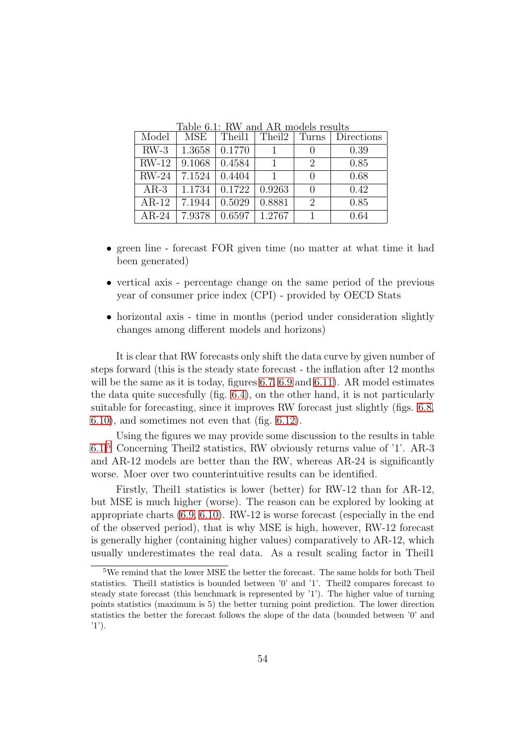Table 6.1: RW and AR models results

| Model | MSE | Theil1 | Theil2 | Turns | Directions |
|---|---|---|---|---|---|
| RW-3 | 1.3658 | 0.1770 | 1 | 0 | 0.39 |
| RW-12 | 9.1068 | 0.4584 | 1 | 2 | 0.85 |
| RW-24 | 7.1524 | 0.4404 | 1 | 0 | 0.68 |
| AR-3 | 1.1734 | 0.1722 | 0.9263 | 0 | 0.42 |
| AR-12 | 7.1944 | 0.5029 | 0.8881 | 2 | 0.85 |
| AR-24 | 7.9378 | 0.6597 | 1.2767 | 1 | 0.64 |

- green line - forecast FOR given time (no matter at what time it had been generated)
- vertical axis - percentage change on the same period of the previous year of consumer price index (CPI) - provided by OECD Stats
- horizontal axis - time in months (period under consideration slightly changes among different models and horizons)

It is clear that RW forecasts only shift the data curve by given number of steps forward (this is the steady state forecast - the inflation after 12 months will be the same as it is today, figures 6.7, 6.9 and 6.11). AR model estimates the data quite succesfully (fig. 6.4), on the other hand, it is not particularly suitable for forecasting, since it improves RW forecast just slightly (figs. 6.8, 6.10), and sometimes not even that (fig. 6.12).

Using the figures we may provide some discussion to the results in table 6.1[5] Concerning Theil2 statistics, RW obviously returns value of '1'. AR-3 and AR-12 models are better than the RW, whereas AR-24 is significantly worse. Moer over two counterintuitive results can be identified.

Firstly, Theil1 statistics is lower (better) for RW-12 than for AR-12, but MSE is much higher (worse). The reason can be explored by looking at appropriate charts (6.9, 6.10). RW-12 is worse forecast (especially in the end of the observed period), that is why MSE is high, however, RW-12 forecast is generally higher (containing higher values) comparatively to AR-12, which usually underestimates the real data. As a result scaling factor in Theil1

[5] We remind that the lower MSE the better the forecast. The same holds for both Theil statistics. Theil1 statistics is bounded between '0' and '1'. Theil2 compares forecast to steady state forecast (this benchmark is represented by '1'). The higher value of turning points statistics (maximum is 5) the better turning point prediction. The lower direction statistics the better the forecast follows the slope of the data (bounded between '0' and '1').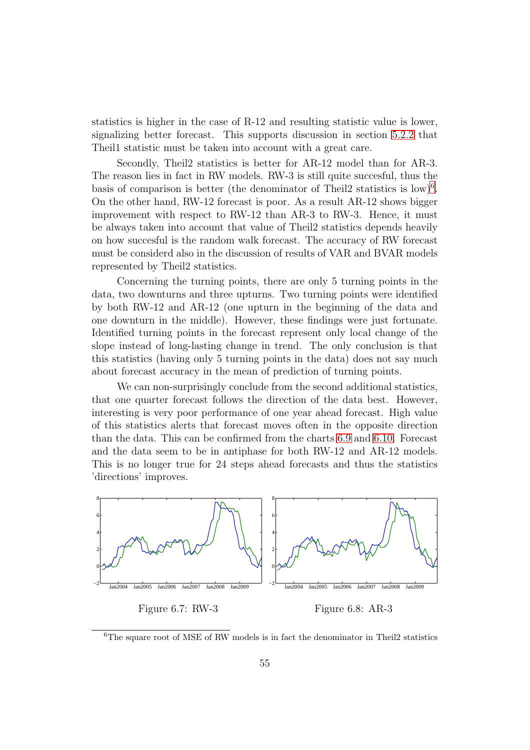statistics is higher in the case of R-12 and resulting statistic value is lower, signalizing better forecast. This supports discussion in section 5.2.2 that Theil1 statistic must be taken into account with a great care.

Secondly, Theil2 statistics is better for AR-12 model than for AR-3. The reason lies in fact in RW models. RW-3 is still quite succesful, thus the basis of comparison is better (the denominator of Theil2 statistics is low)[6]. On the other hand, RW-12 forecast is poor. As a result AR-12 shows bigger improvement with respect to RW-12 than AR-3 to RW-3. Hence, it must be always taken into account that value of Theil2 statistics depends heavily on how succesful is the random walk forecast. The accuracy of RW forecast must be considerd also in the discussion of results of VAR and BVAR models represented by Theil2 statistics.

Concerning the turning points, there are only 5 turning points in the data, two downturns and three upturns. Two turning points were identified by both RW-12 and AR-12 (one upturn in the beginning of the data and one downturn in the middle). However, these findings were just fortunate. Identified turning points in the forecast represent only local change of the slope instead of long-lasting change in trend. The only conclusion is that this statistics (having only 5 turning points in the data) does not say much about forecast accuracy in the mean of prediction of turning points.

We can non-surprisingly conclude from the second additional statistics, that one quarter forecast follows the direction of the data best. However, interesting is very poor performance of one year ahead forecast. High value of this statistics alerts that forecast moves often in the opposite direction than the data. This can be confirmed from the charts 6.9 and 6.10. Forecast and the data seem to be in antiphase for both RW-12 and AR-12 models. This is no longer true for 24 steps ahead forecasts and thus the statistics 'directions' improves.

Figure 6.7: RW-3

Figure 6.8: AR-3

[6] The square root of MSE of RW models is in fact the denominator in Theil2 statistics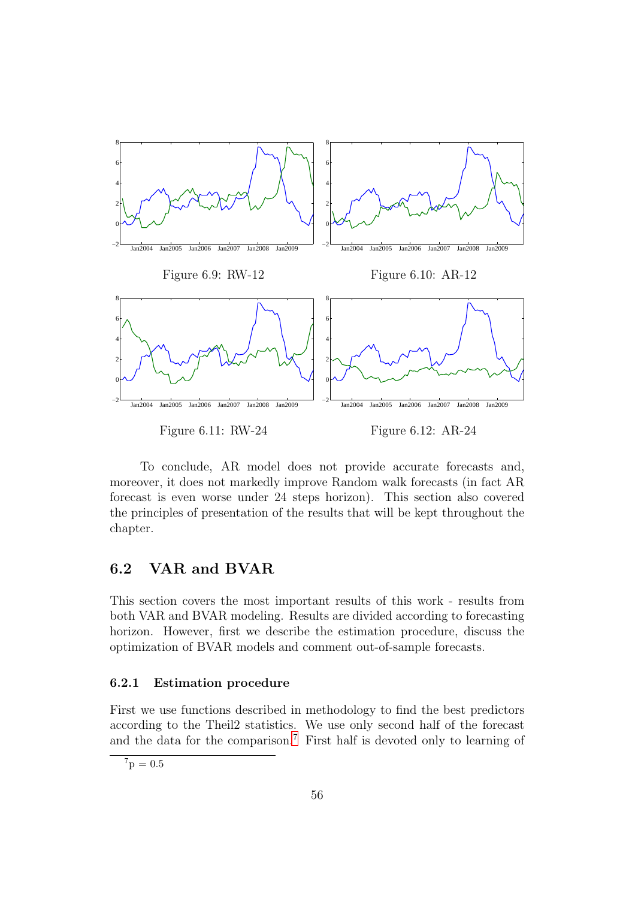Figure 6.9: RW-12

Figure 6.10: AR-12

Figure 6.11: RW-24

Figure 6.12: AR-24

To conclude, AR model does not provide accurate forecasts and, moreover, it does not markedly improve Random walk forecasts (in fact AR forecast is even worse under 24 steps horizon). This section also covered the principles of presentation of the results that will be kept throughout the chapter.

## 6.2 VAR and BVAR

This section covers the most important results of this work - results from both VAR and BVAR modeling. Results are divided according to forecasting horizon. However, first we describe the estimation procedure, discuss the optimization of BVAR models and comment out-of-sample forecasts.

### 6.2.1 Estimation procedure

First we use functions described in methodology to find the best predictors according to the Theil2 statistics. We use only second half of the forecast and the data for the comparison.[7] First half is devoted only to learning of

[7] p = 0.5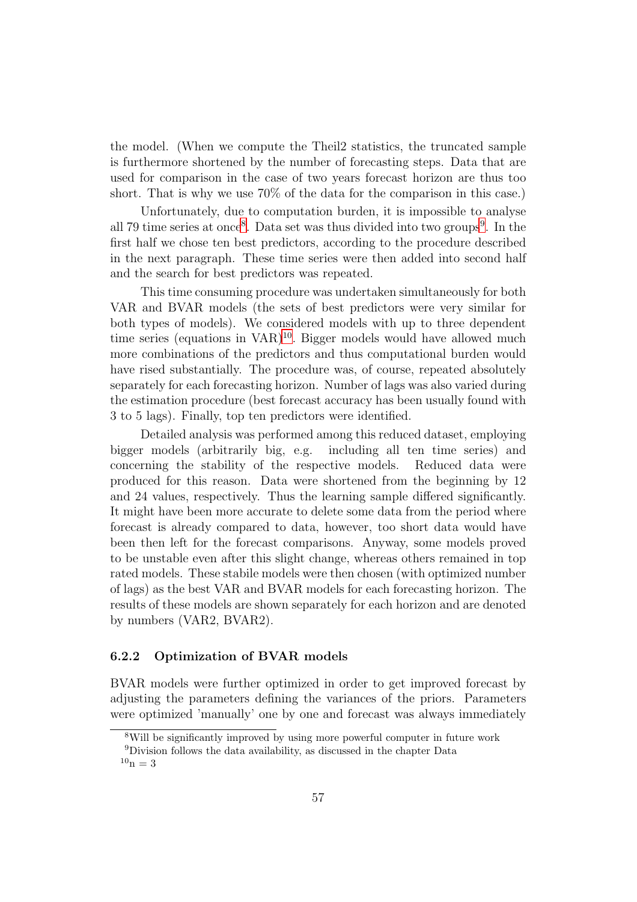the model. (When we compute the Theil2 statistics, the truncated sample is furthermore shortened by the number of forecasting steps. Data that are used for comparison in the case of two years forecast horizon are thus too short. That is why we use 70% of the data for the comparison in this case.)

Unfortunately, due to computation burden, it is impossible to analyse all 79 time series at once[8]. Data set was thus divided into two groups[9]. In the first half we chose ten best predictors, according to the procedure described in the next paragraph. These time series were then added into second half and the search for best predictors was repeated.

This time consuming procedure was undertaken simultaneously for both VAR and BVAR models (the sets of best predictors were very similar for both types of models). We considered models with up to three dependent time series (equations in VAR)[10]. Bigger models would have allowed much more combinations of the predictors and thus computational burden would have rised substantially. The procedure was, of course, repeated absolutely separately for each forecasting horizon. Number of lags was also varied during the estimation procedure (best forecast accuracy has been usually found with 3 to 5 lags). Finally, top ten predictors were identified.

Detailed analysis was performed among this reduced dataset, employing bigger models (arbitrarily big, e.g. including all ten time series) and concerning the stability of the respective models. Reduced data were produced for this reason. Data were shortened from the beginning by 12 and 24 values, respectively. Thus the learning sample differed significantly. It might have been more accurate to delete some data from the period where forecast is already compared to data, however, too short data would have been then left for the forecast comparisons. Anyway, some models proved to be unstable even after this slight change, whereas others remained in top rated models. These stabile models were then chosen (with optimized number of lags) as the best VAR and BVAR models for each forecasting horizon. The results of these models are shown separately for each horizon and are denoted by numbers (VAR2, BVAR2).

### 6.2.2 Optimization of BVAR models

BVAR models were further optimized in order to get improved forecast by adjusting the parameters defining the variances of the priors. Parameters were optimized 'manually' one by one and forecast was always immediately

[8] Will be significantly improved by using more powerful computer in future work

[9] Division follows the data availability, as discussed in the chapter Data

[10] $n = 3$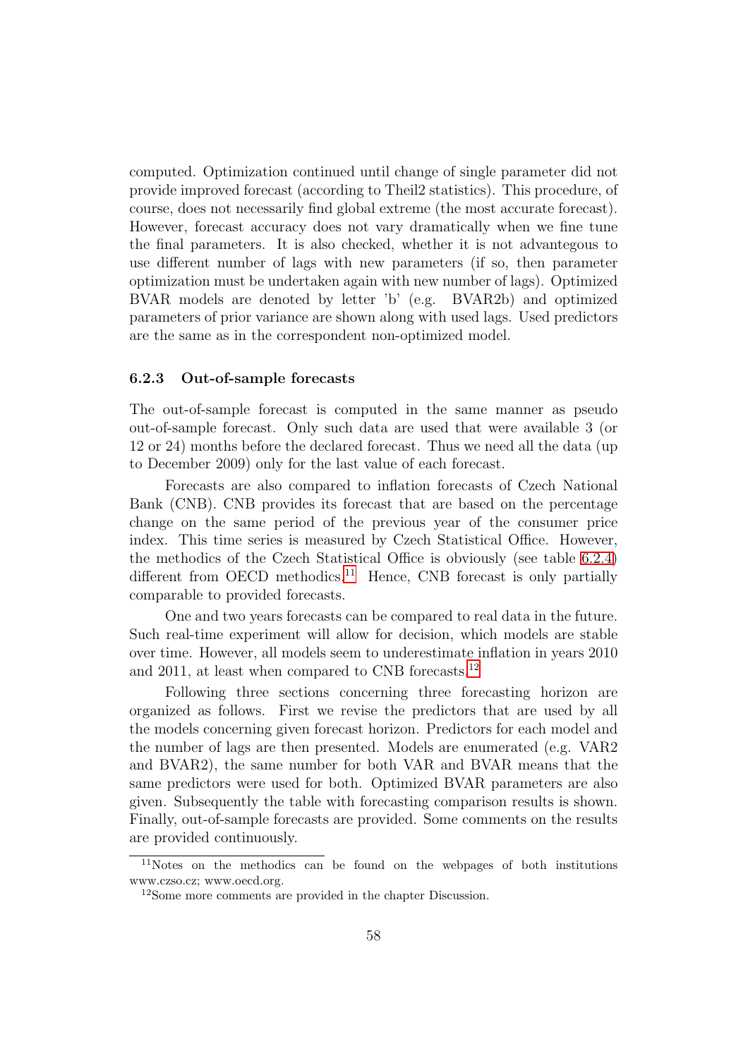computed. Optimization continued until change of single parameter did not provide improved forecast (according to Theil2 statistics). This procedure, of course, does not necessarily find global extreme (the most accurate forecast). However, forecast accuracy does not vary dramatically when we fine tune the final parameters. It is also checked, whether it is not advantegous to use different number of lags with new parameters (if so, then parameter optimization must be undertaken again with new number of lags). Optimized BVAR models are denoted by letter 'b' (e.g. BVAR2b) and optimized parameters of prior variance are shown along with used lags. Used predictors are the same as in the correspondent non-optimized model.

### 6.2.3 Out-of-sample forecasts

The out-of-sample forecast is computed in the same manner as pseudo out-of-sample forecast. Only such data are used that were available 3 (or 12 or 24) months before the declared forecast. Thus we need all the data (up to December 2009) only for the last value of each forecast.

Forecasts are also compared to inflation forecasts of Czech National Bank (CNB). CNB provides its forecast that are based on the percentage change on the same period of the previous year of the consumer price index. This time series is measured by Czech Statistical Office. However, the methodics of the Czech Statistical Office is obviously (see table 6.2.4) different from OECD methodics.[11] Hence, CNB forecast is only partially comparable to provided forecasts.

One and two years forecasts can be compared to real data in the future. Such real-time experiment will allow for decision, which models are stable over time. However, all models seem to underestimate inflation in years 2010 and 2011, at least when compared to CNB forecasts.[12]

Following three sections concerning three forecasting horizon are organized as follows. First we revise the predictors that are used by all the models concerning given forecast horizon. Predictors for each model and the number of lags are then presented. Models are enumerated (e.g. VAR2 and BVAR2), the same number for both VAR and BVAR means that the same predictors were used for both. Optimized BVAR parameters are also given. Subsequently the table with forecasting comparison results is shown. Finally, out-of-sample forecasts are provided. Some comments on the results are provided continuously.

[11] Notes on the methodics can be found on the webpages of both institutions www.czso.cz; www.oecd.org.

[12] Some more comments are provided in the chapter Discussion.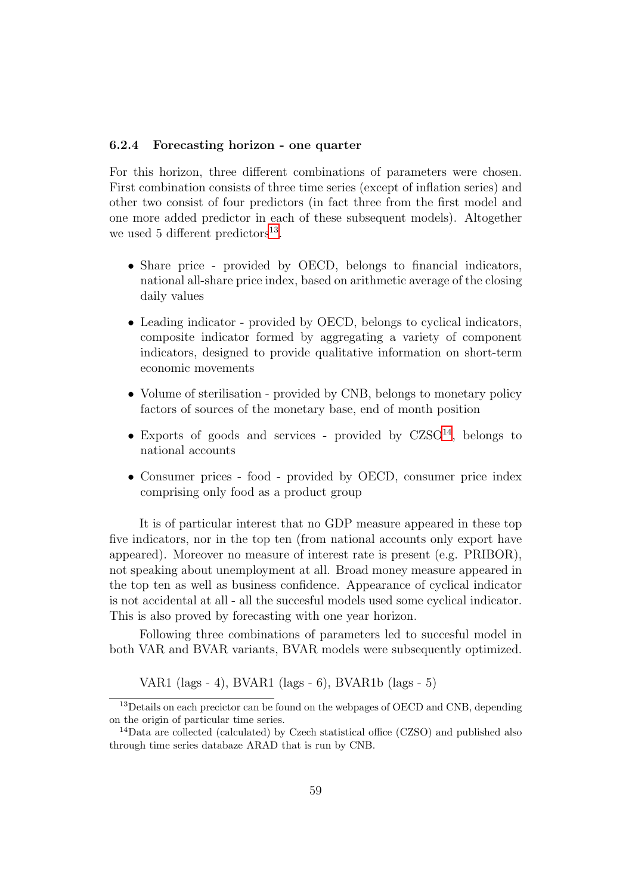### 6.2.4 Forecasting horizon - one quarter

For this horizon, three different combinations of parameters were chosen. First combination consists of three time series (except of inflation series) and other two consist of four predictors (in fact three from the first model and one more added predictor in each of these subsequent models). Altogether we used 5 different predictors[13].

- Share price - provided by OECD, belongs to financial indicators, national all-share price index, based on arithmetic average of the closing daily values
- Leading indicator - provided by OECD, belongs to cyclical indicators, composite indicator formed by aggregating a variety of component indicators, designed to provide qualitative information on short-term economic movements
- Volume of sterilisation - provided by CNB, belongs to monetary policy factors of sources of the monetary base, end of month position
- Exports of goods and services - provided by CZSO[14], belongs to national accounts
- Consumer prices - food - provided by OECD, consumer price index comprising only food as a product group

It is of particular interest that no GDP measure appeared in these top five indicators, nor in the top ten (from national accounts only export have appeared). Moreover no measure of interest rate is present (e.g. PRIBOR), not speaking about unemployment at all. Broad money measure appeared in the top ten as well as business confidence. Appearance of cyclical indicator is not accidental at all - all the succesful models used some cyclical indicator. This is also proved by forecasting with one year horizon.

Following three combinations of parameters led to succesful model in both VAR and BVAR variants, BVAR models were subsequently optimized.

VAR1 (lags - 4), BVAR1 (lags - 6), BVAR1b (lags - 5)

---

[13] Details on each precictor can be found on the webpages of OECD and CNB, depending on the origin of particular time series.

[14] Data are collected (calculated) by Czech statistical office (CZSO) and published also through time series databaze ARAD that is run by CNB.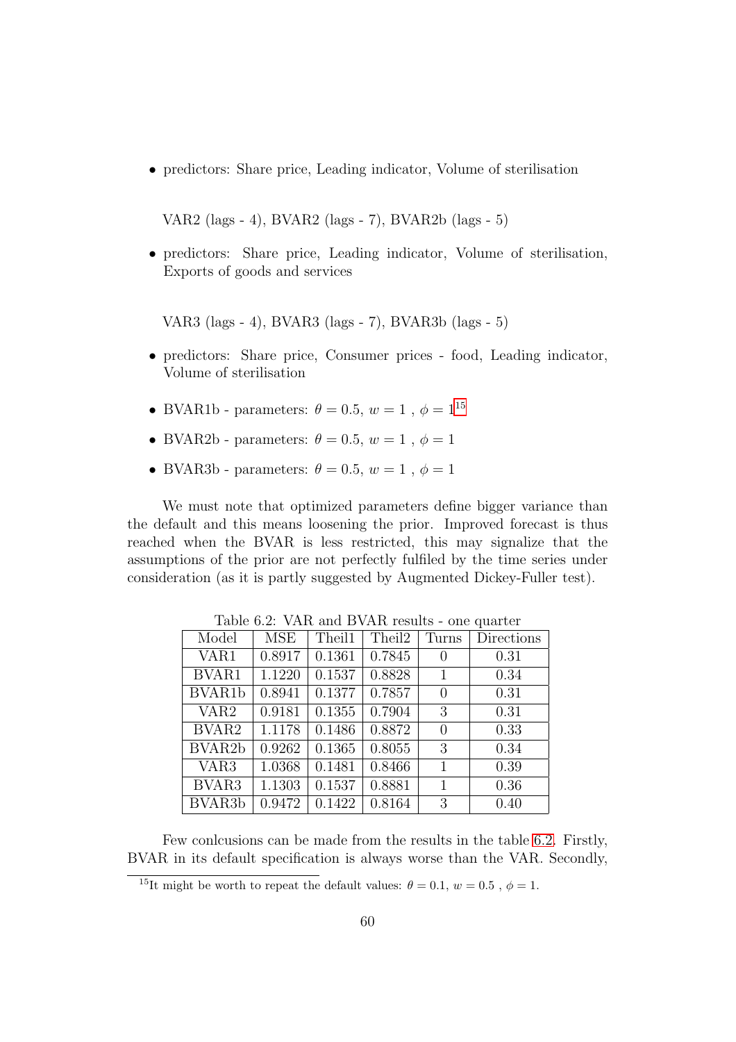- predictors: Share price, Leading indicator, Volume of sterilisation

VAR2 (lags - 4), BVAR2 (lags - 7), BVAR2b (lags - 5)

- predictors: Share price, Leading indicator, Volume of sterilisation, Exports of goods and services

VAR3 (lags - 4), BVAR3 (lags - 7), BVAR3b (lags - 5)

- predictors: Share price, Consumer prices - food, Leading indicator, Volume of sterilisation

- BVAR1b - parameters: $\theta = 0.5$, $w = 1$ , $\phi = 1$[15]
- BVAR2b - parameters: $\theta = 0.5$, $w = 1$ , $\phi = 1$
- BVAR3b - parameters: $\theta = 0.5$, $w = 1$ , $\phi = 1$

We must note that optimized parameters define bigger variance than the default and this means loosening the prior. Improved forecast is thus reached when the BVAR is less restricted, this may signalize that the assumptions of the prior are not perfectly fulfiled by the time series under consideration (as it is partly suggested by Augmented Dickey-Fuller test).

Table 6.2: VAR and BVAR results - one quarter

| Model | MSE | Theil1 | Theil2 | Turns | Directions |
|---|---|---|---|---|---|
| VAR1 | 0.8917 | 0.1361 | 0.7845 | 0 | 0.31 |
| BVAR1 | 1.1220 | 0.1537 | 0.8828 | 1 | 0.34 |
| BVAR1b | 0.8941 | 0.1377 | 0.7857 | 0 | 0.31 |
| VAR2 | 0.9181 | 0.1355 | 0.7904 | 3 | 0.31 |
| BVAR2 | 1.1178 | 0.1486 | 0.8872 | 0 | 0.33 |
| BVAR2b | 0.9262 | 0.1365 | 0.8055 | 3 | 0.34 |
| VAR3 | 1.0368 | 0.1481 | 0.8466 | 1 | 0.39 |
| BVAR3 | 1.1303 | 0.1537 | 0.8881 | 1 | 0.36 |
| BVAR3b | 0.9472 | 0.1422 | 0.8164 | 3 | 0.40 |

Few conlcusions can be made from the results in the table 6.2. Firstly, BVAR in its default specification is always worse than the VAR. Secondly,

[15] It might be worth to repeat the default values: $\theta = 0.1$, $w = 0.5$ , $\phi = 1$.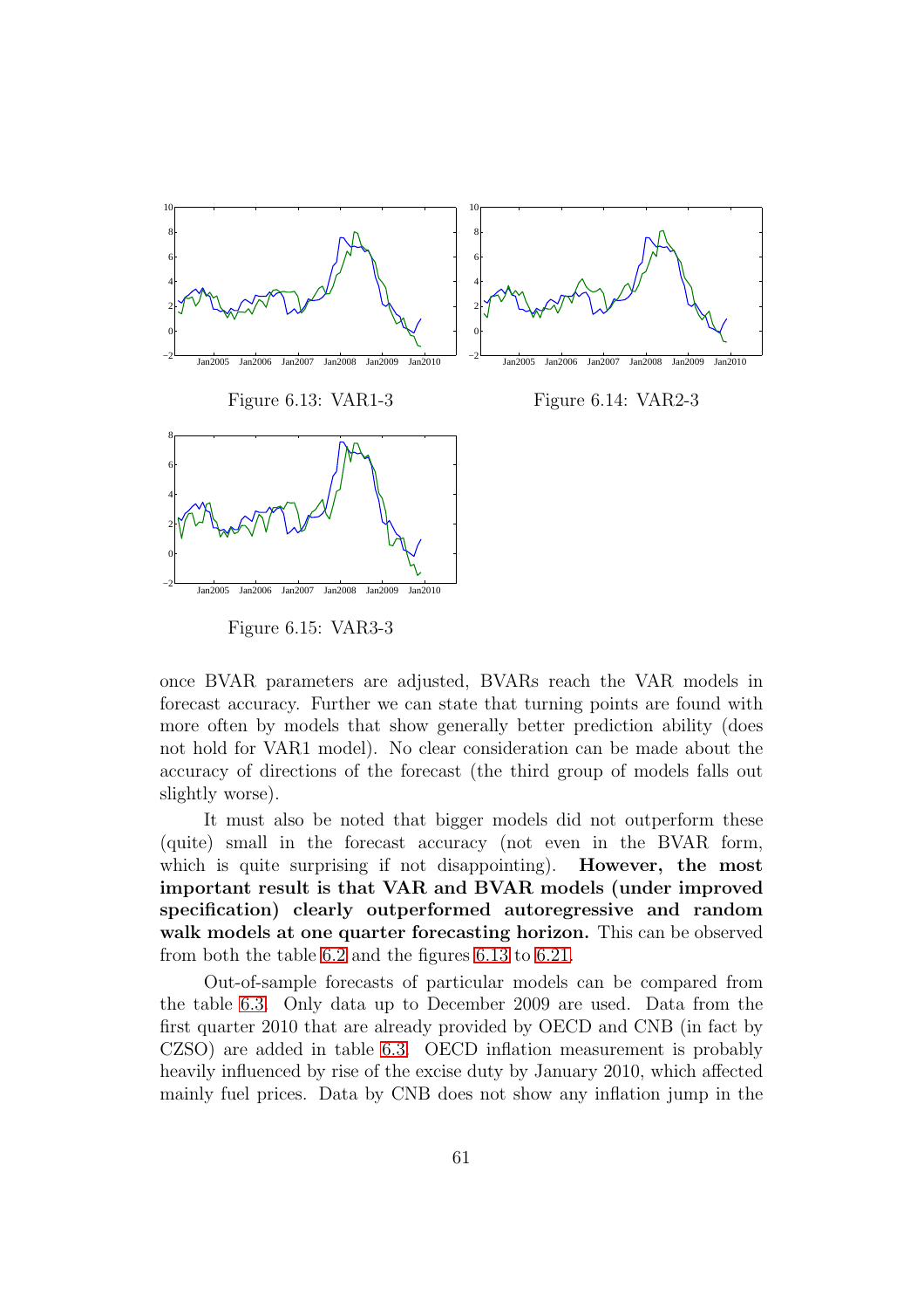Figure 6.13: VAR1-3

Figure 6.14: VAR2-3

Figure 6.15: VAR3-3

once BVAR parameters are adjusted, BVARs reach the VAR models in forecast accuracy. Further we can state that turning points are found with more often by models that show generally better prediction ability (does not hold for VAR1 model). No clear consideration can be made about the accuracy of directions of the forecast (the third group of models falls out slightly worse).

It must also be noted that bigger models did not outperform these (quite) small in the forecast accuracy (not even in the BVAR form, which is quite surprising if not disappointing). **However, the most important result is that VAR and BVAR models (under improved specification) clearly outperformed autoregressive and random walk models at one quarter forecasting horizon.** This can be observed from both the table 6.2 and the figures 6.13 to 6.21.

Out-of-sample forecasts of particular models can be compared from the table 6.3. Only data up to December 2009 are used. Data from the first quarter 2010 that are already provided by OECD and CNB (in fact by CZSO) are added in table 6.3. OECD inflation measurement is probably heavily influenced by rise of the excise duty by January 2010, which affected mainly fuel prices. Data by CNB does not show any inflation jump in the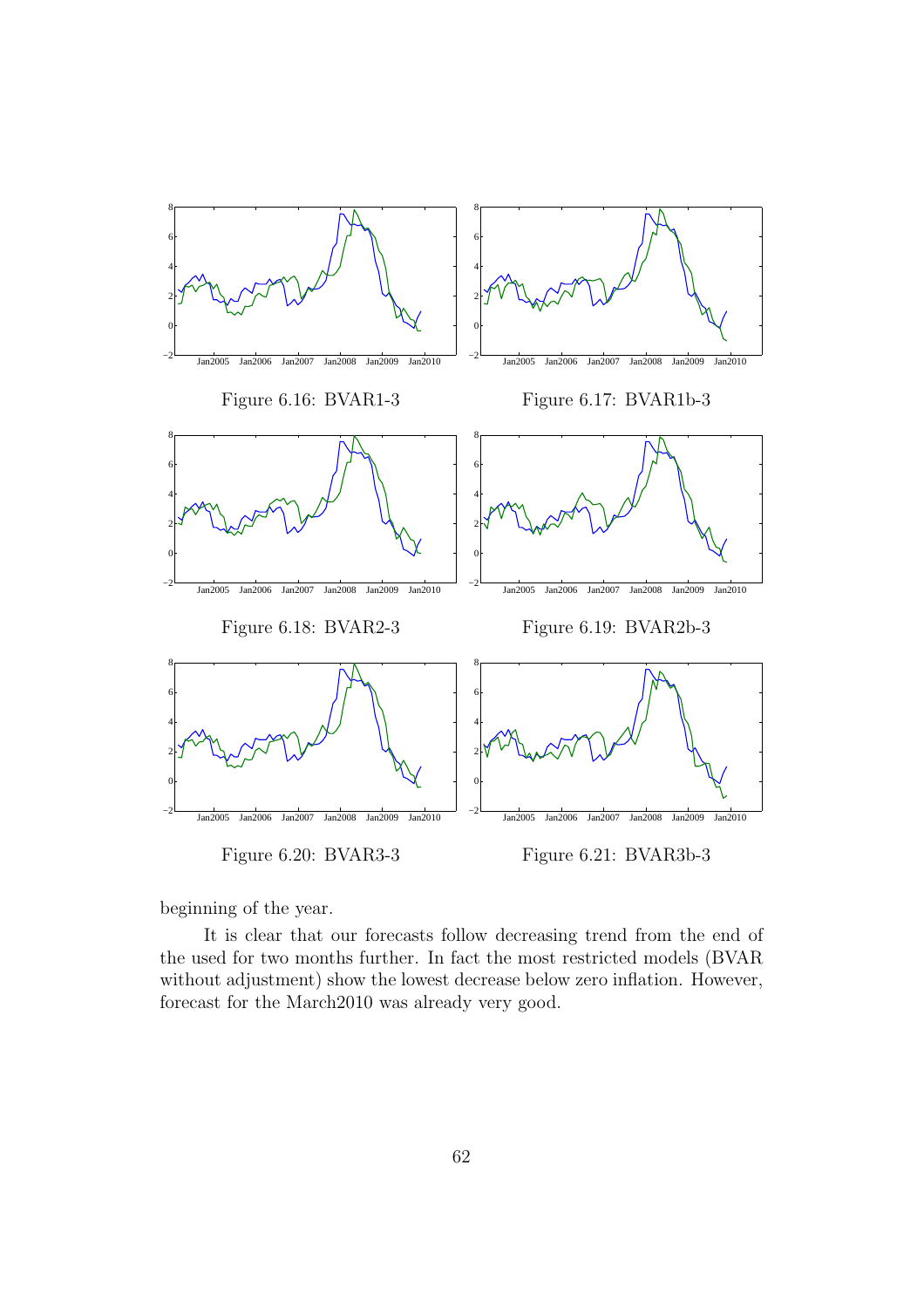Figure 6.16: BVAR1-3

Figure 6.17: BVAR1b-3

Figure 6.18: BVAR2-3

Figure 6.19: BVAR2b-3

Figure 6.20: BVAR3-3

Figure 6.21: BVAR3b-3

beginning of the year.

It is clear that our forecasts follow decreasing trend from the end of the used for two months further. In fact the most restricted models (BVAR without adjustment) show the lowest decrease below zero inflation. However, forecast for the March2010 was already very good.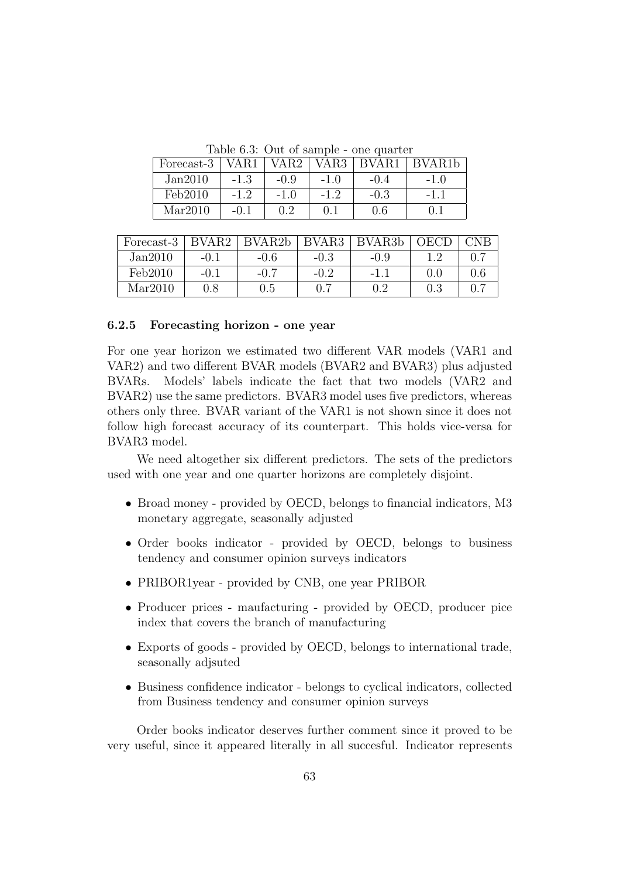Table 6.3: Out of sample - one quarter

| Forecast-3 | VAR1 | VAR2 | VAR3 | BVAR1 | BVAR1b |
|---|---|---|---|---|---|
| Jan2010 | -1.3 | -0.9 | -1.0 | -0.4 | -1.0 |
| Feb2010 | -1.2 | -1.0 | -1.2 | -0.3 | -1.1 |
| Mar2010 | -0.1 | 0.2 | 0.1 | 0.6 | 0.1 |

| Forecast-3 | BVAR2 | BVAR2b | BVAR3 | BVAR3b | OECD | CNB |
|---|---|---|---|---|---|---|
| Jan2010 | -0.1 | -0.6 | -0.3 | -0.9 | 1.2 | 0.7 |
| Feb2010 | -0.1 | -0.7 | -0.2 | -1.1 | 0.0 | 0.6 |
| Mar2010 | 0.8 | 0.5 | 0.7 | 0.2 | 0.3 | 0.7 |

### 6.2.5 Forecasting horizon - one year

For one year horizon we estimated two different VAR models (VAR1 and VAR2) and two different BVAR models (BVAR2 and BVAR3) plus adjusted BVARs. Models' labels indicate the fact that two models (VAR2 and BVAR2) use the same predictors. BVAR3 model uses five predictors, whereas others only three. BVAR variant of the VAR1 is not shown since it does not follow high forecast accuracy of its counterpart. This holds vice-versa for BVAR3 model.

We need altogether six different predictors. The sets of the predictors used with one year and one quarter horizons are completely disjoint.

- Broad money - provided by OECD, belongs to financial indicators, M3 monetary aggregate, seasonally adjusted
- Order books indicator - provided by OECD, belongs to business tendency and consumer opinion surveys indicators
- PRIBOR1year - provided by CNB, one year PRIBOR
- Producer prices - maufacturing - provided by OECD, producer pice index that covers the branch of manufacturing
- Exports of goods - provided by OECD, belongs to international trade, seasonally adjsuted
- Business confidence indicator - belongs to cyclical indicators, collected from Business tendency and consumer opinion surveys

Order books indicator deserves further comment since it proved to be very useful, since it appeared literally in all succesful. Indicator represents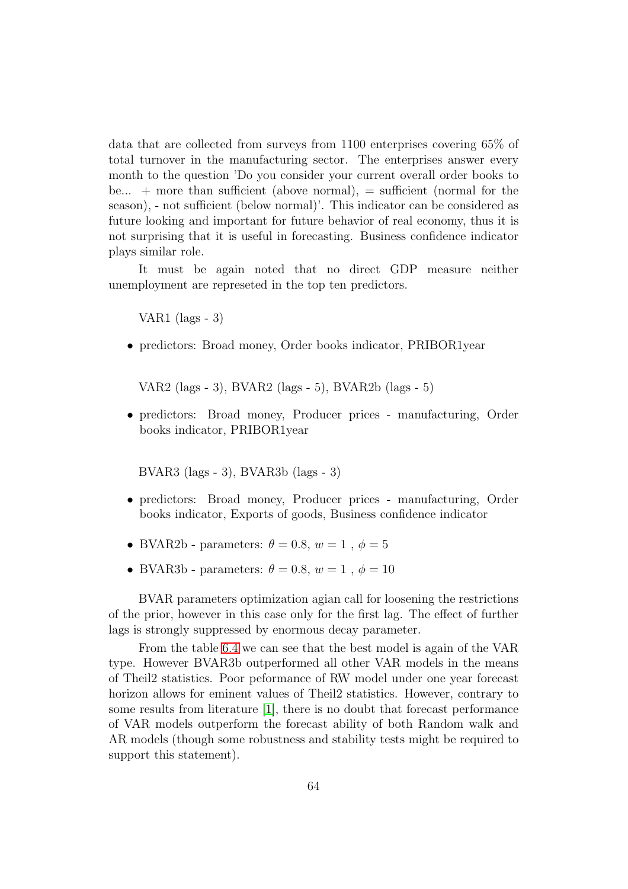data that are collected from surveys from 1100 enterprises covering 65% of total turnover in the manufacturing sector. The enterprises answer every month to the question 'Do you consider your current overall order books to be... + more than sufficient (above normal), = sufficient (normal for the season), - not sufficient (below normal)'. This indicator can be considered as future looking and important for future behavior of real economy, thus it is not surprising that it is useful in forecasting. Business confidence indicator plays similar role.

It must be again noted that no direct GDP measure neither unemployment are represeted in the top ten predictors.

VAR1 (lags - 3)

- predictors: Broad money, Order books indicator, PRIBOR1year

VAR2 (lags - 3), BVAR2 (lags - 5), BVAR2b (lags - 5)

- predictors: Broad money, Producer prices - manufacturing, Order books indicator, PRIBOR1year

BVAR3 (lags - 3), BVAR3b (lags - 3)

- predictors: Broad money, Producer prices - manufacturing, Order books indicator, Exports of goods, Business confidence indicator

- BVAR2b - parameters: $\theta = 0.8$, $w = 1$ , $\phi = 5$
- BVAR3b - parameters: $\theta = 0.8$, $w = 1$ , $\phi = 10$

BVAR parameters optimization agian call for loosening the restrictions of the prior, however in this case only for the first lag. The effect of further lags is strongly suppressed by enormous decay parameter.

From the table 6.4 we can see that the best model is again of the VAR type. However BVAR3b outperformed all other VAR models in the means of Theil2 statistics. Poor peformance of RW model under one year forecast horizon allows for eminent values of Theil2 statistics. However, contrary to some results from literature [1], there is no doubt that forecast performance of VAR models outperform the forecast ability of both Random walk and AR models (though some robustness and stability tests might be required to support this statement).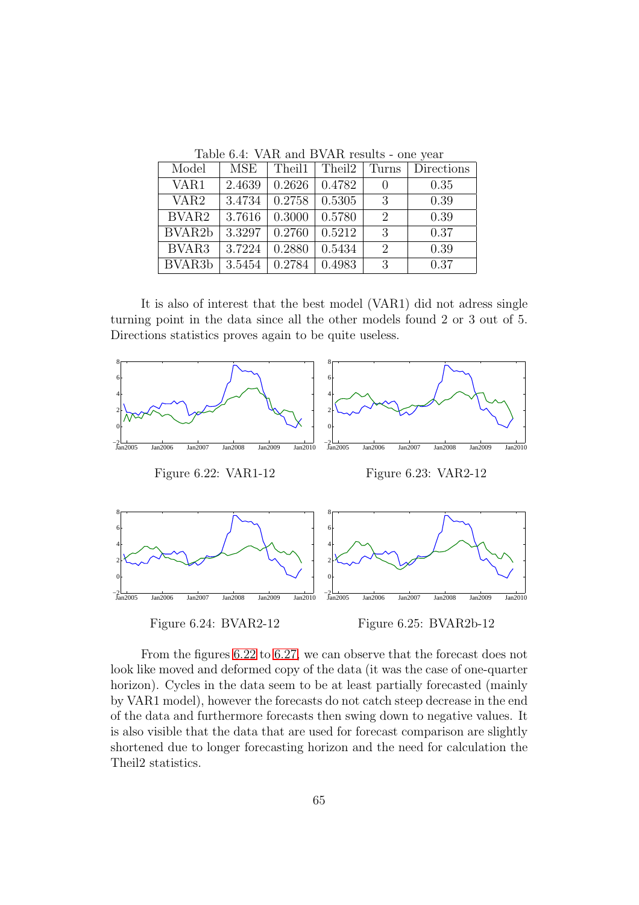Table 6.4: VAR and BVAR results - one year

| Model | MSE | Theil1 | Theil2 | Turns | Directions |
|---|---|---|---|---|---|
| VAR1 | 2.4639 | 0.2626 | 0.4782 | 0 | 0.35 |
| VAR2 | 3.4734 | 0.2758 | 0.5305 | 3 | 0.39 |
| BVAR2 | 3.7616 | 0.3000 | 0.5780 | 2 | 0.39 |
| BVAR2b | 3.3297 | 0.2760 | 0.5212 | 3 | 0.37 |
| BVAR3 | 3.7224 | 0.2880 | 0.5434 | 2 | 0.39 |
| BVAR3b | 3.5454 | 0.2784 | 0.4983 | 3 | 0.37 |

It is also of interest that the best model (VAR1) did not adress single turning point in the data since all the other models found 2 or 3 out of 5. Directions statistics proves again to be quite useless.

Figure 6.22: VAR1-12

Figure 6.23: VAR2-12

Figure 6.24: BVAR2-12

Figure 6.25: BVAR2b-12

From the figures 6.22 to 6.27, we can observe that the forecast does not look like moved and deformed copy of the data (it was the case of one-quarter horizon). Cycles in the data seem to be at least partially forecasted (mainly by VAR1 model), however the forecasts do not catch steep decrease in the end of the data and furthermore forecasts then swing down to negative values. It is also visible that the data that are used for forecast comparison are slightly shortened due to longer forecasting horizon and the need for calculation the Theil2 statistics.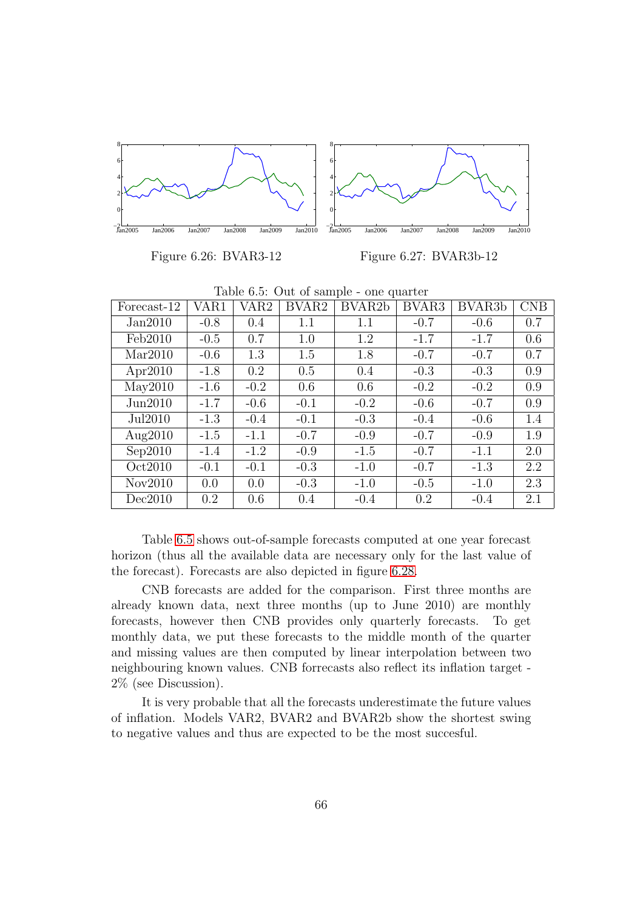Figure 6.26: BVAR3-12

Figure 6.27: BVAR3b-12

Table 6.5: Out of sample - one quarter

| Forecast-12 | VAR1 | VAR2 | BVAR2 | BVAR2b | BVAR3 | BVAR3b | CNB |
|---|---|---|---|---|---|---|---|
| Jan2010 | -0.8 | 0.4 | 1.1 | 1.1 | -0.7 | -0.6 | 0.7 |
| Feb2010 | -0.5 | 0.7 | 1.0 | 1.2 | -1.7 | -1.7 | 0.6 |
| Mar2010 | -0.6 | 1.3 | 1.5 | 1.8 | -0.7 | -0.7 | 0.7 |
| Apr2010 | -1.8 | 0.2 | 0.5 | 0.4 | -0.3 | -0.3 | 0.9 |
| May2010 | -1.6 | -0.2 | 0.6 | 0.6 | -0.2 | -0.2 | 0.9 |
| Jun2010 | -1.7 | -0.6 | -0.1 | -0.2 | -0.6 | -0.7 | 0.9 |
| Jul2010 | -1.3 | -0.4 | -0.1 | -0.3 | -0.4 | -0.6 | 1.4 |
| Aug2010 | -1.5 | -1.1 | -0.7 | -0.9 | -0.7 | -0.9 | 1.9 |
| Sep2010 | -1.4 | -1.2 | -0.9 | -1.5 | -0.7 | -1.1 | 2.0 |
| Oct2010 | -0.1 | -0.1 | -0.3 | -1.0 | -0.7 | -1.3 | 2.2 |
| Nov2010 | 0.0 | 0.0 | -0.3 | -1.0 | -0.5 | -1.0 | 2.3 |
| Dec2010 | 0.2 | 0.6 | 0.4 | -0.4 | 0.2 | -0.4 | 2.1 |

Table 6.5 shows out-of-sample forecasts computed at one year forecast horizon (thus all the available data are necessary only for the last value of the forecast). Forecasts are also depicted in figure 6.28.

CNB forecasts are added for the comparison. First three months are already known data, next three months (up to June 2010) are monthly forecasts, however then CNB provides only quarterly forecasts. To get monthly data, we put these forecasts to the middle month of the quarter and missing values are then computed by linear interpolation between two neighbouring known values. CNB forrecasts also reflect its inflation target - 2% (see Discussion).

It is very probable that all the forecasts underestimate the future values of inflation. Models VAR2, BVAR2 and BVAR2b show the shortest swing to negative values and thus are expected to be the most succesful.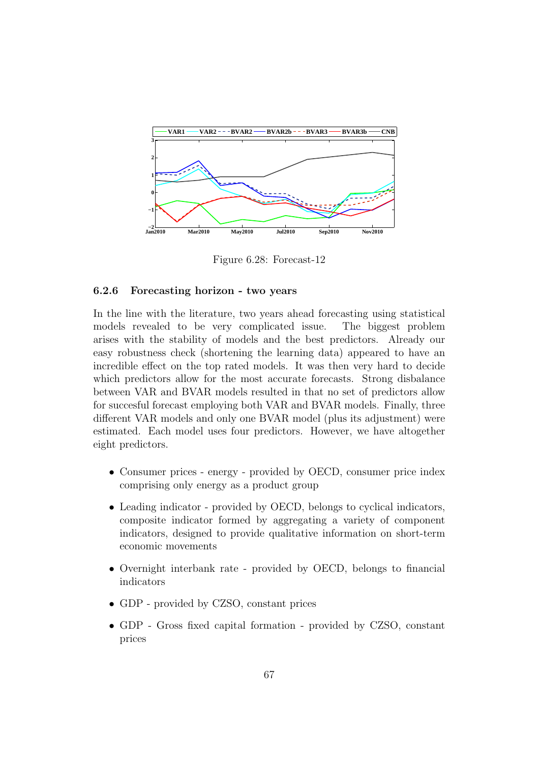Figure 6.28: Forecast-12

### 6.2.6 Forecasting horizon - two years

In the line with the literature, two years ahead forecasting using statistical models revealed to be very complicated issue. The biggest problem arises with the stability of models and the best predictors. Already our easy robustness check (shortening the learning data) appeared to have an incredible effect on the top rated models. It was then very hard to decide which predictors allow for the most accurate forecasts. Strong disbalance between VAR and BVAR models resulted in that no set of predictors allow for succesful forecast employing both VAR and BVAR models. Finally, three different VAR models and only one BVAR model (plus its adjustment) were estimated. Each model uses four predictors. However, we have altogether eight predictors.

- Consumer prices - energy - provided by OECD, consumer price index comprising only energy as a product group
- Leading indicator - provided by OECD, belongs to cyclical indicators, composite indicator formed by aggregating a variety of component indicators, designed to provide qualitative information on short-term economic movements
- Overnight interbank rate - provided by OECD, belongs to financial indicators
- GDP - provided by CZSO, constant prices
- GDP - Gross fixed capital formation - provided by CZSO, constant prices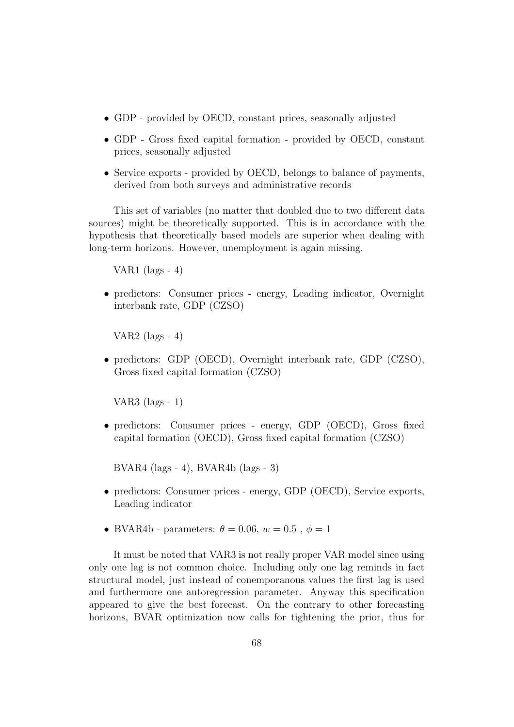- GDP - provided by OECD, constant prices, seasonally adjusted
- GDP - Gross fixed capital formation - provided by OECD, constant prices, seasonally adjusted
- Service exports - provided by OECD, belongs to balance of payments, derived from both surveys and administrative records

This set of variables (no matter that doubled due to two different data sources) might be theoretically supported. This is in accordance with the hypothesis that theoretically based models are superior when dealing with long-term horizons. However, unemployment is again missing.

VAR1 (lags - 4)

- predictors: Consumer prices - energy, Leading indicator, Overnight interbank rate, GDP (CZSO)

VAR2 (lags - 4)

- predictors: GDP (OECD), Overnight interbank rate, GDP (CZSO), Gross fixed capital formation (CZSO)

VAR3 (lags - 1)

- predictors: Consumer prices - energy, GDP (OECD), Gross fixed capital formation (OECD), Gross fixed capital formation (CZSO)

BVAR4 (lags - 4), BVAR4b (lags - 3)

- predictors: Consumer prices - energy, GDP (OECD), Service exports, Leading indicator
- BVAR4b - parameters: $\theta = 0.06$, $w = 0.5$ , $\phi = 1$

It must be noted that VAR3 is not really proper VAR model since using only one lag is not common choice. Including only one lag reminds in fact structural model, just instead of conemporanous values the first lag is used and furthermore one autoregression parameter. Anyway this specification appeared to give the best forecast. On the contrary to other forecasting horizons, BVAR optimization now calls for tightening the prior, thus for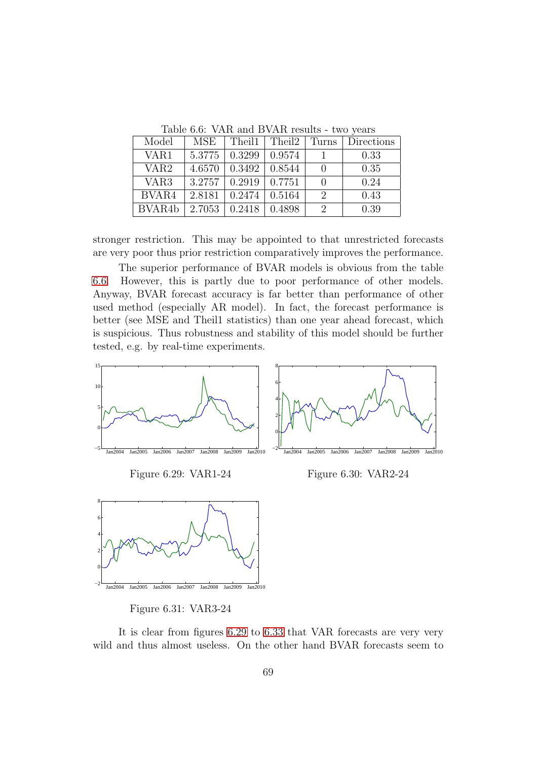Table 6.6: VAR and BVAR results - two years

| Model | MSE | Theil1 | Theil2 | Turns | Directions |
|---|---|---|---|---|---|
| VAR1 | 5.3775 | 0.3299 | 0.9574 | 1 | 0.33 |
| VAR2 | 4.6570 | 0.3492 | 0.8544 | 0 | 0.35 |
| VAR3 | 3.2757 | 0.2919 | 0.7751 | 0 | 0.24 |
| BVAR4 | 2.8181 | 0.2474 | 0.5164 | 2 | 0.43 |
| BVAR4b | 2.7053 | 0.2418 | 0.4898 | 2 | 0.39 |

stronger restriction. This may be appointed to that unrestricted forecasts are very poor thus prior restriction comparatively improves the performance.

The superior performance of BVAR models is obvious from the table 6.6. However, this is partly due to poor performance of other models. Anyway, BVAR forecast accuracy is far better than performance of other used method (especially AR model). In fact, the forecast performance is better (see MSE and Theil1 statistics) than one year ahead forecast, which is suspicious. Thus robustness and stability of this model should be further tested, e.g. by real-time experiments.

Figure 6.29: VAR1-24

Figure 6.30: VAR2-24

Figure 6.31: VAR3-24

It is clear from figures 6.29 to 6.33 that VAR forecasts are very very wild and thus almost useless. On the other hand BVAR forecasts seem to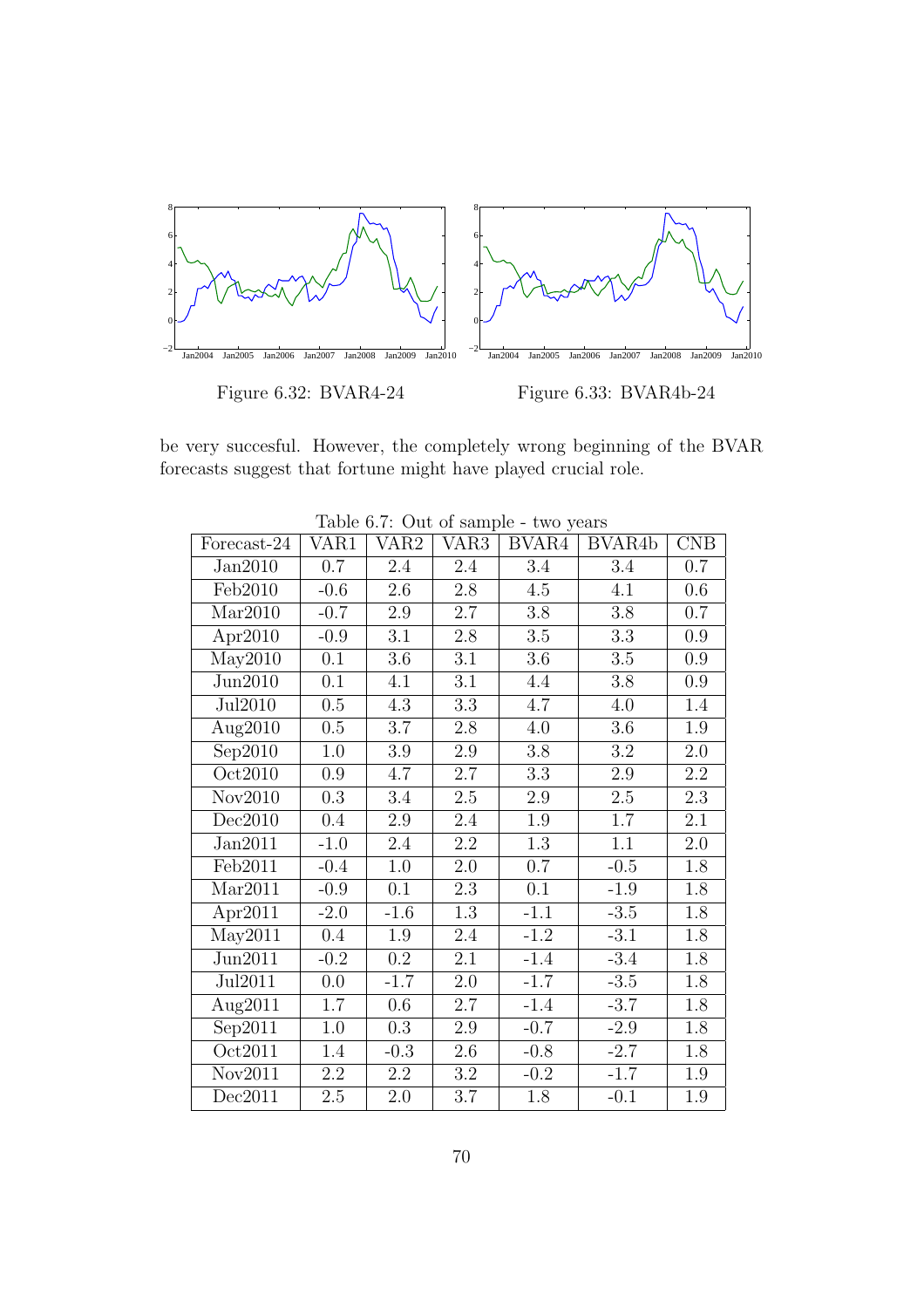Figure 6.32: BVAR4-24

Figure 6.33: BVAR4b-24

be very succesful. However, the completely wrong beginning of the BVAR forecasts suggest that fortune might have played crucial role.

Table 6.7: Out of sample - two years

| Forecast-24 | VAR1 | VAR2 | VAR3 | BVAR4 | BVAR4b | CNB |
|---|---|---|---|---|---|---|
| Jan2010 | 0.7 | 2.4 | 2.4 | 3.4 | 3.4 | 0.7 |
| Feb2010 | -0.6 | 2.6 | 2.8 | 4.5 | 4.1 | 0.6 |
| Mar2010 | -0.7 | 2.9 | 2.7 | 3.8 | 3.8 | 0.7 |
| Apr2010 | -0.9 | 3.1 | 2.8 | 3.5 | 3.3 | 0.9 |
| May2010 | 0.1 | 3.6 | 3.1 | 3.6 | 3.5 | 0.9 |
| Jun2010 | 0.1 | 4.1 | 3.1 | 4.4 | 3.8 | 0.9 |
| Jul2010 | 0.5 | 4.3 | 3.3 | 4.7 | 4.0 | 1.4 |
| Aug2010 | 0.5 | 3.7 | 2.8 | 4.0 | 3.6 | 1.9 |
| Sep2010 | 1.0 | 3.9 | 2.9 | 3.8 | 3.2 | 2.0 |
| Oct2010 | 0.9 | 4.7 | 2.7 | 3.3 | 2.9 | 2.2 |
| Nov2010 | 0.3 | 3.4 | 2.5 | 2.9 | 2.5 | 2.3 |
| Dec2010 | 0.4 | 2.9 | 2.4 | 1.9 | 1.7 | 2.1 |
| Jan2011 | -1.0 | 2.4 | 2.2 | 1.3 | 1.1 | 2.0 |
| Feb2011 | -0.4 | 1.0 | 2.0 | 0.7 | -0.5 | 1.8 |
| Mar2011 | -0.9 | 0.1 | 2.3 | 0.1 | -1.9 | 1.8 |
| Apr2011 | -2.0 | -1.6 | 1.3 | -1.1 | -3.5 | 1.8 |
| May2011 | 0.4 | 1.9 | 2.4 | -1.2 | -3.1 | 1.8 |
| Jun2011 | -0.2 | 0.2 | 2.1 | -1.4 | -3.4 | 1.8 |
| Jul2011 | 0.0 | -1.7 | 2.0 | -1.7 | -3.5 | 1.8 |
| Aug2011 | 1.7 | 0.6 | 2.7 | -1.4 | -3.7 | 1.8 |
| Sep2011 | 1.0 | 0.3 | 2.9 | -0.7 | -2.9 | 1.8 |
| Oct2011 | 1.4 | -0.3 | 2.6 | -0.8 | -2.7 | 1.8 |
| Nov2011 | 2.2 | 2.2 | 3.2 | -0.2 | -1.7 | 1.9 |
| Dec2011 | 2.5 | 2.0 | 3.7 | 1.8 | -0.1 | 1.9 |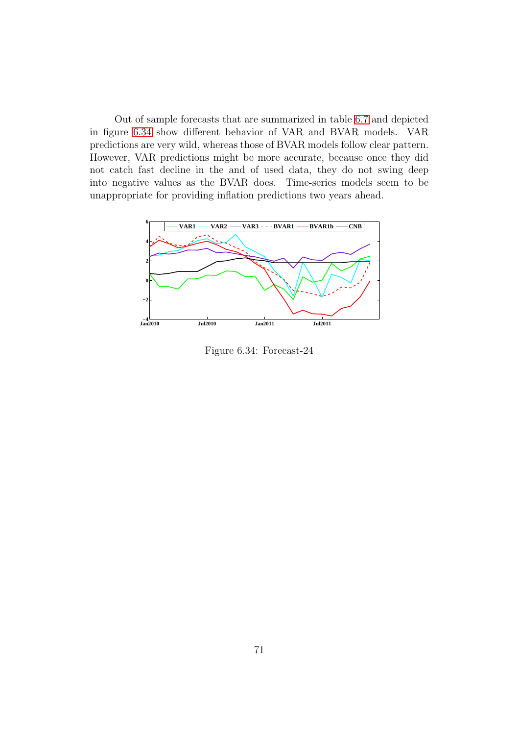Out of sample forecasts that are summarized in table 6.7 and depicted in figure 6.34 show different behavior of VAR and BVAR models. VAR predictions are very wild, whereas those of BVAR models follow clear pattern. However, VAR predictions might be more accurate, because once they did not catch fast decline in the and of used data, they do not swing deep into negative values as the BVAR does. Time-series models seem to be unappropriate for providing inflation predictions two years ahead.

Figure 6.34: Forecast-24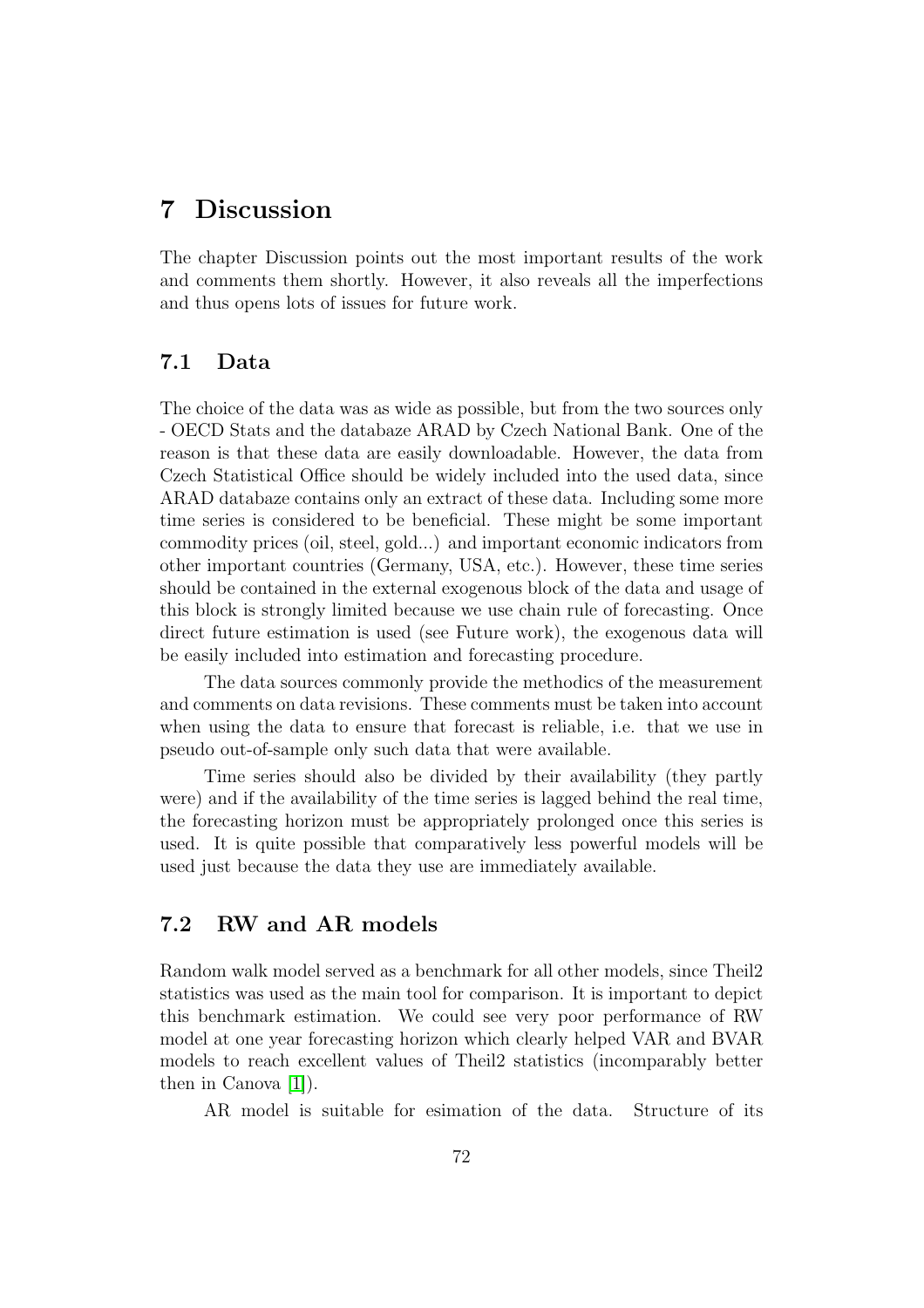# 7 Discussion

The chapter Discussion points out the most important results of the work and comments them shortly. However, it also reveals all the imperfections and thus opens lots of issues for future work.

## 7.1 Data

The choice of the data was as wide as possible, but from the two sources only - OECD Stats and the databaze ARAD by Czech National Bank. One of the reason is that these data are easily downloadable. However, the data from Czech Statistical Office should be widely included into the used data, since ARAD databaze contains only an extract of these data. Including some more time series is considered to be beneficial. These might be some important commodity prices (oil, steel, gold...) and important economic indicators from other important countries (Germany, USA, etc.). However, these time series should be contained in the external exogenous block of the data and usage of this block is strongly limited because we use chain rule of forecasting. Once direct future estimation is used (see Future work), the exogenous data will be easily included into estimation and forecasting procedure.

The data sources commonly provide the methodics of the measurement and comments on data revisions. These comments must be taken into account when using the data to ensure that forecast is reliable, i.e. that we use in pseudo out-of-sample only such data that were available.

Time series should also be divided by their availability (they partly were) and if the availability of the time series is lagged behind the real time, the forecasting horizon must be appropriately prolonged once this series is used. It is quite possible that comparatively less powerful models will be used just because the data they use are immediately available.

## 7.2 RW and AR models

Random walk model served as a benchmark for all other models, since Theil2 statistics was used as the main tool for comparison. It is important to depict this benchmark estimation. We could see very poor performance of RW model at one year forecasting horizon which clearly helped VAR and BVAR models to reach excellent values of Theil2 statistics (incomparably better then in Canova [1]).

AR model is suitable for esimation of the data. Structure of its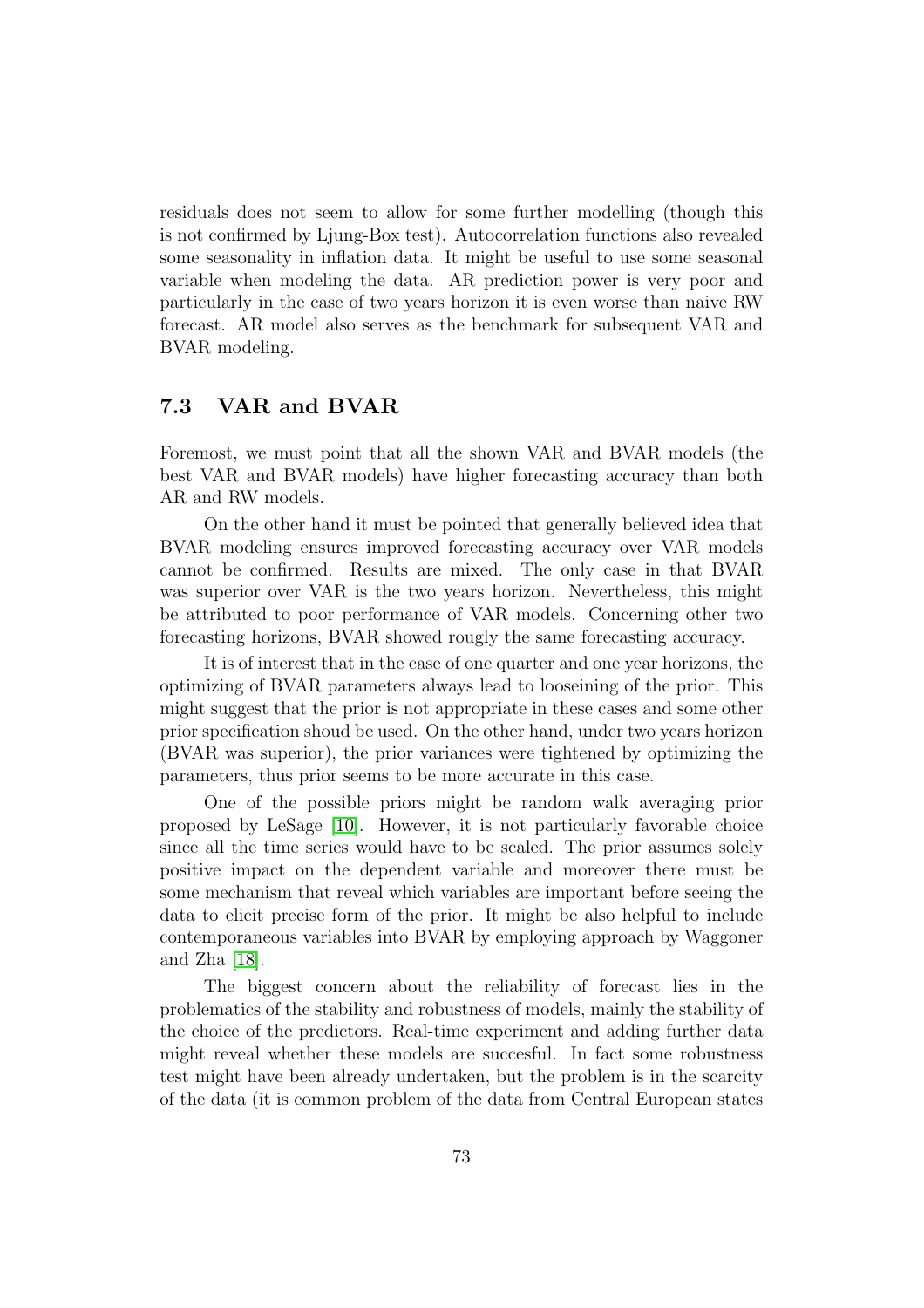residuals does not seem to allow for some further modelling (though this is not confirmed by Ljung-Box test). Autocorrelation functions also revealed some seasonality in inflation data. It might be useful to use some seasonal variable when modeling the data. AR prediction power is very poor and particularly in the case of two years horizon it is even worse than naive RW forecast. AR model also serves as the benchmark for subsequent VAR and BVAR modeling.

## 7.3 VAR and BVAR

Foremost, we must point that all the shown VAR and BVAR models (the best VAR and BVAR models) have higher forecasting accuracy than both AR and RW models.

On the other hand it must be pointed that generally believed idea that BVAR modeling ensures improved forecasting accuracy over VAR models cannot be confirmed. Results are mixed. The only case in that BVAR was superior over VAR is the two years horizon. Nevertheless, this might be attributed to poor performance of VAR models. Concerning other two forecasting horizons, BVAR showed rougly the same forecasting accuracy.

It is of interest that in the case of one quarter and one year horizons, the optimizing of BVAR parameters always lead to looseining of the prior. This might suggest that the prior is not appropriate in these cases and some other prior specification shoud be used. On the other hand, under two years horizon (BVAR was superior), the prior variances were tightened by optimizing the parameters, thus prior seems to be more accurate in this case.

One of the possible priors might be random walk averaging prior proposed by LeSage [10]. However, it is not particularly favorable choice since all the time series would have to be scaled. The prior assumes solely positive impact on the dependent variable and moreover there must be some mechanism that reveal which variables are important before seeing the data to elicit precise form of the prior. It might be also helpful to include contemporaneous variables into BVAR by employing approach by Waggoner and Zha [18].

The biggest concern about the reliability of forecast lies in the problematics of the stability and robustness of models, mainly the stability of the choice of the predictors. Real-time experiment and adding further data might reveal whether these models are succesful. In fact some robustness test might have been already undertaken, but the problem is in the scarcity of the data (it is common problem of the data from Central European states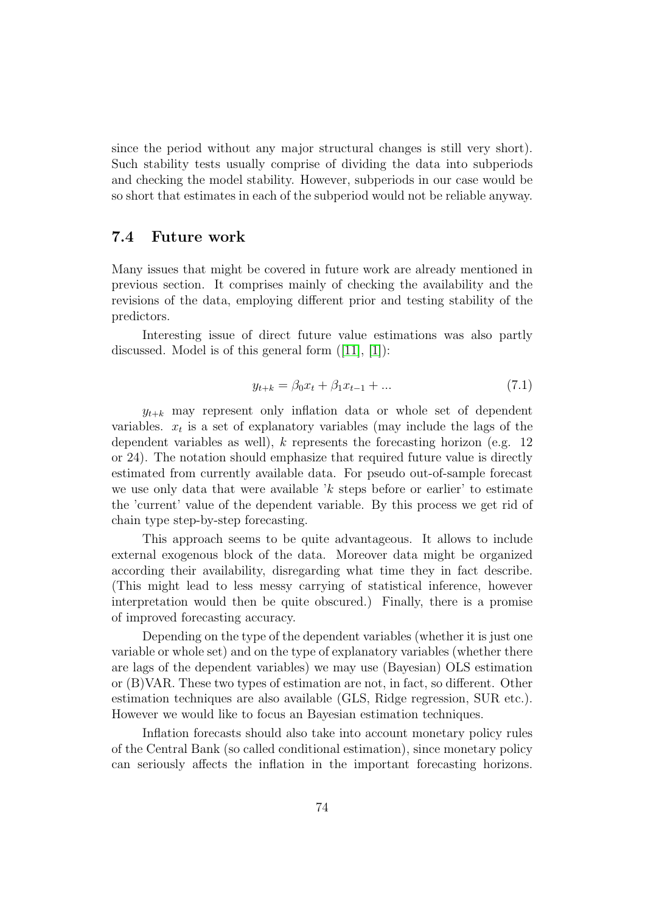since the period without any major structural changes is still very short). Such stability tests usually comprise of dividing the data into subperiods and checking the model stability. However, subperiods in our case would be so short that estimates in each of the subperiod would not be reliable anyway.

## 7.4 Future work

Many issues that might be covered in future work are already mentioned in previous section. It comprises mainly of checking the availability and the revisions of the data, employing different prior and testing stability of the predictors.

Interesting issue of direct future value estimations was also partly discussed. Model is of this general form ([11], [1]):

$$y_{t+k} = \beta_0 x_t + \beta_1 x_{t-1} + ... \tag{7.1}$$

$y_{t+k}$ may represent only inflation data or whole set of dependent variables. $x_t$ is a set of explanatory variables (may include the lags of the dependent variables as well), $k$ represents the forecasting horizon (e.g. 12 or 24). The notation should emphasize that required future value is directly estimated from currently available data. For pseudo out-of-sample forecast we use only data that were available '$k$ steps before or earlier' to estimate the 'current' value of the dependent variable. By this process we get rid of chain type step-by-step forecasting.

This approach seems to be quite advantageous. It allows to include external exogenous block of the data. Moreover data might be organized according their availability, disregarding what time they in fact describe. (This might lead to less messy carrying of statistical inference, however interpretation would then be quite obscured.) Finally, there is a promise of improved forecasting accuracy.

Depending on the type of the dependent variables (whether it is just one variable or whole set) and on the type of explanatory variables (whether there are lags of the dependent variables) we may use (Bayesian) OLS estimation or (B)VAR. These two types of estimation are not, in fact, so different. Other estimation techniques are also available (GLS, Ridge regression, SUR etc.). However we would like to focus an Bayesian estimation techniques.

Inflation forecasts should also take into account monetary policy rules of the Central Bank (so called conditional estimation), since monetary policy can seriously affects the inflation in the important forecasting horizons.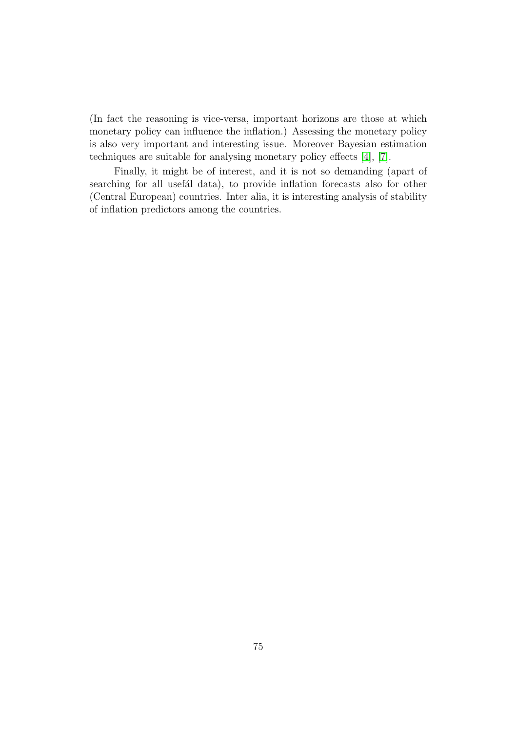(In fact the reasoning is vice-versa, important horizons are those at which monetary policy can influence the inflation.) Assessing the monetary policy is also very important and interesting issue. Moreover Bayesian estimation techniques are suitable for analysing monetary policy effects [4], [7].

Finally, it might be of interest, and it is not so demanding (apart of searching for all usefál data), to provide inflation forecasts also for other (Central European) countries. Inter alia, it is interesting analysis of stability of inflation predictors among the countries.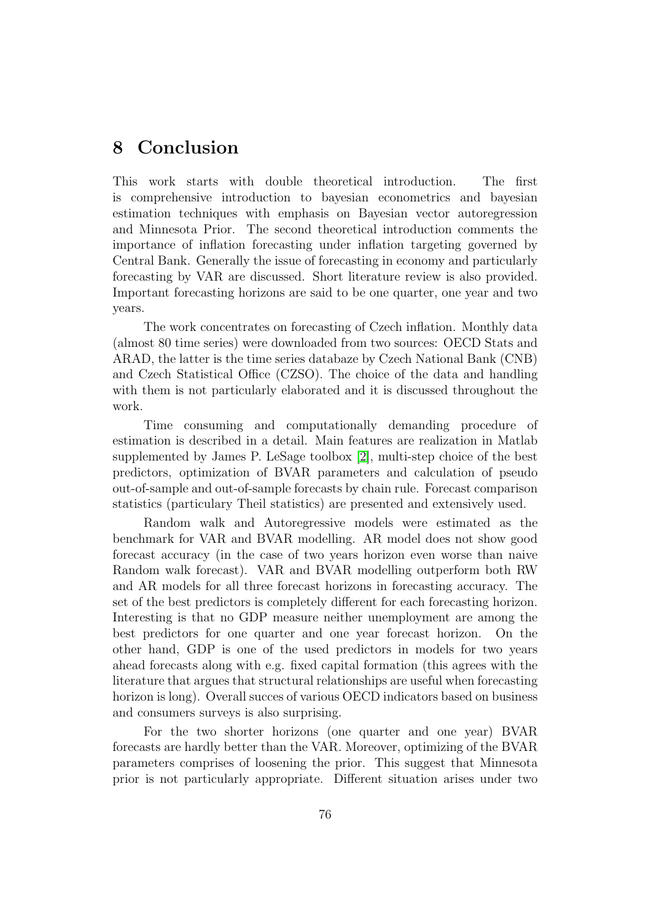# 8 Conclusion

This work starts with double theoretical introduction. The first is comprehensive introduction to bayesian econometrics and bayesian estimation techniques with emphasis on Bayesian vector autoregression and Minnesota Prior. The second theoretical introduction comments the importance of inflation forecasting under inflation targeting governed by Central Bank. Generally the issue of forecasting in economy and particularly forecasting by VAR are discussed. Short literature review is also provided. Important forecasting horizons are said to be one quarter, one year and two years.

The work concentrates on forecasting of Czech inflation. Monthly data (almost 80 time series) were downloaded from two sources: OECD Stats and ARAD, the latter is the time series databaze by Czech National Bank (CNB) and Czech Statistical Office (CZSO). The choice of the data and handling with them is not particularly elaborated and it is discussed throughout the work.

Time consuming and computationally demanding procedure of estimation is described in a detail. Main features are realization in Matlab supplemented by James P. LeSage toolbox [2], multi-step choice of the best predictors, optimization of BVAR parameters and calculation of pseudo out-of-sample and out-of-sample forecasts by chain rule. Forecast comparison statistics (particulary Theil statistics) are presented and extensively used.

Random walk and Autoregressive models were estimated as the benchmark for VAR and BVAR modelling. AR model does not show good forecast accuracy (in the case of two years horizon even worse than naive Random walk forecast). VAR and BVAR modelling outperform both RW and AR models for all three forecast horizons in forecasting accuracy. The set of the best predictors is completely different for each forecasting horizon. Interesting is that no GDP measure neither unemployment are among the best predictors for one quarter and one year forecast horizon. On the other hand, GDP is one of the used predictors in models for two years ahead forecasts along with e.g. fixed capital formation (this agrees with the literature that argues that structural relationships are useful when forecasting horizon is long). Overall succes of various OECD indicators based on business and consumers surveys is also surprising.

For the two shorter horizons (one quarter and one year) BVAR forecasts are hardly better than the VAR. Moreover, optimizing of the BVAR parameters comprises of loosening the prior. This suggest that Minnesota prior is not particularly appropriate. Different situation arises under two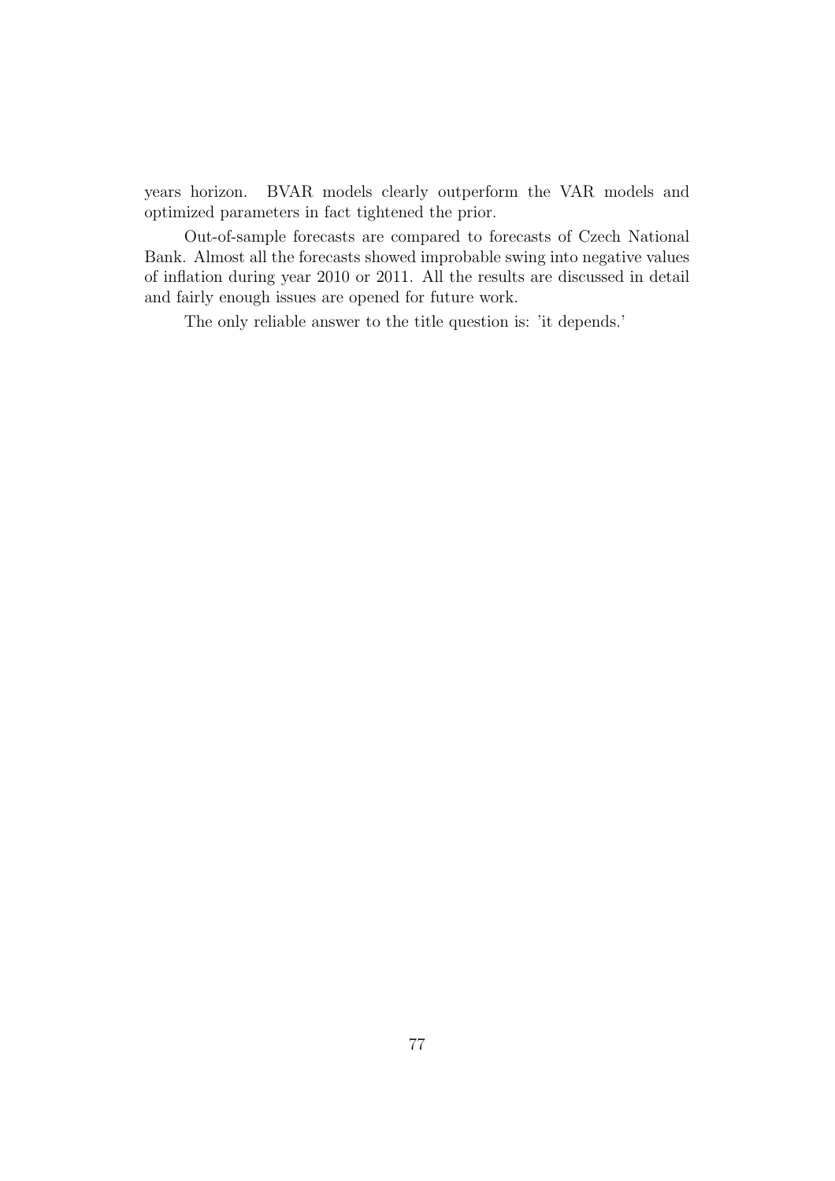years horizon. BVAR models clearly outperform the VAR models and optimized parameters in fact tightened the prior.

Out-of-sample forecasts are compared to forecasts of Czech National Bank. Almost all the forecasts showed improbable swing into negative values of inflation during year 2010 or 2011. All the results are discussed in detail and fairly enough issues are opened for future work.

The only reliable answer to the title question is: 'it depends.'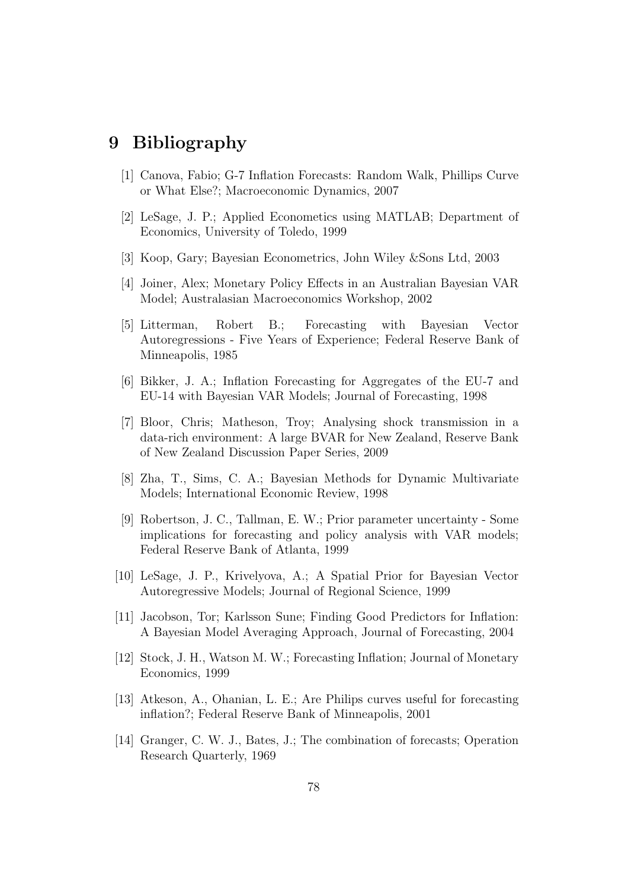# 9 Bibliography

[1] Canova, Fabio; G-7 Inflation Forecasts: Random Walk, Phillips Curve or What Else?; Macroeconomic Dynamics, 2007

[2] LeSage, J. P.; Applied Econometics using MATLAB; Department of Economics, University of Toledo, 1999

[3] Koop, Gary; Bayesian Econometrics, John Wiley &Sons Ltd, 2003

[4] Joiner, Alex; Monetary Policy Effects in an Australian Bayesian VAR Model; Australasian Macroeconomics Workshop, 2002

[5] Litterman, Robert B.; Forecasting with Bayesian Vector Autoregressions - Five Years of Experience; Federal Reserve Bank of Minneapolis, 1985

[6] Bikker, J. A.; Inflation Forecasting for Aggregates of the EU-7 and EU-14 with Bayesian VAR Models; Journal of Forecasting, 1998

[7] Bloor, Chris; Matheson, Troy; Analysing shock transmission in a data-rich environment: A large BVAR for New Zealand, Reserve Bank of New Zealand Discussion Paper Series, 2009

[8] Zha, T., Sims, C. A.; Bayesian Methods for Dynamic Multivariate Models; International Economic Review, 1998

[9] Robertson, J. C., Tallman, E. W.; Prior parameter uncertainty - Some implications for forecasting and policy analysis with VAR models; Federal Reserve Bank of Atlanta, 1999

[10] LeSage, J. P., Krivelyova, A.; A Spatial Prior for Bayesian Vector Autoregressive Models; Journal of Regional Science, 1999

[11] Jacobson, Tor; Karlsson Sune; Finding Good Predictors for Inflation: A Bayesian Model Averaging Approach, Journal of Forecasting, 2004

[12] Stock, J. H., Watson M. W.; Forecasting Inflation; Journal of Monetary Economics, 1999

[13] Atkeson, A., Ohanian, L. E.; Are Philips curves useful for forecasting inflation?; Federal Reserve Bank of Minneapolis, 2001

[14] Granger, C. W. J., Bates, J.; The combination of forecasts; Operation Research Quarterly, 1969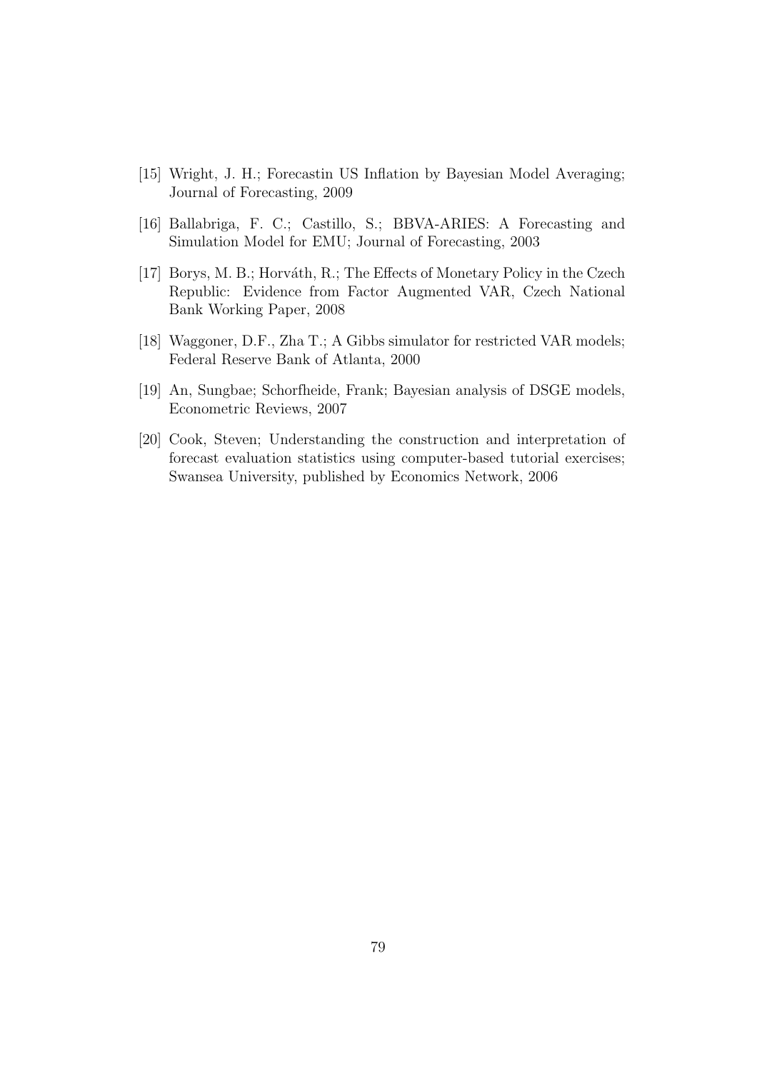[15] Wright, J. H.; Forecastin US Inflation by Bayesian Model Averaging; Journal of Forecasting, 2009

[16] Ballabriga, F. C.; Castillo, S.; BBVA-ARIES: A Forecasting and Simulation Model for EMU; Journal of Forecasting, 2003

[17] Borys, M. B.; Horváth, R.; The Effects of Monetary Policy in the Czech Republic: Evidence from Factor Augmented VAR, Czech National Bank Working Paper, 2008

[18] Waggoner, D.F., Zha T.; A Gibbs simulator for restricted VAR models; Federal Reserve Bank of Atlanta, 2000

[19] An, Sungbae; Schorfheide, Frank; Bayesian analysis of DSGE models, Econometric Reviews, 2007

[20] Cook, Steven; Understanding the construction and interpretation of forecast evaluation statistics using computer-based tutorial exercises; Swansea University, published by Economics Network, 2006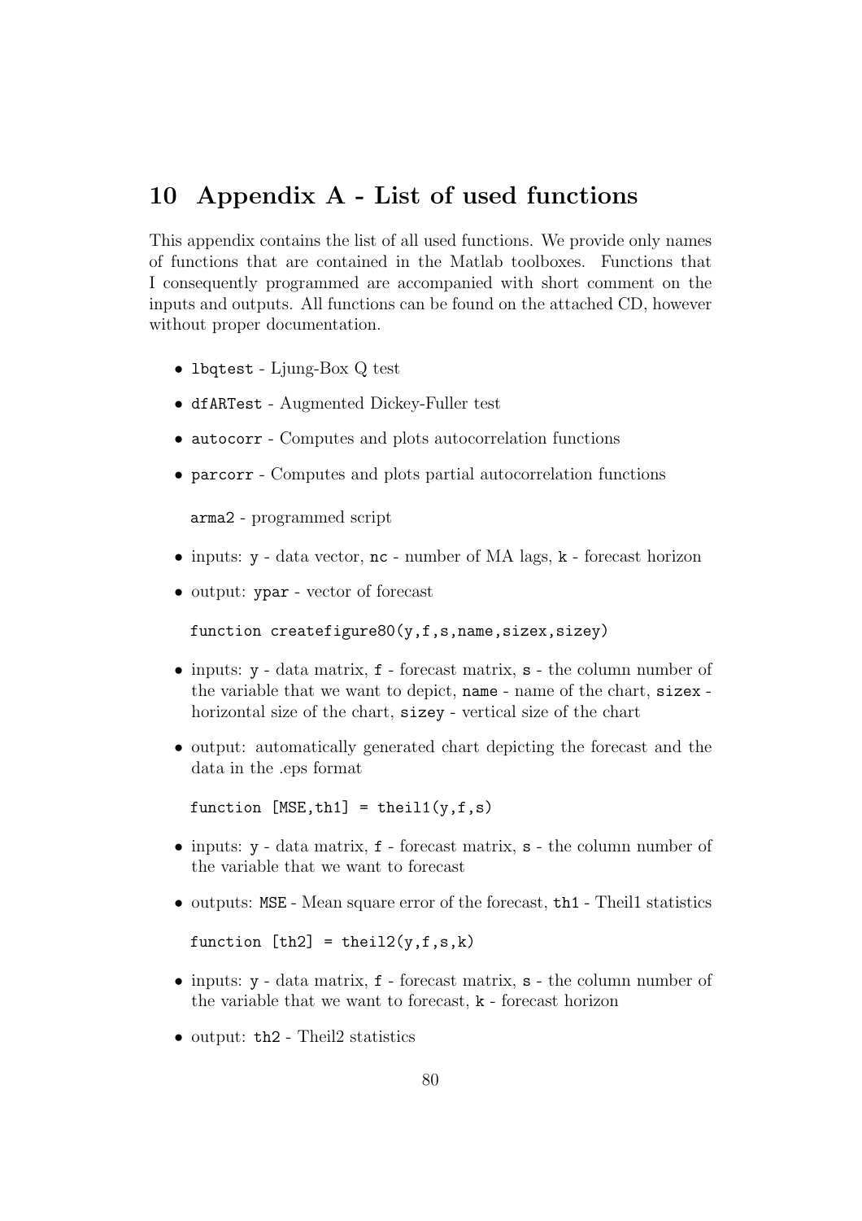# 10 Appendix A - List of used functions

This appendix contains the list of all used functions. We provide only names of functions that are contained in the Matlab toolboxes. Functions that I consequently programmed are accompanied with short comment on the inputs and outputs. All functions can be found on the attached CD, however without proper documentation.

- `lbqtest` - Ljung-Box Q test
- `dfARTest` - Augmented Dickey-Fuller test
- `autocorr` - Computes and plots autocorrelation functions
- `parcorr` - Computes and plots partial autocorrelation functions

`arma2` - programmed script

- inputs: `y` - data vector, `nc` - number of MA lags, `k` - forecast horizon
- output: `ypar` - vector of forecast

`function createfigure80(y,f,s,name,sizex,sizey)`

- inputs: `y` - data matrix, `f` - forecast matrix, `s` - the column number of the variable that we want to depict, `name` - name of the chart, `sizex` - horizontal size of the chart, `sizey` - vertical size of the chart
- output: automatically generated chart depicting the forecast and the data in the .eps format

`function [MSE,th1] = theil1(y,f,s)`

- inputs: `y` - data matrix, `f` - forecast matrix, `s` - the column number of the variable that we want to forecast
- outputs: `MSE` - Mean square error of the forecast, `th1` - Theil1 statistics

`function [th2] = theil2(y,f,s,k)`

- inputs: `y` - data matrix, `f` - forecast matrix, `s` - the column number of the variable that we want to forecast, `k` - forecast horizon
- output: `th2` - Theil2 statistics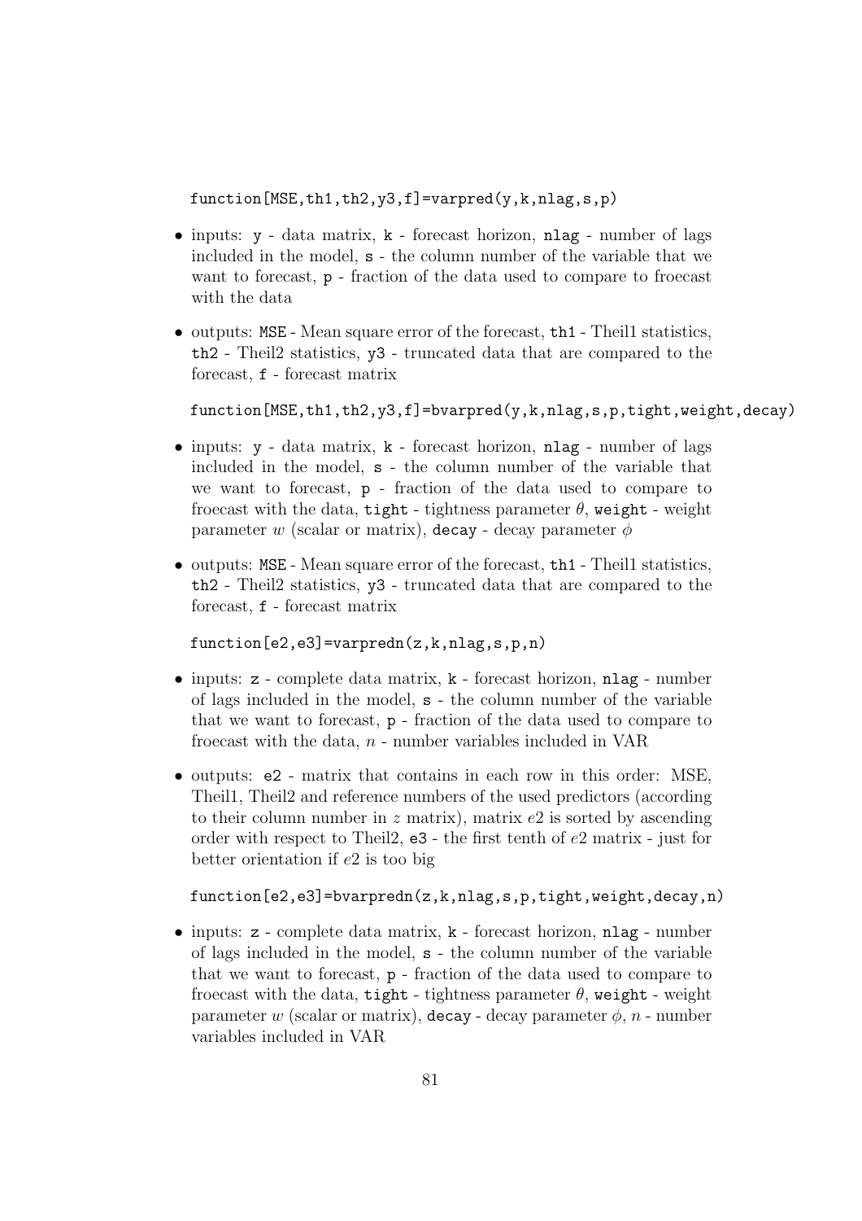```
function[MSE,th1,th2,y3,f]=varpred(y,k,nlag,s,p)
```

- inputs: `y` - data matrix, `k` - forecast horizon, `nlag` - number of lags included in the model, `s` - the column number of the variable that we want to forecast, `p` - fraction of the data used to compare to froecast with the data
- outputs: `MSE` - Mean square error of the forecast, `th1` - Theil1 statistics, `th2` - Theil2 statistics, `y3` - truncated data that are compared to the forecast, `f` - forecast matrix

```
function[MSE,th1,th2,y3,f]=bvarpred(y,k,nlag,s,p,tight,weight,decay)
```

- inputs: `y` - data matrix, `k` - forecast horizon, `nlag` - number of lags included in the model, `s` - the column number of the variable that we want to forecast, `p` - fraction of the data used to compare to froecast with the data, `tight` - tightness parameter $\theta$, `weight` - weight parameter $w$ (scalar or matrix), `decay` - decay parameter $\phi$
- outputs: `MSE` - Mean square error of the forecast, `th1` - Theil1 statistics, `th2` - Theil2 statistics, `y3` - truncated data that are compared to the forecast, `f` - forecast matrix

```
function[e2,e3]=varpredn(z,k,nlag,s,p,n)
```

- inputs: `z` - complete data matrix, `k` - forecast horizon, `nlag` - number of lags included in the model, `s` - the column number of the variable that we want to forecast, `p` - fraction of the data used to compare to froecast with the data, $n$ - number variables included in VAR
- outputs: `e2` - matrix that contains in each row in this order: MSE, Theil1, Theil2 and reference numbers of the used predictors (according to their column number in $z$ matrix), matrix $e2$ is sorted by ascending order with respect to Theil2, `e3` - the first tenth of $e2$ matrix - just for better orientation if $e2$ is too big

```
function[e2,e3]=bvarpredn(z,k,nlag,s,p,tight,weight,decay,n)
```

- inputs: `z` - complete data matrix, `k` - forecast horizon, `nlag` - number of lags included in the model, `s` - the column number of the variable that we want to forecast, `p` - fraction of the data used to compare to froecast with the data, `tight` - tightness parameter $\theta$, `weight` - weight parameter $w$ (scalar or matrix), `decay` - decay parameter $\phi$, $n$ - number variables included in VAR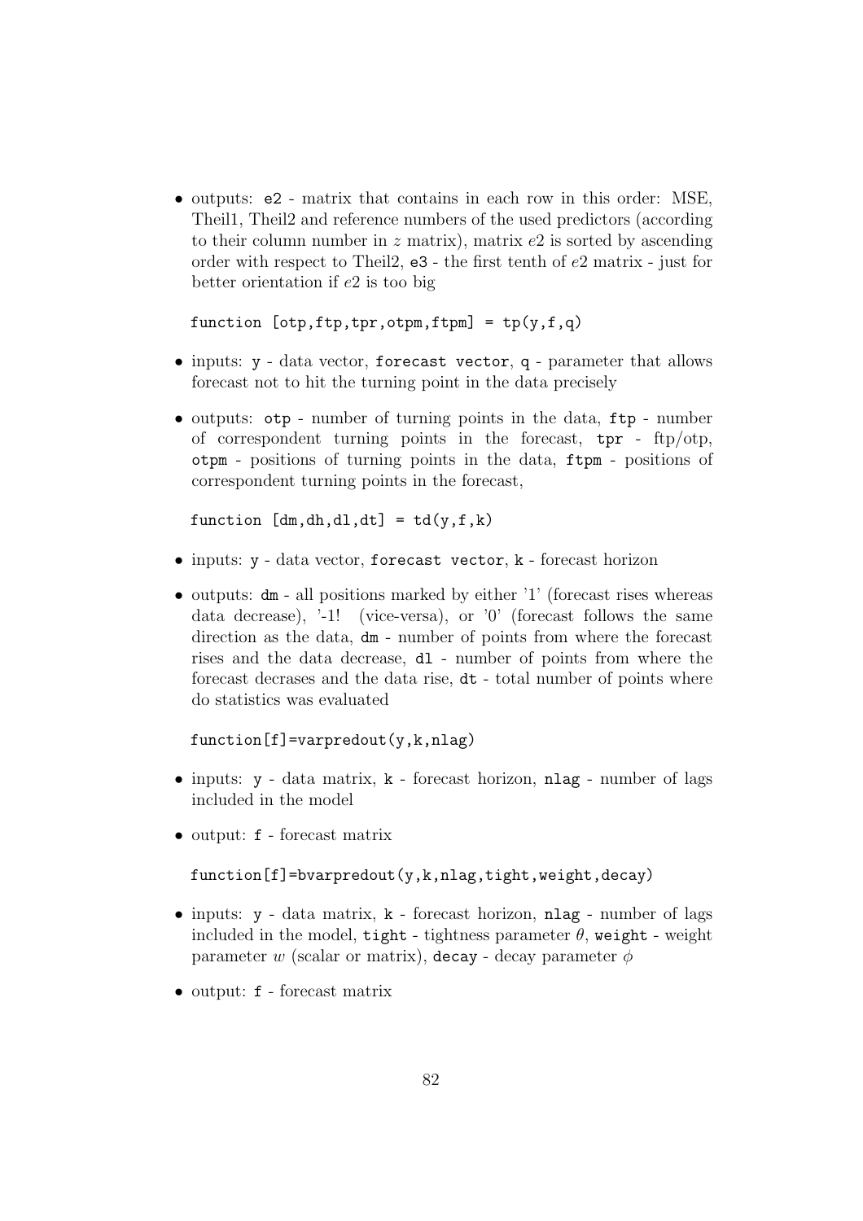- outputs: `e2` - matrix that contains in each row in this order: MSE, Theil1, Theil2 and reference numbers of the used predictors (according to their column number in $z$ matrix), matrix $e2$ is sorted by ascending order with respect to Theil2, `e3` - the first tenth of $e2$ matrix - just for better orientation if $e2$ is too big

```
function [otp,ftp,tpr,otpm,ftpm] = tp(y,f,q)
```

- inputs: `y` - data vector, `forecast vector`, `q` - parameter that allows forecast not to hit the turning point in the data precisely
- outputs: `otp` - number of turning points in the data, `ftp` - number of correspondent turning points in the forecast, `tpr` - ftp/otp, `otpm` - positions of turning points in the data, `ftpm` - positions of correspondent turning points in the forecast,

```
function [dm,dh,dl,dt] = td(y,f,k)
```

- inputs: `y` - data vector, `forecast vector`, `k` - forecast horizon
- outputs: `dm` - all positions marked by either '1' (forecast rises whereas data decrease), '-1! (vice-versa), or '0' (forecast follows the same direction as the data, `dm` - number of points from where the forecast rises and the data decrease, `dl` - number of points from where the forecast decrases and the data rise, `dt` - total number of points where do statistics was evaluated

```
function[f]=varpredout(y,k,nlag)
```

- inputs: `y` - data matrix, `k` - forecast horizon, `nlag` - number of lags included in the model
- output: `f` - forecast matrix

```
function[f]=bvarpredout(y,k,nlag,tight,weight,decay)
```

- inputs: `y` - data matrix, `k` - forecast horizon, `nlag` - number of lags included in the model, `tight` - tightness parameter $\theta$, `weight` - weight parameter $w$ (scalar or matrix), `decay` - decay parameter $\phi$
- output: `f` - forecast matrix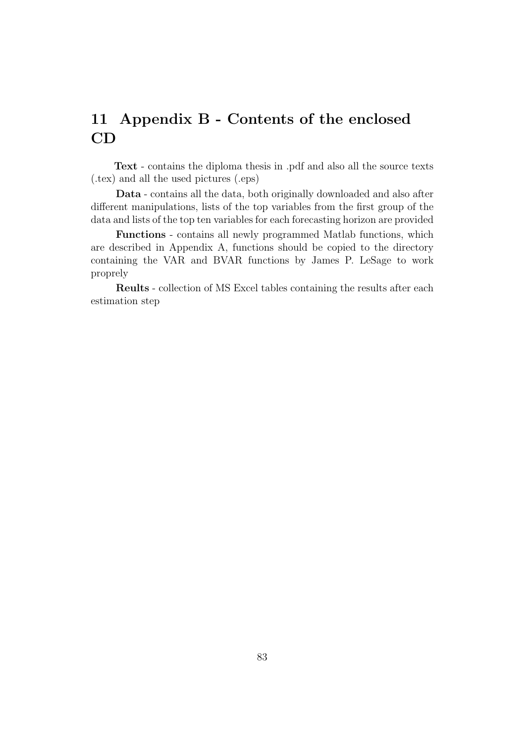# 11 Appendix B - Contents of the enclosed CD

**Text** - contains the diploma thesis in .pdf and also all the source texts (.tex) and all the used pictures (.eps)

**Data** - contains all the data, both originally downloaded and also after different manipulations, lists of the top variables from the first group of the data and lists of the top ten variables for each forecasting horizon are provided

**Functions** - contains all newly programmed Matlab functions, which are described in Appendix A, functions should be copied to the directory containing the VAR and BVAR functions by James P. LeSage to work proprely

**Reults** - collection of MS Excel tables containing the results after each estimation step